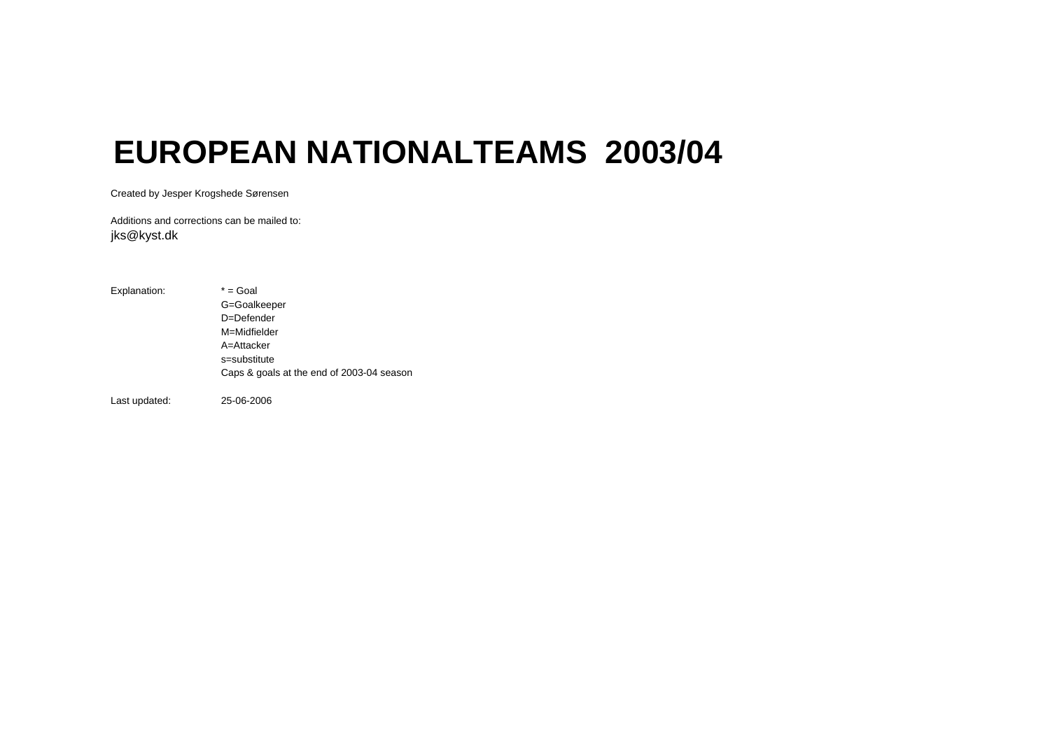# EUROPEAN NATIONALTEAMS  2003/04

Created by Jesper Krogshede Sørensen

Additions and corrections can be mailed to:
jks@kyst.dk

| | |
|---|---|
| Explanation: | * = Goal |
| | G=Goalkeeper |
| | D=Defender |
| | M=Midfielder |
| | A=Attacker |
| | s=substitute |
| | Caps & goals at the end of 2003-04 season |
| | |
| Last updated: | 25-06-2006 |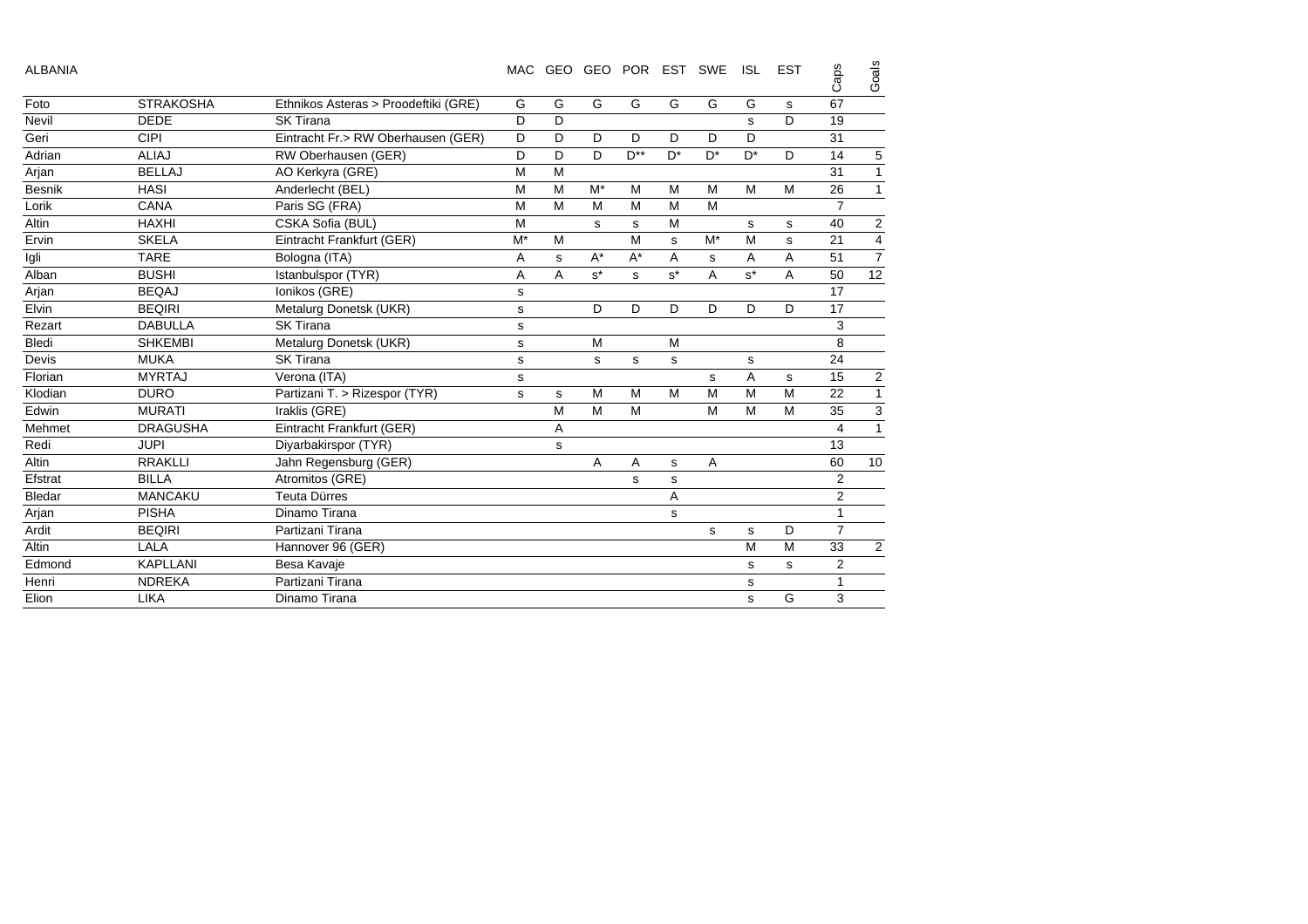| ALBANIA | | | MAC | GEO | GEO | POR | EST | SWE | ISL | EST | Caps | Goals |
|---|---|---|---|---|---|---|---|---|---|---|---|---|
| Foto | STRAKOSHA | Ethnikos Asteras > Proodeftiki (GRE) | G | G | G | G | G | G | G | s | 67 | |
| Nevil | DEDE | SK Tirana | D | D | | | | | s | D | 19 | |
| Geri | CIPI | Eintracht Fr.> RW Oberhausen (GER) | D | D | D | D | D | D | D | | 31 | |
| Adrian | ALIAJ | RW Oberhausen (GER) | D | D | D | D** | D* | D* | D* | D | 14 | 5 |
| Arjan | BELLAJ | AO Kerkyra (GRE) | M | M | | | | | | | 31 | 1 |
| Besnik | HASI | Anderlecht (BEL) | M | M | M* | M | M | M | M | M | 26 | 1 |
| Lorik | CANA | Paris SG (FRA) | M | M | M | M | M | M | | | 7 | |
| Altin | HAXHI | CSKA Sofia (BUL) | M | | s | s | M | | s | s | 40 | 2 |
| Ervin | SKELA | Eintracht Frankfurt (GER) | M* | M | | M | s | M* | M | s | 21 | 4 |
| Igli | TARE | Bologna (ITA) | A | s | A* | A* | A | s | A | A | 51 | 7 |
| Alban | BUSHI | Istanbulspor (TYR) | A | A | s* | s | s* | A | s* | A | 50 | 12 |
| Arjan | BEQAJ | Ionikos (GRE) | s | | | | | | | | 17 | |
| Elvin | BEQIRI | Metalurg Donetsk (UKR) | s | | D | D | D | D | D | D | 17 | |
| Rezart | DABULLA | SK Tirana | s | | | | | | | | 3 | |
| Bledi | SHKEMBI | Metalurg Donetsk (UKR) | s | | M | | M | | | | 8 | |
| Devis | MUKA | SK Tirana | s | | s | s | s | | s | | 24 | |
| Florian | MYRTAJ | Verona (ITA) | s | | | | | s | A | s | 15 | 2 |
| Klodian | DURO | Partizani T. > Rizespor (TYR) | s | s | M | M | M | M | M | M | 22 | 1 |
| Edwin | MURATI | Iraklis (GRE) | | M | M | M | | M | M | M | 35 | 3 |
| Mehmet | DRAGUSHA | Eintracht Frankfurt (GER) | | A | | | | | | | 4 | 1 |
| Redi | JUPI | Diyarbakirspor (TYR) | | s | | | | | | | 13 | |
| Altin | RRAKLLI | Jahn Regensburg (GER) | | | A | A | s | A | | | 60 | 10 |
| Efstrat | BILLA | Atromitos (GRE) | | | | s | s | | | | 2 | |
| Bledar | MANCAKU | Teuta Dürres | | | | | A | | | | 2 | |
| Arjan | PISHA | Dinamo Tirana | | | | | s | | | | 1 | |
| Ardit | BEQIRI | Partizani Tirana | | | | | | s | s | D | 7 | |
| Altin | LALA | Hannover 96 (GER) | | | | | | | M | M | 33 | 2 |
| Edmond | KAPLLANI | Besa Kavaje | | | | | | | s | s | 2 | |
| Henri | NDREKA | Partizani Tirana | | | | | | | s | | 1 | |
| Elion | LIKA | Dinamo Tirana | | | | | | | s | G | 3 | |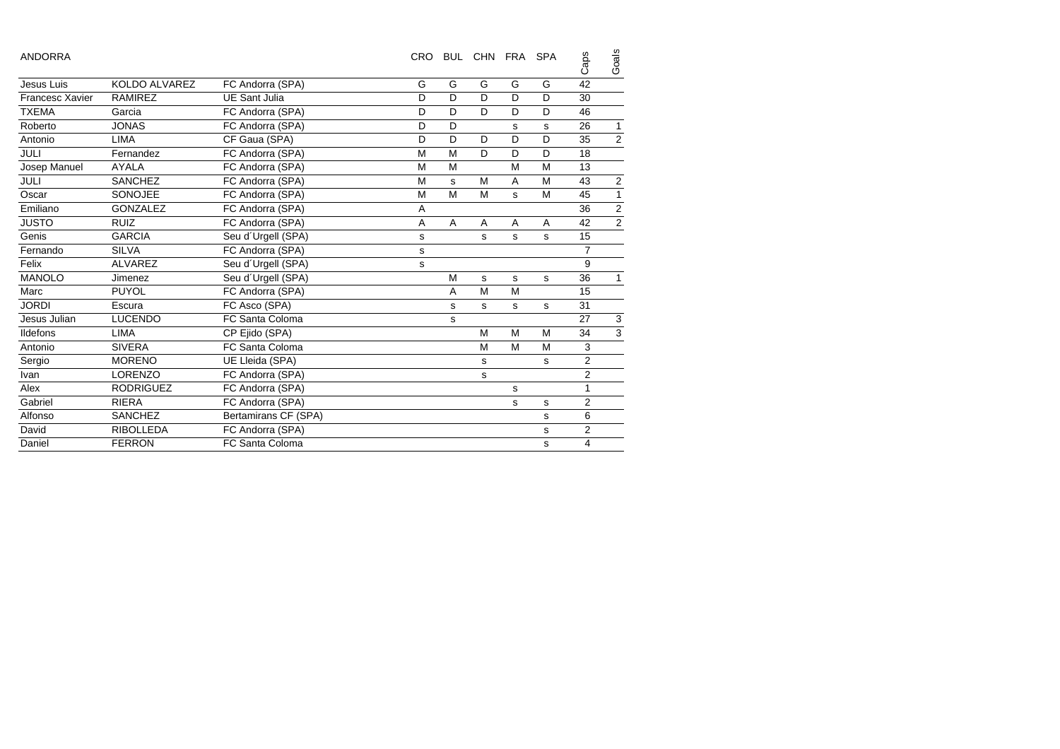| ANDORRA | | | CRO | BUL | CHN | FRA | SPA | Caps | Goals |
|---|---|---|---|---|---|---|---|---|---|
| Jesus Luis | KOLDO ALVAREZ | FC Andorra (SPA) | G | G | G | G | G | 42 | |
| Francesc Xavier | RAMIREZ | UE Sant Julia | D | D | D | D | D | 30 | |
| TXEMA | Garcia | FC Andorra (SPA) | D | D | D | D | D | 46 | |
| Roberto | JONAS | FC Andorra (SPA) | D | D | | s | s | 26 | 1 |
| Antonio | LIMA | CF Gaua (SPA) | D | D | D | D | D | 35 | 2 |
| JULI | Fernandez | FC Andorra (SPA) | M | M | D | D | D | 18 | |
| Josep Manuel | AYALA | FC Andorra (SPA) | M | M | | M | M | 13 | |
| JULI | SANCHEZ | FC Andorra (SPA) | M | s | M | A | M | 43 | 2 |
| Oscar | SONOJEE | FC Andorra (SPA) | M | M | M | s | M | 45 | 1 |
| Emiliano | GONZALEZ | FC Andorra (SPA) | A | | | | | 36 | 2 |
| JUSTO | RUIZ | FC Andorra (SPA) | A | A | A | A | A | 42 | 2 |
| Genis | GARCIA | Seu d´Urgell (SPA) | s | | s | s | s | 15 | |
| Fernando | SILVA | FC Andorra (SPA) | s | | | | | 7 | |
| Felix | ALVAREZ | Seu d´Urgell (SPA) | s | | | | | 9 | |
| MANOLO | Jimenez | Seu d´Urgell (SPA) | | M | s | s | s | 36 | 1 |
| Marc | PUYOL | FC Andorra (SPA) | | A | M | M | | 15 | |
| JORDI | Escura | FC Asco (SPA) | | s | s | s | s | 31 | |
| Jesus Julian | LUCENDO | FC Santa Coloma | | s | | | | 27 | 3 |
| Ildefons | LIMA | CP Ejido (SPA) | | | M | M | M | 34 | 3 |
| Antonio | SIVERA | FC Santa Coloma | | | M | M | M | 3 | |
| Sergio | MORENO | UE Lleida (SPA) | | | s | | s | 2 | |
| Ivan | LORENZO | FC Andorra (SPA) | | | s | | | 2 | |
| Alex | RODRIGUEZ | FC Andorra (SPA) | | | | s | | 1 | |
| Gabriel | RIERA | FC Andorra (SPA) | | | | s | s | 2 | |
| Alfonso | SANCHEZ | Bertamirans CF (SPA) | | | | | s | 6 | |
| David | RIBOLLEDA | FC Andorra (SPA) | | | | | s | 2 | |
| Daniel | FERRON | FC Santa Coloma | | | | | s | 4 | |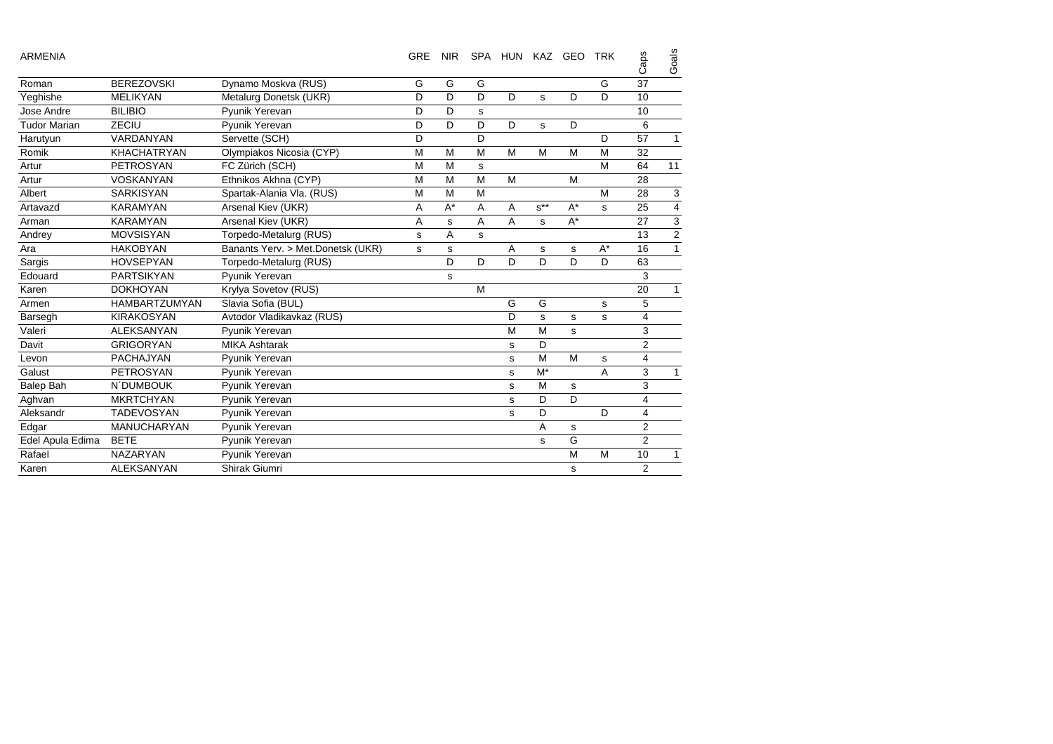ARMENIA

| | | | GRE | NIR | SPA | HUN | KAZ | GEO | TRK | Caps | Goals |
|---|---|---|---|---|---|---|---|---|---|---|---|
| Roman | BEREZOVSKI | Dynamo Moskva (RUS) | G | G | G | | | | G | 37 | |
| Yeghishe | MELIKYAN | Metalurg Donetsk (UKR) | D | D | D | D | s | D | D | 10 | |
| Jose Andre | BILIBIO | Pyunik Yerevan | D | D | s | | | | | 10 | |
| Tudor Marian | ZECIU | Pyunik Yerevan | D | D | D | D | s | D | | 6 | |
| Harutyun | VARDANYAN | Servette (SCH) | D | | D | | | | D | 57 | 1 |
| Romik | KHACHATRYAN | Olympiakos Nicosia (CYP) | M | M | M | M | M | M | M | 32 | |
| Artur | PETROSYAN | FC Zürich (SCH) | M | M | s | | | | M | 64 | 11 |
| Artur | VOSKANYAN | Ethnikos Akhna (CYP) | M | M | M | M | | M | | 28 | |
| Albert | SARKISYAN | Spartak-Alania Vla. (RUS) | M | M | M | | | | M | 28 | 3 |
| Artavazd | KARAMYAN | Arsenal Kiev (UKR) | A | A* | A | A | s** | A* | s | 25 | 4 |
| Arman | KARAMYAN | Arsenal Kiev (UKR) | A | s | A | A | s | A* | | 27 | 3 |
| Andrey | MOVSISYAN | Torpedo-Metalurg (RUS) | s | A | s | | | | | 13 | 2 |
| Ara | HAKOBYAN | Banants Yerv. > Met.Donetsk (UKR) | s | s | | A | s | s | A* | 16 | 1 |
| Sargis | HOVSEPYAN | Torpedo-Metalurg (RUS) | | D | D | D | D | D | D | 63 | |
| Edouard | PARTSIKYAN | Pyunik Yerevan | | s | | | | | | 3 | |
| Karen | DOKHOYAN | Krylya Sovetov (RUS) | | | M | | | | | 20 | 1 |
| Armen | HAMBARTZUMYAN | Slavia Sofia (BUL) | | | | G | G | | s | 5 | |
| Barsegh | KIRAKOSYAN | Avtodor Vladikavkaz (RUS) | | | | D | s | s | s | 4 | |
| Valeri | ALEKSANYAN | Pyunik Yerevan | | | | M | M | s | | 3 | |
| Davit | GRIGORYAN | MIKA Ashtarak | | | | s | D | | | 2 | |
| Levon | PACHAJYAN | Pyunik Yerevan | | | | s | M | M | s | 4 | |
| Galust | PETROSYAN | Pyunik Yerevan | | | | s | M* | | A | 3 | 1 |
| Balep Bah | N´DUMBOUK | Pyunik Yerevan | | | | s | M | s | | 3 | |
| Aghvan | MKRTCHYAN | Pyunik Yerevan | | | | s | D | D | | 4 | |
| Aleksandr | TADEVOSYAN | Pyunik Yerevan | | | | s | D | | D | 4 | |
| Edgar | MANUCHARYAN | Pyunik Yerevan | | | | | A | s | | 2 | |
| Edel Apula Edima | BETE | Pyunik Yerevan | | | | | s | G | | 2 | |
| Rafael | NAZARYAN | Pyunik Yerevan | | | | | | M | M | 10 | 1 |
| Karen | ALEKSANYAN | Shirak Giumri | | | | | | s | | 2 | |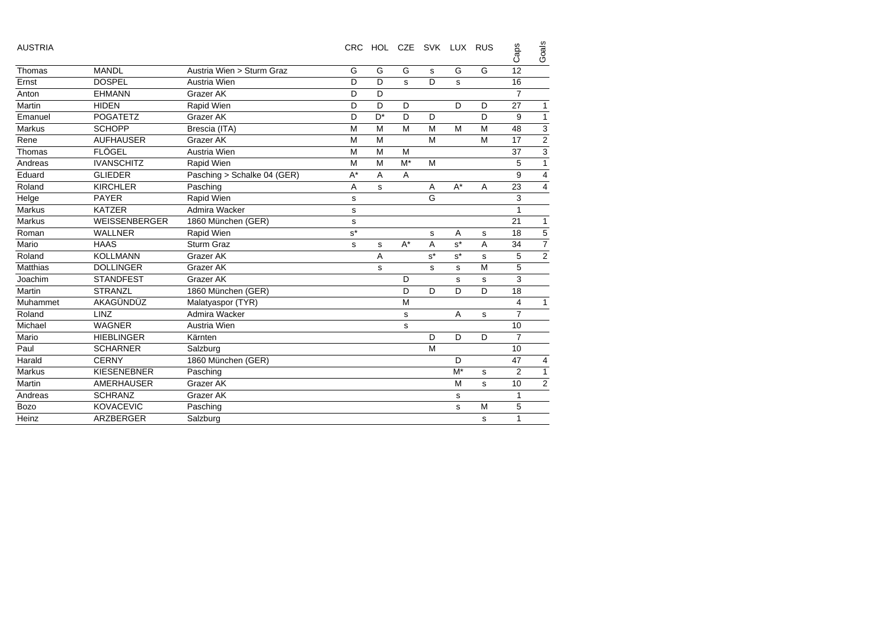| AUSTRIA | | | CRC | HOL | CZE | SVK | LUX | RUS | Caps | Goals |
|---|---|---|---|---|---|---|---|---|---|---|
| Thomas | MANDL | Austria Wien > Sturm Graz | G | G | G | s | G | G | 12 | |
| Ernst | DOSPEL | Austria Wien | D | D | s | D | s | | 16 | |
| Anton | EHMANN | Grazer AK | D | D | | | | | 7 | |
| Martin | HIDEN | Rapid Wien | D | D | D | | D | D | 27 | 1 |
| Emanuel | POGATETZ | Grazer AK | D | D* | D | D | | D | 9 | 1 |
| Markus | SCHOPP | Brescia (ITA) | M | M | M | M | M | M | 48 | 3 |
| Rene | AUFHAUSER | Grazer AK | M | M | | M | | M | 17 | 2 |
| Thomas | FLÖGEL | Austria Wien | M | M | M | | | | 37 | 3 |
| Andreas | IVANSCHITZ | Rapid Wien | M | M | M* | M | | | 5 | 1 |
| Eduard | GLIEDER | Pasching > Schalke 04 (GER) | A* | A | A | | | | 9 | 4 |
| Roland | KIRCHLER | Pasching | A | s | | A | A* | A | 23 | 4 |
| Helge | PAYER | Rapid Wien | s | | | G | | | 3 | |
| Markus | KATZER | Admira Wacker | s | | | | | | 1 | |
| Markus | WEISSENBERGER | 1860 München (GER) | s | | | | | | 21 | 1 |
| Roman | WALLNER | Rapid Wien | s* | | | s | A | s | 18 | 5 |
| Mario | HAAS | Sturm Graz | s | s | A* | A | s* | A | 34 | 7 |
| Roland | KOLLMANN | Grazer AK | | A | | s* | s* | s | 5 | 2 |
| Matthias | DOLLINGER | Grazer AK | | s | | s | s | M | 5 | |
| Joachim | STANDFEST | Grazer AK | | | D | | s | s | 3 | |
| Martin | STRANZL | 1860 München (GER) | | | D | D | D | D | 18 | |
| Muhammet | AKAGÜNDÜZ | Malatyaspor (TYR) | | | M | | | | 4 | 1 |
| Roland | LINZ | Admira Wacker | | | s | | A | s | 7 | |
| Michael | WAGNER | Austria Wien | | | s | | | | 10 | |
| Mario | HIEBLINGER | Kärnten | | | | D | D | D | 7 | |
| Paul | SCHARNER | Salzburg | | | | M | | | 10 | |
| Harald | CERNY | 1860 München (GER) | | | | | D | | 47 | 4 |
| Markus | KIESENEBNER | Pasching | | | | | M* | s | 2 | 1 |
| Martin | AMERHAUSER | Grazer AK | | | | | M | s | 10 | 2 |
| Andreas | SCHRANZ | Grazer AK | | | | | s | | 1 | |
| Bozo | KOVACEVIC | Pasching | | | | | s | M | 5 | |
| Heinz | ARZBERGER | Salzburg | | | | | | s | 1 | |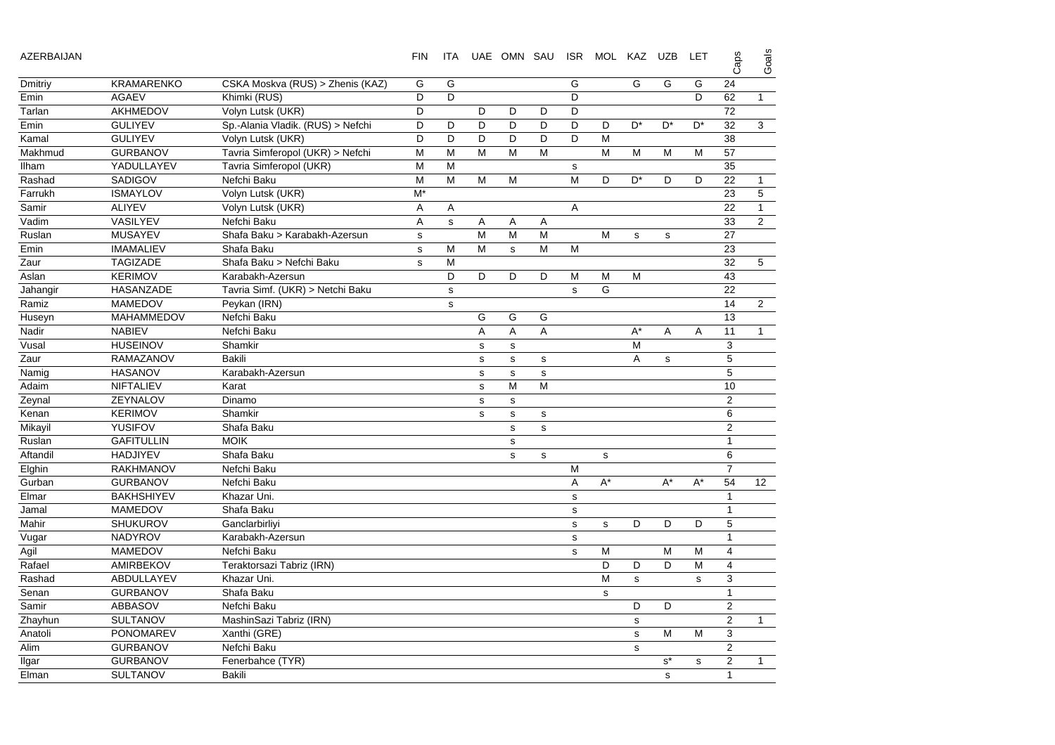| AZERBAIJAN | | | FIN | ITA | UAE | OMN | SAU | ISR | MOL | KAZ | UZB | LET | Caps | Goals |
|---|---|---|---|---|---|---|---|---|---|---|---|---|---|---|
| Dmitriy | KRAMARENKO | CSKA Moskva (RUS) > Zhenis (KAZ) | G | G | | | | G | | G | G | G | 24 | |
| Emin | AGAEV | Khimki (RUS) | D | D | | | | D | | | | D | 62 | 1 |
| Tarlan | AKHMEDOV | Volyn Lutsk (UKR) | D | | D | D | D | D | | | | | 72 | |
| Emin | GULIYEV | Sp.-Alania Vladik. (RUS) > Nefchi | D | D | D | D | D | D | D | D* | D* | D* | 32 | 3 |
| Kamal | GULIYEV | Volyn Lutsk (UKR) | D | D | D | D | D | D | M | | | | 38 | |
| Makhmud | GURBANOV | Tavria Simferopol (UKR) > Nefchi | M | M | M | M | M | | M | M | M | M | 57 | |
| Ilham | YADULLAYEV | Tavria Simferopol (UKR) | M | M | | | | s | | | | | 35 | |
| Rashad | SADIGOV | Nefchi Baku | M | M | M | M | | M | D | D* | D | D | 22 | 1 |
| Farrukh | ISMAYLOV | Volyn Lutsk (UKR) | M* | | | | | | | | | | 23 | 5 |
| Samir | ALIYEV | Volyn Lutsk (UKR) | A | A | | | | A | | | | | 22 | 1 |
| Vadim | VASILYEV | Nefchi Baku | A | s | A | A | A | | | | | | 33 | 2 |
| Ruslan | MUSAYEV | Shafa Baku > Karabakh-Azersun | s | | M | M | M | | M | s | s | | 27 | |
| Emin | IMAMALIEV | Shafa Baku | s | M | M | s | M | M | | | | | 23 | |
| Zaur | TAGIZADE | Shafa Baku > Nefchi Baku | s | M | | | | | | | | | 32 | 5 |
| Aslan | KERIMOV | Karabakh-Azersun | | D | D | D | D | M | M | M | | | 43 | |
| Jahangir | HASANZADE | Tavria Simf. (UKR) > Netchi Baku | | s | | | | s | G | | | | 22 | |
| Ramiz | MAMEDOV | Peykan (IRN) | | s | | | | | | | | | 14 | 2 |
| Huseyn | MAHAMMEDOV | Nefchi Baku | | | G | G | G | | | | | | 13 | |
| Nadir | NABIEV | Nefchi Baku | | | A | A | A | | | A* | A | A | 11 | 1 |
| Vusal | HUSEINOV | Shamkir | | | s | s | | | | M | | | 3 | |
| Zaur | RAMAZANOV | Bakili | | | s | s | s | | | A | s | | 5 | |
| Namig | HASANOV | Karabakh-Azersun | | | s | s | s | | | | | | 5 | |
| Adaim | NIFTALIEV | Karat | | | s | M | M | | | | | | 10 | |
| Zeynal | ZEYNALOV | Dinamo | | | s | s | | | | | | | 2 | |
| Kenan | KERIMOV | Shamkir | | | s | s | s | | | | | | 6 | |
| Mikayil | YUSIFOV | Shafa Baku | | | | s | s | | | | | | 2 | |
| Ruslan | GAFITULLIN | MOIK | | | | s | | | | | | | 1 | |
| Aftandil | HADJIYEV | Shafa Baku | | | | s | s | | s | | | | 6 | |
| Elghin | RAKHMANOV | Nefchi Baku | | | | | | M | | | | | 7 | |
| Gurban | GURBANOV | Nefchi Baku | | | | | | A | A* | | A* | A* | 54 | 12 |
| Elmar | BAKHSHIYEV | Khazar Uni. | | | | | | s | | | | | 1 | |
| Jamal | MAMEDOV | Shafa Baku | | | | | | s | | | | | 1 | |
| Mahir | SHUKUROV | Ganclarbirliyi | | | | | | s | s | D | D | D | 5 | |
| Vugar | NADYROV | Karabakh-Azersun | | | | | | s | | | | | 1 | |
| Agil | MAMEDOV | Nefchi Baku | | | | | | s | M | | M | M | 4 | |
| Rafael | AMIRBEKOV | Teraktorsazi Tabriz (IRN) | | | | | | | D | D | D | M | 4 | |
| Rashad | ABDULLAYEV | Khazar Uni. | | | | | | | M | s | | s | 3 | |
| Senan | GURBANOV | Shafa Baku | | | | | | | s | | | | 1 | |
| Samir | ABBASOV | Nefchi Baku | | | | | | | | D | D | | 2 | |
| Zhayhun | SULTANOV | MashinSazi Tabriz (IRN) | | | | | | | | s | | | 2 | 1 |
| Anatoli | PONOMAREV | Xanthi (GRE) | | | | | | | | s | M | M | 3 | |
| Alim | GURBANOV | Nefchi Baku | | | | | | | | s | | | 2 | |
| Ilgar | GURBANOV | Fenerbahce (TYR) | | | | | | | | | s* | s | 2 | 1 |
| Elman | SULTANOV | Bakili | | | | | | | | | s | | 1 | |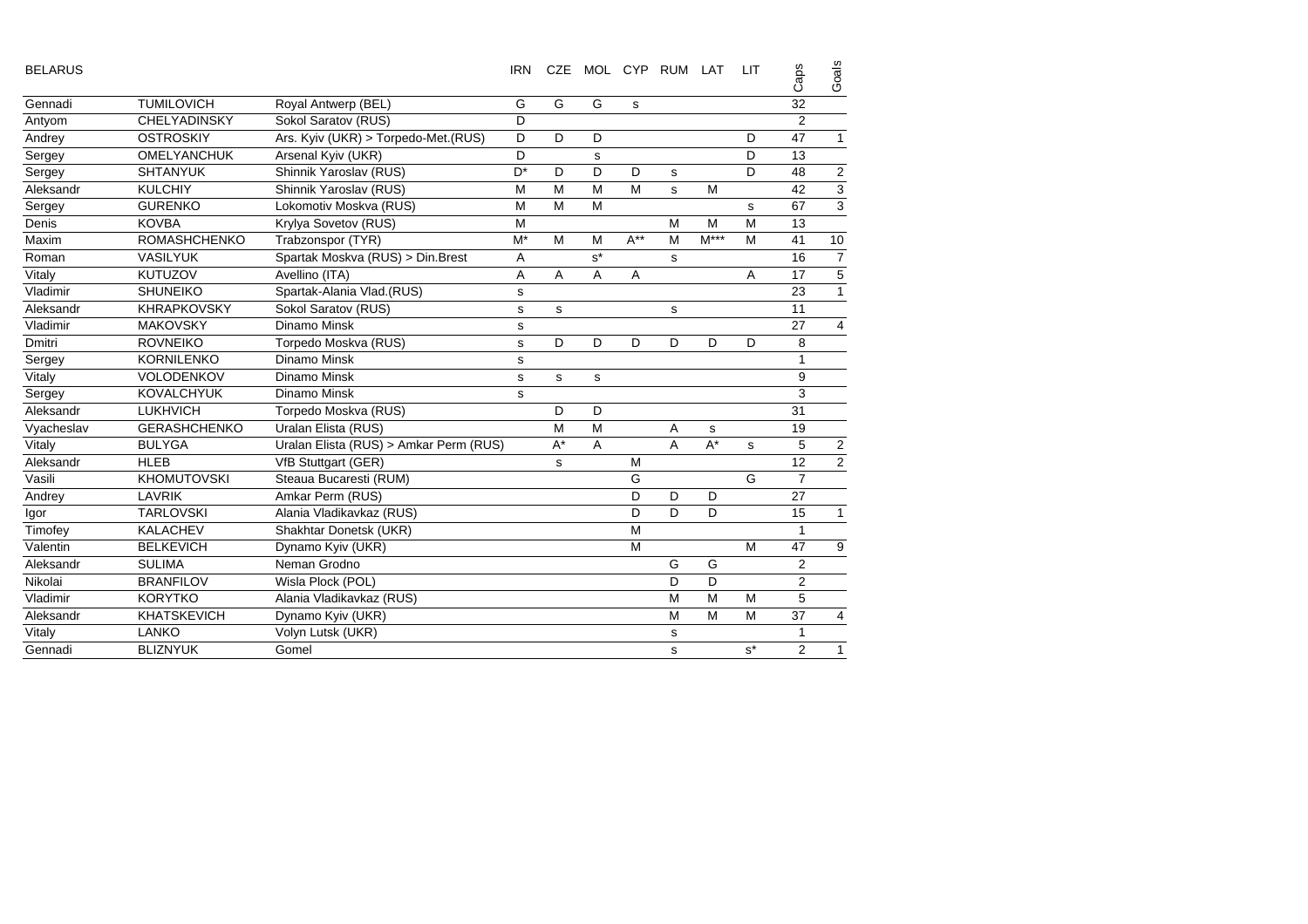| BELARUS | | | IRN | CZE | MOL | CYP | RUM | LAT | LIT | Caps | Goals |
|---|---|---|---|---|---|---|---|---|---|---|---|
| Gennadi | TUMILOVICH | Royal Antwerp (BEL) | G | G | G | s | | | | 32 | |
| Antyom | CHELYADINSKY | Sokol Saratov (RUS) | D | | | | | | | 2 | |
| Andrey | OSTROSKIY | Ars. Kyiv (UKR) > Torpedo-Met.(RUS) | D | D | D | | | | D | 47 | 1 |
| Sergey | OMELYANCHUK | Arsenal Kyiv (UKR) | D | | s | | | | D | 13 | |
| Sergey | SHTANYUK | Shinnik Yaroslav (RUS) | D* | D | D | D | s | | D | 48 | 2 |
| Aleksandr | KULCHIY | Shinnik Yaroslav (RUS) | M | M | M | M | s | M | | 42 | 3 |
| Sergey | GURENKO | Lokomotiv Moskva (RUS) | M | M | M | | | | s | 67 | 3 |
| Denis | KOVBA | Krylya Sovetov (RUS) | M | | | | M | M | M | 13 | |
| Maxim | ROMASHCHENKO | Trabzonspor (TYR) | M* | M | M | A** | M | M*** | M | 41 | 10 |
| Roman | VASILYUK | Spartak Moskva (RUS) > Din.Brest | A | | s* | | s | | | 16 | 7 |
| Vitaly | KUTUZOV | Avellino (ITA) | A | A | A | A | | | A | 17 | 5 |
| Vladimir | SHUNEIKO | Spartak-Alania Vlad.(RUS) | s | | | | | | | 23 | 1 |
| Aleksandr | KHRAPKOVSKY | Sokol Saratov (RUS) | s | s | | | s | | | 11 | |
| Vladimir | MAKOVSKY | Dinamo Minsk | s | | | | | | | 27 | 4 |
| Dmitri | ROVNEIKO | Torpedo Moskva (RUS) | s | D | D | D | D | D | D | 8 | |
| Sergey | KORNILENKO | Dinamo Minsk | s | | | | | | | 1 | |
| Vitaly | VOLODENKOV | Dinamo Minsk | s | s | s | | | | | 9 | |
| Sergey | KOVALCHYUK | Dinamo Minsk | s | | | | | | | 3 | |
| Aleksandr | LUKHVICH | Torpedo Moskva (RUS) | | D | D | | | | | 31 | |
| Vyacheslav | GERASHCHENKO | Uralan Elista (RUS) | | M | M | | A | s | | 19 | |
| Vitaly | BULYGA | Uralan Elista (RUS) > Amkar Perm (RUS) | | A* | A | | A | A* | s | 5 | 2 |
| Aleksandr | HLEB | VfB Stuttgart (GER) | | s | | M | | | | 12 | 2 |
| Vasili | KHOMUTOVSKI | Steaua Bucaresti (RUM) | | | | G | | | G | 7 | |
| Andrey | LAVRIK | Amkar Perm (RUS) | | | | D | D | D | | 27 | |
| Igor | TARLOVSKI | Alania Vladikavkaz (RUS) | | | | D | D | D | | 15 | 1 |
| Timofey | KALACHEV | Shakhtar Donetsk (UKR) | | | | M | | | | 1 | |
| Valentin | BELKEVICH | Dynamo Kyiv (UKR) | | | | M | | | M | 47 | 9 |
| Aleksandr | SULIMA | Neman Grodno | | | | | G | G | | 2 | |
| Nikolai | BRANFILOV | Wisla Plock (POL) | | | | | D | D | | 2 | |
| Vladimir | KORYTKO | Alania Vladikavkaz (RUS) | | | | | M | M | M | 5 | |
| Aleksandr | KHATSKEVICH | Dynamo Kyiv (UKR) | | | | | M | M | M | 37 | 4 |
| Vitaly | LANKO | Volyn Lutsk (UKR) | | | | | s | | | 1 | |
| Gennadi | BLIZNYUK | Gomel | | | | | s | | s* | 2 | 1 |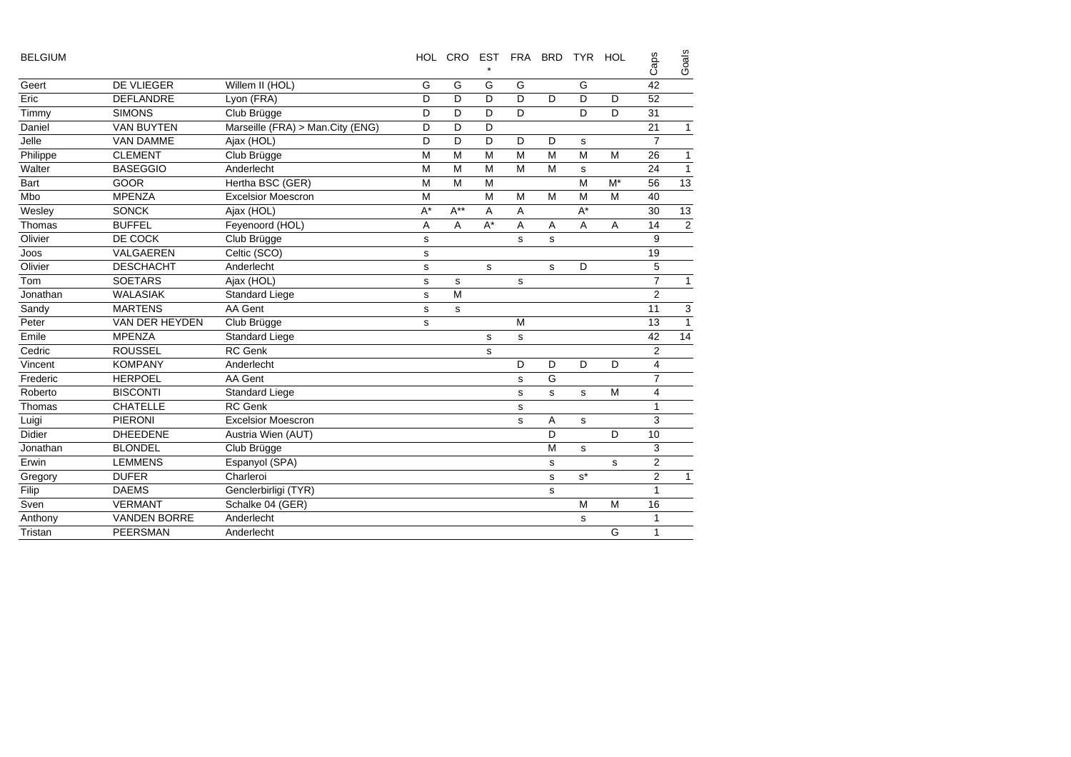| BELGIUM | | | HOL | CRO | EST * | FRA | BRD | TYR | HOL | Caps | Goals |
|---|---|---|---|---|---|---|---|---|---|---|---|
| Geert | DE VLIEGER | Willem II (HOL) | G | G | G | G | | G | | 42 | |
| Eric | DEFLANDRE | Lyon (FRA) | D | D | D | D | D | D | D | 52 | |
| Timmy | SIMONS | Club Brügge | D | D | D | D | | D | D | 31 | |
| Daniel | VAN BUYTEN | Marseille (FRA) > Man.City (ENG) | D | D | D | | | | | 21 | 1 |
| Jelle | VAN DAMME | Ajax (HOL) | D | D | D | D | D | s | | 7 | |
| Philippe | CLEMENT | Club Brügge | M | M | M | M | M | M | M | 26 | 1 |
| Walter | BASEGGIO | Anderlecht | M | M | M | M | M | s | | 24 | 1 |
| Bart | GOOR | Hertha BSC (GER) | M | M | M | | | M | M* | 56 | 13 |
| Mbo | MPENZA | Excelsior Moescron | M | | M | M | M | M | M | 40 | |
| Wesley | SONCK | Ajax (HOL) | A* | A** | A | A | | A* | | 30 | 13 |
| Thomas | BUFFEL | Feyenoord (HOL) | A | A | A* | A | A | A | A | 14 | 2 |
| Olivier | DE COCK | Club Brügge | s | | | s | s | | | 9 | |
| Joos | VALGAEREN | Celtic (SCO) | s | | | | | | | 19 | |
| Olivier | DESCHACHT | Anderlecht | s | | s | | s | D | | 5 | |
| Tom | SOETARS | Ajax (HOL) | s | s | | s | | | | 7 | 1 |
| Jonathan | WALASIAK | Standard Liege | s | M | | | | | | 2 | |
| Sandy | MARTENS | AA Gent | s | s | | | | | | 11 | 3 |
| Peter | VAN DER HEYDEN | Club Brügge | s | | | M | | | | 13 | 1 |
| Emile | MPENZA | Standard Liege | | | s | s | | | | 42 | 14 |
| Cedric | ROUSSEL | RC Genk | | | s | | | | | 2 | |
| Vincent | KOMPANY | Anderlecht | | | | D | D | D | D | 4 | |
| Frederic | HERPOEL | AA Gent | | | | s | G | | | 7 | |
| Roberto | BISCONTI | Standard Liege | | | | s | s | s | M | 4 | |
| Thomas | CHATELLE | RC Genk | | | | s | | | | 1 | |
| Luigi | PIERONI | Excelsior Moescron | | | | s | A | s | | 3 | |
| Didier | DHEEDENE | Austria Wien (AUT) | | | | | D | | D | 10 | |
| Jonathan | BLONDEL | Club Brügge | | | | | M | s | | 3 | |
| Erwin | LEMMENS | Espanyol (SPA) | | | | | s | | s | 2 | |
| Gregory | DUFER | Charleroi | | | | | s | s* | | 2 | 1 |
| Filip | DAEMS | Genclerbirligi (TYR) | | | | | s | | | 1 | |
| Sven | VERMANT | Schalke 04 (GER) | | | | | | M | M | 16 | |
| Anthony | VANDEN BORRE | Anderlecht | | | | | | s | | 1 | |
| Tristan | PEERSMAN | Anderlecht | | | | | | | G | 1 | |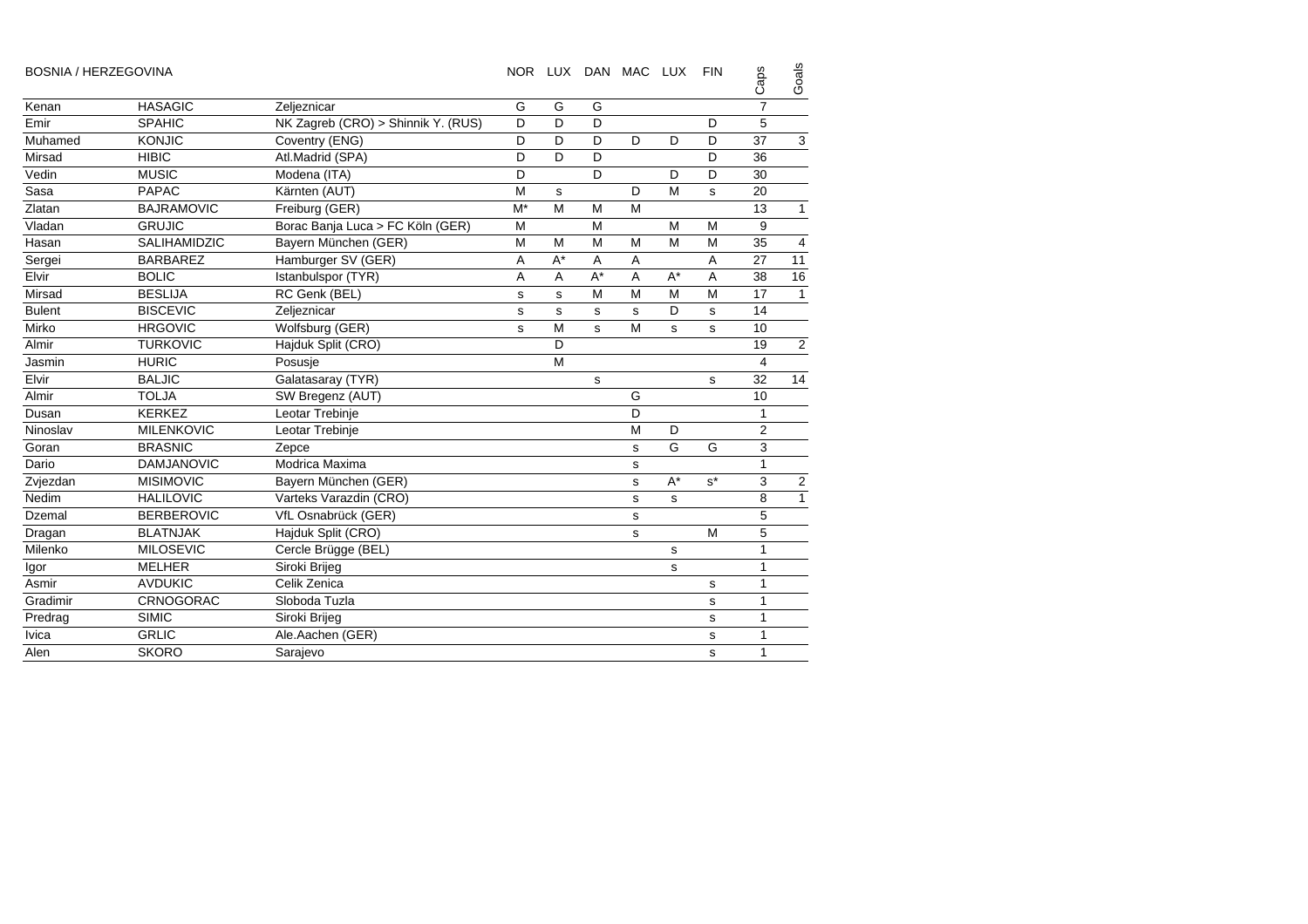| BOSNIA / HERZEGOVINA | | | NOR | LUX | DAN | MAC | LUX | FIN | Caps | Goals |
|---|---|---|---|---|---|---|---|---|---|---|
| Kenan | HASAGIC | Zeljeznicar | G | G | G | | | | 7 | |
| Emir | SPAHIC | NK Zagreb (CRO) > Shinnik Y. (RUS) | D | D | D | | | D | 5 | |
| Muhamed | KONJIC | Coventry (ENG) | D | D | D | D | D | D | 37 | 3 |
| Mirsad | HIBIC | Atl.Madrid (SPA) | D | D | D | | | D | 36 | |
| Vedin | MUSIC | Modena (ITA) | D | | D | | D | D | 30 | |
| Sasa | PAPAC | Kärnten (AUT) | M | s | | D | M | s | 20 | |
| Zlatan | BAJRAMOVIC | Freiburg (GER) | M* | M | M | M | | | 13 | 1 |
| Vladan | GRUJIC | Borac Banja Luca > FC Köln (GER) | M | | M | | M | M | 9 | |
| Hasan | SALIHAMIDZIC | Bayern München (GER) | M | M | M | M | M | M | 35 | 4 |
| Sergei | BARBAREZ | Hamburger SV (GER) | A | A* | A | A | | A | 27 | 11 |
| Elvir | BOLIC | Istanbulspor (TYR) | A | A | A* | A | A* | A | 38 | 16 |
| Mirsad | BESLIJA | RC Genk (BEL) | s | s | M | M | M | M | 17 | 1 |
| Bulent | BISCEVIC | Zeljeznicar | s | s | s | s | D | s | 14 | |
| Mirko | HRGOVIC | Wolfsburg (GER) | s | M | s | M | s | s | 10 | |
| Almir | TURKOVIC | Hajduk Split (CRO) | | D | | | | | 19 | 2 |
| Jasmin | HURIC | Posusje | | M | | | | | 4 | |
| Elvir | BALJIC | Galatasaray (TYR) | | | s | | | s | 32 | 14 |
| Almir | TOLJA | SW Bregenz (AUT) | | | | G | | | 10 | |
| Dusan | KERKEZ | Leotar Trebinje | | | | D | | | 1 | |
| Ninoslav | MILENKOVIC | Leotar Trebinje | | | | M | D | | 2 | |
| Goran | BRASNIC | Zepce | | | | s | G | G | 3 | |
| Dario | DAMJANOVIC | Modrica Maxima | | | | s | | | 1 | |
| Zvjezdan | MISIMOVIC | Bayern München (GER) | | | | s | A* | s* | 3 | 2 |
| Nedim | HALILOVIC | Varteks Varazdin (CRO) | | | | s | s | | 8 | 1 |
| Dzemal | BERBEROVIC | VfL Osnabrück (GER) | | | | s | | | 5 | |
| Dragan | BLATNJAK | Hajduk Split (CRO) | | | | s | | M | 5 | |
| Milenko | MILOSEVIC | Cercle Brügge (BEL) | | | | | s | | 1 | |
| Igor | MELHER | Siroki Brijeg | | | | | s | | 1 | |
| Asmir | AVDUKIC | Celik Zenica | | | | | | s | 1 | |
| Gradimir | CRNOGORAC | Sloboda Tuzla | | | | | | s | 1 | |
| Predrag | SIMIC | Siroki Brijeg | | | | | | s | 1 | |
| Ivica | GRLIC | Ale.Aachen (GER) | | | | | | s | 1 | |
| Alen | SKORO | Sarajevo | | | | | | s | 1 | |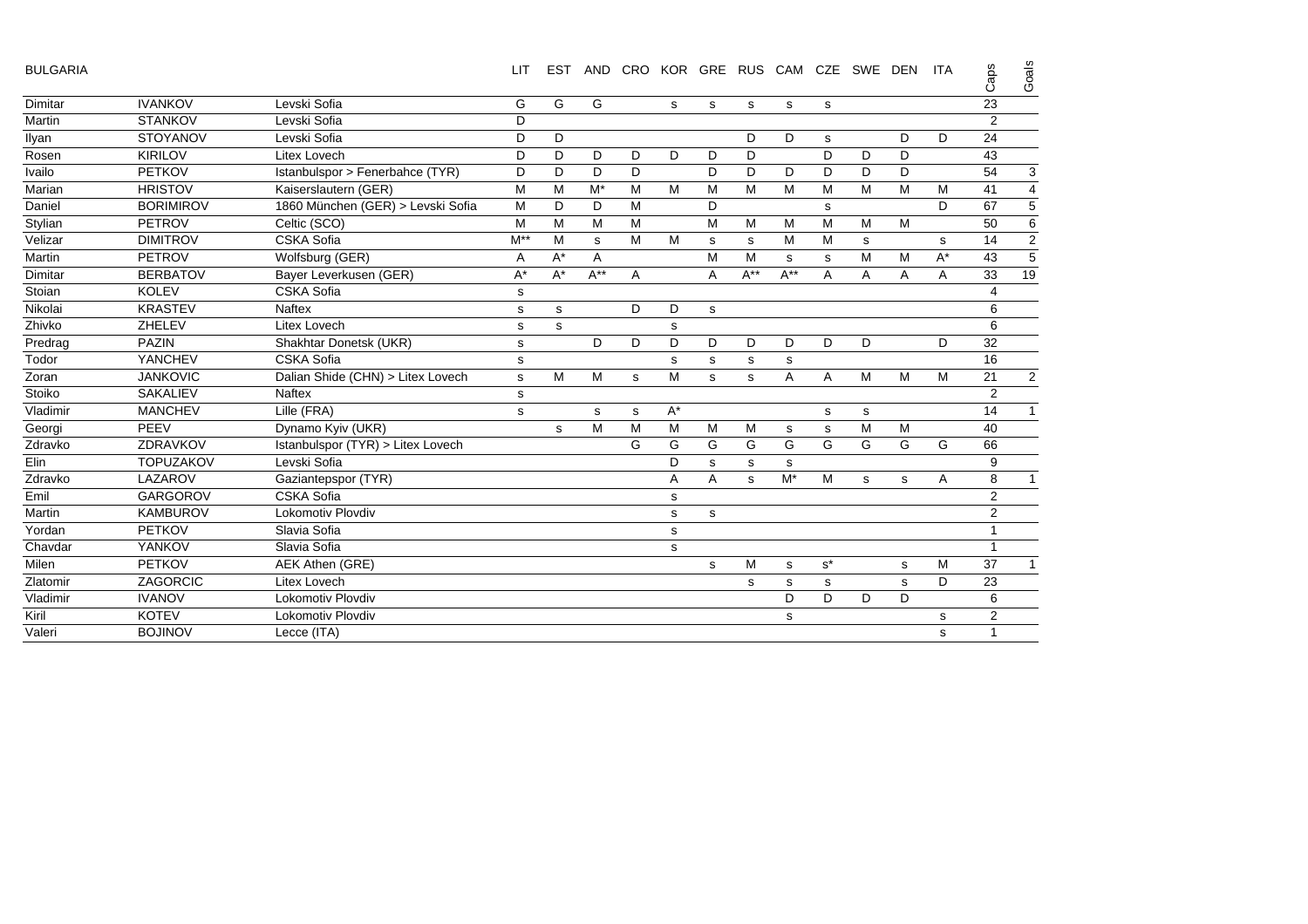BULGARIA

| | | | LIT | EST | AND | CRO | KOR | GRE | RUS | CAM | CZE | SWE | DEN | ITA | Caps | Goals |
|---|---|---|---|---|---|---|---|---|---|---|---|---|---|---|---|---|
| Dimitar | IVANKOV | Levski Sofia | G | G | G | | s | s | s | s | s | | | | 23 | |
| Martin | STANKOV | Levski Sofia | D | | | | | | | | | | | | 2 | |
| Ilyan | STOYANOV | Levski Sofia | D | D | | | | | D | D | s | | D | D | 24 | |
| Rosen | KIRILOV | Litex Lovech | D | D | D | D | D | D | D | | D | D | D | | 43 | |
| Ivailo | PETKOV | Istanbulspor > Fenerbahce (TYR) | D | D | D | D | | D | D | D | D | D | D | | 54 | 3 |
| Marian | HRISTOV | Kaiserslautern (GER) | M | M | M* | M | M | M | M | M | M | M | M | M | 41 | 4 |
| Daniel | BORIMIROV | 1860 München (GER) > Levski Sofia | M | D | D | M | | D | | | s | | | D | 67 | 5 |
| Stylian | PETROV | Celtic (SCO) | M | M | M | M | | M | M | M | M | M | M | | 50 | 6 |
| Velizar | DIMITROV | CSKA Sofia | M** | M | s | M | M | s | s | M | M | s | | s | 14 | 2 |
| Martin | PETROV | Wolfsburg (GER) | A | A* | A | | | M | M | s | s | M | M | A* | 43 | 5 |
| Dimitar | BERBATOV | Bayer Leverkusen (GER) | A* | A* | A** | A | | A | A** | A** | A | A | A | A | 33 | 19 |
| Stoian | KOLEV | CSKA Sofia | s | | | | | | | | | | | | 4 | |
| Nikolai | KRASTEV | Naftex | s | s | | D | D | s | | | | | | | 6 | |
| Zhivko | ZHELEV | Litex Lovech | s | s | | | s | | | | | | | | 6 | |
| Predrag | PAZIN | Shakhtar Donetsk (UKR) | s | | D | D | D | D | D | D | D | D | | D | 32 | |
| Todor | YANCHEV | CSKA Sofia | s | | | | s | s | s | s | | | | | 16 | |
| Zoran | JANKOVIC | Dalian Shide (CHN) > Litex Lovech | s | M | M | s | M | s | s | A | A | M | M | M | 21 | 2 |
| Stoiko | SAKALIEV | Naftex | s | | | | | | | | | | | | 2 | |
| Vladimir | MANCHEV | Lille (FRA) | s | | s | s | A* | | | | s | s | | | 14 | 1 |
| Georgi | PEEV | Dynamo Kyiv (UKR) | | s | M | M | M | M | M | s | s | M | M | | 40 | |
| Zdravko | ZDRAVKOV | Istanbulspor (TYR) > Litex Lovech | | | | G | G | G | G | G | G | G | G | G | 66 | |
| Elin | TOPUZAKOV | Levski Sofia | | | | | D | s | s | s | | | | | 9 | |
| Zdravko | LAZAROV | Gaziantepspor (TYR) | | | | | A | A | s | M* | M | s | s | A | 8 | 1 |
| Emil | GARGOROV | CSKA Sofia | | | | | s | | | | | | | | 2 | |
| Martin | KAMBUROV | Lokomotiv Plovdiv | | | | | s | s | | | | | | | 2 | |
| Yordan | PETKOV | Slavia Sofia | | | | | s | | | | | | | | 1 | |
| Chavdar | YANKOV | Slavia Sofia | | | | | s | | | | | | | | 1 | |
| Milen | PETKOV | AEK Athen (GRE) | | | | | | s | M | s | s* | | s | M | 37 | 1 |
| Zlatomir | ZAGORCIC | Litex Lovech | | | | | | | s | s | s | | s | D | 23 | |
| Vladimir | IVANOV | Lokomotiv Plovdiv | | | | | | | | D | D | D | D | | 6 | |
| Kiril | KOTEV | Lokomotiv Plovdiv | | | | | | | | s | | | | s | 2 | |
| Valeri | BOJINOV | Lecce (ITA) | | | | | | | | | | | | s | 1 | |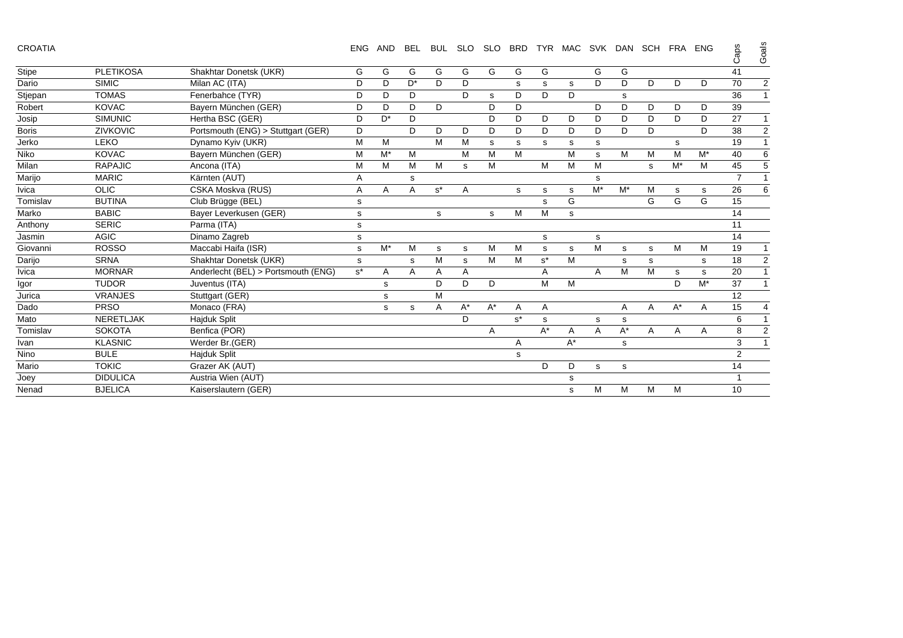| CROATIA | | | ENG | AND | BEL | BUL | SLO | SLO | BRD | TYR | MAC | SVK | DAN | SCH | FRA | ENG | Caps | Goals |
|---|---|---|---|---|---|---|---|---|---|---|---|---|---|---|---|---|---|---|
| Stipe | PLETIKOSA | Shakhtar Donetsk (UKR) | G | G | G | G | G | G | G | G | | G | G | | | | 41 | |
| Dario | SIMIC | Milan AC (ITA) | D | D | D* | D | D | | s | s | s | D | D | D | D | D | 70 | 2 |
| Stjepan | TOMAS | Fenerbahce (TYR) | D | D | D | | D | s | D | D | D | | s | | | | 36 | 1 |
| Robert | KOVAC | Bayern München (GER) | D | D | D | D | | D | D | | | D | D | D | D | D | 39 | |
| Josip | SIMUNIC | Hertha BSC (GER) | D | D* | D | | | D | D | D | D | D | D | D | D | D | 27 | 1 |
| Boris | ZIVKOVIC | Portsmouth (ENG) > Stuttgart (GER) | D | | D | D | D | D | D | D | D | D | D | D | | D | 38 | 2 |
| Jerko | LEKO | Dynamo Kyiv (UKR) | M | M | | M | M | s | s | s | s | s | | | s | | 19 | 1 |
| Niko | KOVAC | Bayern München (GER) | M | M* | M | | M | M | M | | M | s | M | M | M | M* | 40 | 6 |
| Milan | RAPAJIC | Ancona (ITA) | M | M | M | M | s | M | | M | M | M | | s | M* | M | 45 | 5 |
| Marijo | MARIC | Kärnten (AUT) | A | | s | | | | | | | s | | | | | 7 | 1 |
| Ivica | OLIC | CSKA Moskva (RUS) | A | A | A | s* | A | | s | s | s | M* | M* | M | s | s | 26 | 6 |
| Tomislav | BUTINA | Club Brügge (BEL) | s | | | | | | | s | G | | | G | G | G | 15 | |
| Marko | BABIC | Bayer Leverkusen (GER) | s | | | s | | s | M | M | s | | | | | | 14 | |
| Anthony | SERIC | Parma (ITA) | s | | | | | | | | | | | | | | 11 | |
| Jasmin | AGIC | Dinamo Zagreb | s | | | | | | | s | | s | | | | | 14 | |
| Giovanni | ROSSO | Maccabi Haifa (ISR) | s | M* | M | s | s | M | M | s | s | M | s | s | M | M | 19 | 1 |
| Darijo | SRNA | Shakhtar Donetsk (UKR) | s | | s | M | s | M | M | s* | M | | s | s | | s | 18 | 2 |
| Ivica | MORNAR | Anderlecht (BEL) > Portsmouth (ENG) | s* | A | A | A | A | | | A | | A | M | M | s | s | 20 | 1 |
| Igor | TUDOR | Juventus (ITA) | | s | | D | D | D | | M | M | | | | D | M* | 37 | 1 |
| Jurica | VRANJES | Stuttgart (GER) | | s | | M | | | | | | | | | | | 12 | |
| Dado | PRSO | Monaco (FRA) | | s | s | A | A* | A* | A | A | | | A | A | A* | A | 15 | 4 |
| Mato | NERETLJAK | Hajduk Split | | | | | D | | s* | s | | s | s | | | | 6 | 1 |
| Tomislav | SOKOTA | Benfica (POR) | | | | | | A | | A* | A | A | A* | A | A | A | 8 | 2 |
| Ivan | KLASNIC | Werder Br.(GER) | | | | | | | A | | A* | | s | | | | 3 | 1 |
| Nino | BULE | Hajduk Split | | | | | | | s | | | | | | | | 2 | |
| Mario | TOKIC | Grazer AK (AUT) | | | | | | | | D | D | s | s | | | | 14 | |
| Joey | DIDULICA | Austria Wien (AUT) | | | | | | | | | s | | | | | | 1 | |
| Nenad | BJELICA | Kaiserslautern (GER) | | | | | | | | | s | M | M | M | M | | 10 | |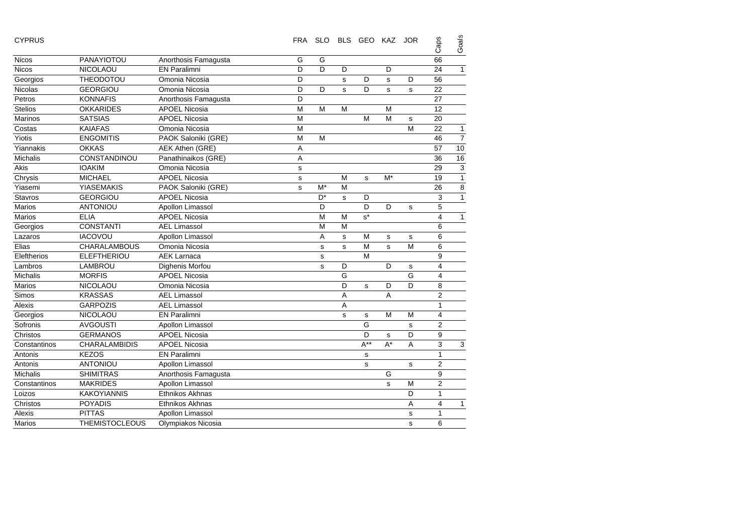| CYPRUS | | | FRA | SLO | BLS | GEO | KAZ | JOR | Caps | Goals |
|---|---|---|---|---|---|---|---|---|---|---|
| Nicos | PANAYIOTOU | Anorthosis Famagusta | G | G | | | | | 66 | |
| Nicos | NICOLAOU | EN Paralimni | D | D | D | | D | | 24 | 1 |
| Georgios | THEODOTOU | Omonia Nicosia | D | | s | D | s | D | 56 | |
| Nicolas | GEORGIOU | Omonia Nicosia | D | D | s | D | s | s | 22 | |
| Petros | KONNAFIS | Anorthosis Famagusta | D | | | | | | 27 | |
| Stelios | OKKARIDES | APOEL Nicosia | M | M | M | | M | | 12 | |
| Marinos | SATSIAS | APOEL Nicosia | M | | | M | M | s | 20 | |
| Costas | KAIAFAS | Omonia Nicosia | M | | | | | M | 22 | 1 |
| Yiotis | ENGOMITIS | PAOK Saloniki (GRE) | M | M | | | | | 46 | 7 |
| Yiannakis | OKKAS | AEK Athen (GRE) | A | | | | | | 57 | 10 |
| Michalis | CONSTANDINOU | Panathinaikos (GRE) | A | | | | | | 36 | 16 |
| Akis | IOAKIM | Omonia Nicosia | s | | | | | | 29 | 3 |
| Chrysis | MICHAEL | APOEL Nicosia | s | | M | s | M* | | 19 | 1 |
| Yiasemi | YIASEMAKIS | PAOK Saloniki (GRE) | s | M* | M | | | | 26 | 8 |
| Stavros | GEORGIOU | APOEL Nicosia | | D* | s | D | | | 3 | 1 |
| Marios | ANTONIOU | Apollon Limassol | | D | | D | D | s | 5 | |
| Marios | ELIA | APOEL Nicosia | | M | M | s* | | | 4 | 1 |
| Georgios | CONSTANTI | AEL Limassol | | M | M | | | | 6 | |
| Lazaros | IACOVOU | Apollon Limassol | | A | s | M | s | s | 6 | |
| Elias | CHARALAMBOUS | Omonia Nicosia | | s | s | M | s | M | 6 | |
| Eleftherios | ELEFTHERIOU | AEK Larnaca | | s | | M | | | 9 | |
| Lambros | LAMBROU | Dighenis Morfou | | s | D | | D | s | 4 | |
| Michalis | MORFIS | APOEL Nicosia | | | G | | | G | 4 | |
| Marios | NICOLAOU | Omonia Nicosia | | | D | s | D | D | 8 | |
| Simos | KRASSAS | AEL Limassol | | | A | | A | | 2 | |
| Alexis | GARPOZIS | AEL Limassol | | | A | | | | 1 | |
| Georgios | NICOLAOU | EN Paralimni | | | s | s | M | M | 4 | |
| Sofronis | AVGOUSTI | Apollon Limassol | | | | G | | s | 2 | |
| Christos | GERMANOS | APOEL Nicosia | | | | D | s | D | 9 | |
| Constantinos | CHARALAMBIDIS | APOEL Nicosia | | | | A** | A* | A | 3 | 3 |
| Antonis | KEZOS | EN Paralimni | | | | s | | | 1 | |
| Antonis | ANTONIOU | Apollon Limassol | | | | s | | s | 2 | |
| Michalis | SHIMITRAS | Anorthosis Famagusta | | | | | G | | 9 | |
| Constantinos | MAKRIDES | Apollon Limassol | | | | | s | M | 2 | |
| Loizos | KAKOYIANNIS | Ethnikos Akhnas | | | | | | D | 1 | |
| Christos | POYADIS | Ethnikos Akhnas | | | | | | A | 4 | 1 |
| Alexis | PITTAS | Apollon Limassol | | | | | | s | 1 | |
| Marios | THEMISTOCLEOUS | Olympiakos Nicosia | | | | | | s | 6 | |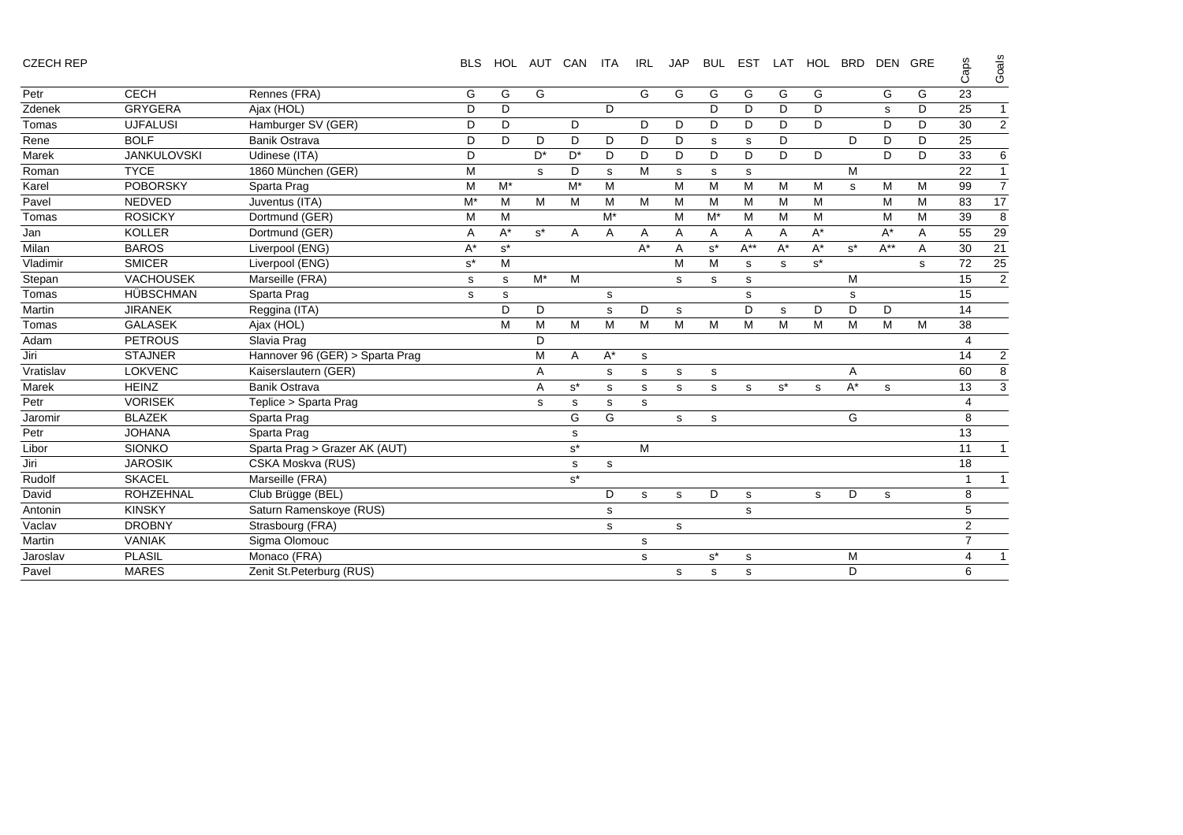| CZECH REP | | | BLS | HOL | AUT | CAN | ITA | IRL | JAP | BUL | EST | LAT | HOL | BRD | DEN | GRE | Caps | Goals |
|---|---|---|---|---|---|---|---|---|---|---|---|---|---|---|---|---|---|---|
| Petr | CECH | Rennes (FRA) | G | G | G | | | G | G | G | G | G | G | | G | G | 23 | |
| Zdenek | GRYGERA | Ajax (HOL) | D | D | | | D | | | D | D | D | D | | s | D | 25 | 1 |
| Tomas | UJFALUSI | Hamburger SV (GER) | D | D | | D | | D | D | D | D | D | D | | D | D | 30 | 2 |
| Rene | BOLF | Banik Ostrava | D | D | D | D | D | D | D | s | s | D | | D | D | D | 25 | |
| Marek | JANKULOVSKI | Udinese (ITA) | D | | D* | D* | D | D | D | D | D | D | D | | D | D | 33 | 6 |
| Roman | TYCE | 1860 München (GER) | M | | s | D | s | M | s | s | s | | | M | | | 22 | 1 |
| Karel | POBORSKY | Sparta Prag | M | M* | | M* | M | | M | M | M | M | M | s | M | M | 99 | 7 |
| Pavel | NEDVED | Juventus (ITA) | M* | M | M | M | M | M | M | M | M | M | M | | M | M | 83 | 17 |
| Tomas | ROSICKY | Dortmund (GER) | M | M | | | M* | | M | M* | M | M | M | | M | M | 39 | 8 |
| Jan | KOLLER | Dortmund (GER) | A | A* | s* | A | A | A | A | A | A | A | A* | | A* | A | 55 | 29 |
| Milan | BAROS | Liverpool (ENG) | A* | s* | | | | A* | A | s* | A** | A* | A* | s* | A** | A | 30 | 21 |
| Vladimir | SMICER | Liverpool (ENG) | s* | M | | | | | M | M | s | s | s* | | | s | 72 | 25 |
| Stepan | VACHOUSEK | Marseille (FRA) | s | s | M* | M | | | s | s | s | | | M | | | 15 | 2 |
| Tomas | HÜBSCHMAN | Sparta Prag | s | s | | | s | | | | s | | | s | | | 15 | |
| Martin | JIRANEK | Reggina (ITA) | | D | D | | s | D | s | | D | s | D | D | D | | 14 | |
| Tomas | GALASEK | Ajax (HOL) | | M | M | M | M | M | M | M | M | M | M | M | M | M | 38 | |
| Adam | PETROUS | Slavia Prag | | | D | | | | | | | | | | | | 4 | |
| Jiri | STAJNER | Hannover 96 (GER) > Sparta Prag | | | M | A | A* | s | | | | | | | | | 14 | 2 |
| Vratislav | LOKVENC | Kaiserslautern (GER) | | | A | | s | s | s | s | | | | A | | | 60 | 8 |
| Marek | HEINZ | Banik Ostrava | | | A | s* | s | s | s | s | s | s* | s | A* | s | | 13 | 3 |
| Petr | VORISEK | Teplice > Sparta Prag | | | s | s | s | s | | | | | | | | | 4 | |
| Jaromir | BLAZEK | Sparta Prag | | | | G | G | | s | s | | | | G | | | 8 | |
| Petr | JOHANA | Sparta Prag | | | | s | | | | | | | | | | | 13 | |
| Libor | SIONKO | Sparta Prag > Grazer AK (AUT) | | | | s* | | M | | | | | | | | | 11 | 1 |
| Jiri | JAROSIK | CSKA Moskva (RUS) | | | | s | s | | | | | | | | | | 18 | |
| Rudolf | SKACEL | Marseille (FRA) | | | | s* | | | | | | | | | | | 1 | 1 |
| David | ROHZEHNAL | Club Brügge (BEL) | | | | | D | s | s | D | s | | s | D | s | | 8 | |
| Antonin | KINSKY | Saturn Ramenskoye (RUS) | | | | | s | | | | s | | | | | | 5 | |
| Vaclav | DROBNY | Strasbourg (FRA) | | | | | s | | s | | | | | | | | 2 | |
| Martin | VANIAK | Sigma Olomouc | | | | | | s | | | | | | | | | 7 | |
| Jaroslav | PLASIL | Monaco (FRA) | | | | | | s | | s* | s | | | M | | | 4 | 1 |
| Pavel | MARES | Zenit St.Peterburg (RUS) | | | | | | | s | s | s | | | D | | | 6 | |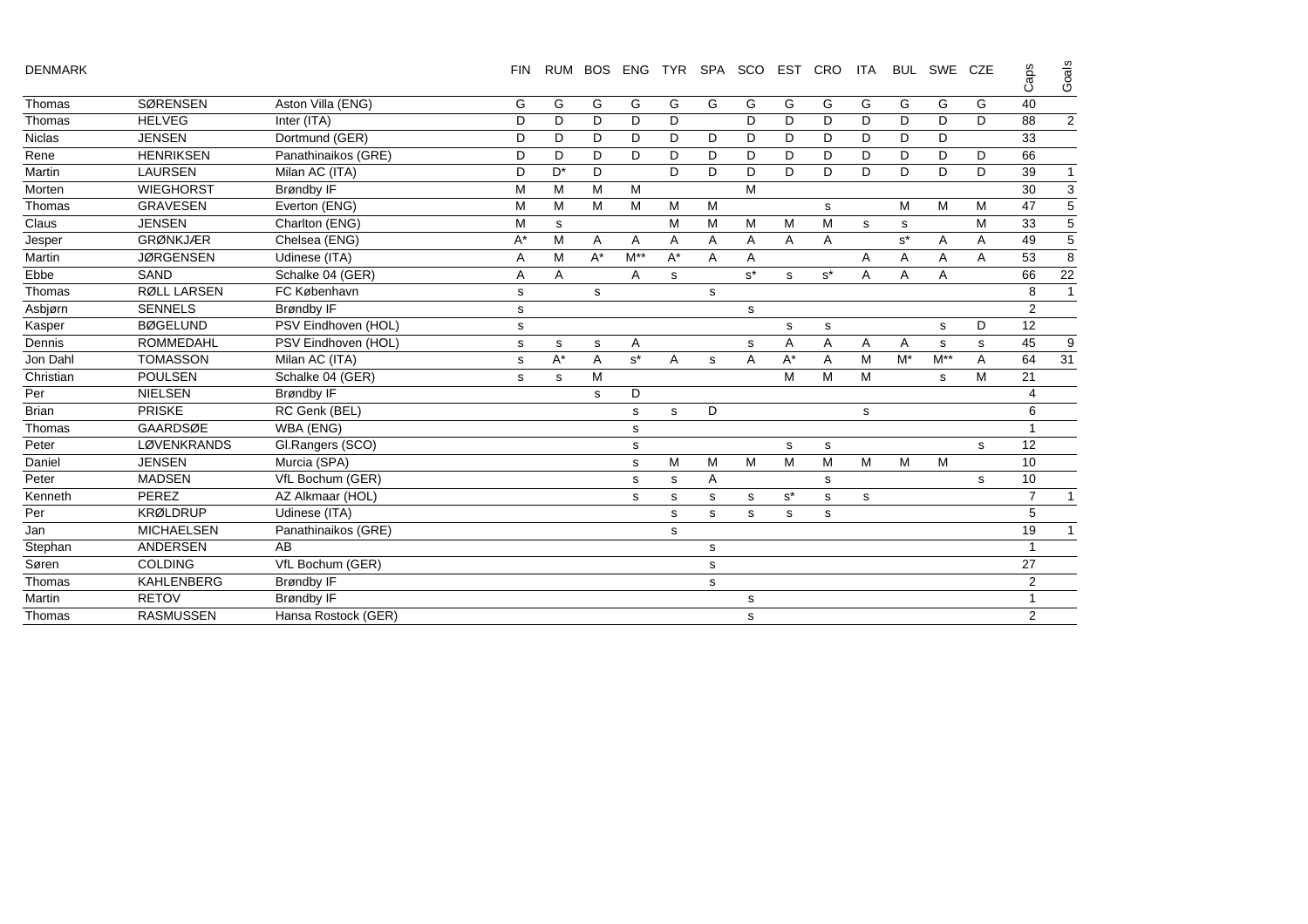| DENMARK | | | FIN | RUM | BOS | ENG | TYR | SPA | SCO | EST | CRO | ITA | BUL | SWE | CZE | Caps | Goals |
|---|---|---|---|---|---|---|---|---|---|---|---|---|---|---|---|---|---|
| Thomas | SØRENSEN | Aston Villa (ENG) | G | G | G | G | G | G | G | G | G | G | G | G | G | 40 | |
| Thomas | HELVEG | Inter (ITA) | D | D | D | D | D | | D | D | D | D | D | D | D | 88 | 2 |
| Niclas | JENSEN | Dortmund (GER) | D | D | D | D | D | D | D | D | D | D | D | D | | 33 | |
| Rene | HENRIKSEN | Panathinaikos (GRE) | D | D | D | D | D | D | D | D | D | D | D | D | D | 66 | |
| Martin | LAURSEN | Milan AC (ITA) | D | D* | D | | D | D | D | D | D | D | D | D | D | 39 | 1 |
| Morten | WIEGHORST | Brøndby IF | M | M | M | M | | | M | | | | | | | 30 | 3 |
| Thomas | GRAVESEN | Everton (ENG) | M | M | M | M | M | M | | | s | | M | M | M | 47 | 5 |
| Claus | JENSEN | Charlton (ENG) | M | s | | | M | M | M | M | M | s | s | | M | 33 | 5 |
| Jesper | GRØNKJÆR | Chelsea (ENG) | A* | M | A | A | A | A | A | A | A | | s* | A | A | 49 | 5 |
| Martin | JØRGENSEN | Udinese (ITA) | A | M | A* | M** | A* | A | A | | | A | A | A | A | 53 | 8 |
| Ebbe | SAND | Schalke 04 (GER) | A | A | | A | s | | s* | s | s* | A | A | A | | 66 | 22 |
| Thomas | RØLL LARSEN | FC København | s | | s | | | s | | | | | | | | 8 | 1 |
| Asbjørn | SENNELS | Brøndby IF | s | | | | | | s | | | | | | | 2 | |
| Kasper | BØGELUND | PSV Eindhoven (HOL) | s | | | | | | | s | s | | | s | D | 12 | |
| Dennis | ROMMEDAHL | PSV Eindhoven (HOL) | s | s | s | A | | | s | A | A | A | A | s | s | 45 | 9 |
| Jon Dahl | TOMASSON | Milan AC (ITA) | s | A* | A | s* | A | s | A | A* | A | M | M* | M** | A | 64 | 31 |
| Christian | POULSEN | Schalke 04 (GER) | s | s | M | | | | | M | M | M | | s | M | 21 | |
| Per | NIELSEN | Brøndby IF | | | s | D | | | | | | | | | | 4 | |
| Brian | PRISKE | RC Genk (BEL) | | | | s | s | D | | | | s | | | | 6 | |
| Thomas | GAARDSØE | WBA (ENG) | | | | s | | | | | | | | | | 1 | |
| Peter | LØVENKRANDS | Gl.Rangers (SCO) | | | | s | | | | s | s | | | | s | 12 | |
| Daniel | JENSEN | Murcia (SPA) | | | | s | M | M | M | M | M | M | M | M | | 10 | |
| Peter | MADSEN | VfL Bochum (GER) | | | | s | s | A | | | s | | | | s | 10 | |
| Kenneth | PEREZ | AZ Alkmaar (HOL) | | | | s | s | s | s | s* | s | s | | | | 7 | 1 |
| Per | KRØLDRUP | Udinese (ITA) | | | | | s | s | s | s | s | | | | | 5 | |
| Jan | MICHAELSEN | Panathinaikos (GRE) | | | | | s | | | | | | | | | 19 | 1 |
| Stephan | ANDERSEN | AB | | | | | | s | | | | | | | | 1 | |
| Søren | COLDING | VfL Bochum (GER) | | | | | | s | | | | | | | | 27 | |
| Thomas | KAHLENBERG | Brøndby IF | | | | | | s | | | | | | | | 2 | |
| Martin | RETOV | Brøndby IF | | | | | | | s | | | | | | | 1 | |
| Thomas | RASMUSSEN | Hansa Rostock (GER) | | | | | | | s | | | | | | | 2 | |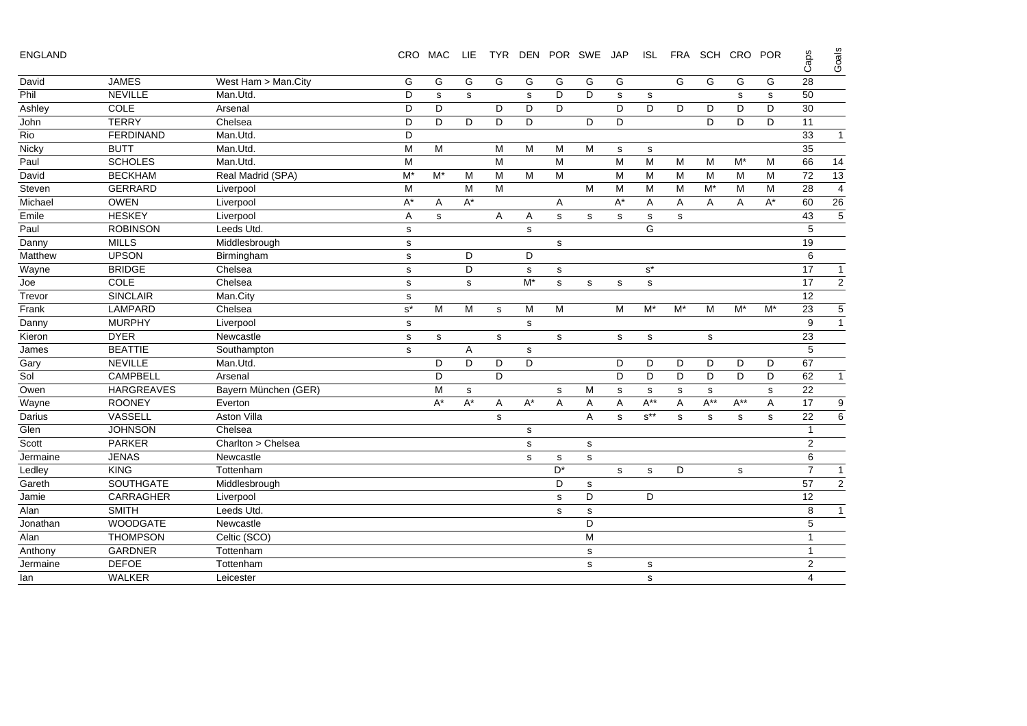| ENGLAND | | | CRO | MAC | LIE | TYR | DEN | POR | SWE | JAP | ISL | FRA | SCH | CRO | POR | Caps | Goals |
|---|---|---|---|---|---|---|---|---|---|---|---|---|---|---|---|---|---|
| David | JAMES | West Ham > Man.City | G | G | G | G | G | G | G | G | | G | G | G | G | 28 | |
| Phil | NEVILLE | Man.Utd. | D | s | s | | s | D | D | s | s | | | s | s | 50 | |
| Ashley | COLE | Arsenal | D | D | | D | D | D | | D | D | D | D | D | D | 30 | |
| John | TERRY | Chelsea | D | D | D | D | D | | D | D | | | D | D | D | 11 | |
| Rio | FERDINAND | Man.Utd. | D | | | | | | | | | | | | | 33 | 1 |
| Nicky | BUTT | Man.Utd. | M | M | | M | M | M | M | s | s | | | | | 35 | |
| Paul | SCHOLES | Man.Utd. | M | | | M | | M | | M | M | M | M | M* | M | 66 | 14 |
| David | BECKHAM | Real Madrid (SPA) | M* | M* | M | M | M | M | | M | M | M | M | M | M | 72 | 13 |
| Steven | GERRARD | Liverpool | M | | M | M | | | M | M | M | M | M* | M | M | 28 | 4 |
| Michael | OWEN | Liverpool | A* | A | A* | | | A | | A* | A | A | A | A | A* | 60 | 26 |
| Emile | HESKEY | Liverpool | A | s | | A | A | s | s | s | s | s | | | | 43 | 5 |
| Paul | ROBINSON | Leeds Utd. | s | | | | s | | | | G | | | | | 5 | |
| Danny | MILLS | Middlesbrough | s | | | | | s | | | | | | | | 19 | |
| Matthew | UPSON | Birmingham | s | | D | | D | | | | | | | | | 6 | |
| Wayne | BRIDGE | Chelsea | s | | D | | s | s | | | s* | | | | | 17 | 1 |
| Joe | COLE | Chelsea | s | | s | | M* | s | s | s | s | | | | | 17 | 2 |
| Trevor | SINCLAIR | Man.City | s | | | | | | | | | | | | | 12 | |
| Frank | LAMPARD | Chelsea | s* | M | M | s | M | M | | M | M* | M* | M | M* | M* | 23 | 5 |
| Danny | MURPHY | Liverpool | s | | | | s | | | | | | | | | 9 | 1 |
| Kieron | DYER | Newcastle | s | s | | s | | s | | s | s | | s | | | 23 | |
| James | BEATTIE | Southampton | s | | A | | s | | | | | | | | | 5 | |
| Gary | NEVILLE | Man.Utd. | | D | D | D | D | | | D | D | D | D | D | D | 67 | |
| Sol | CAMPBELL | Arsenal | | D | | D | | | | D | D | D | D | D | D | 62 | 1 |
| Owen | HARGREAVES | Bayern München (GER) | | M | s | | | s | M | s | s | s | s | | s | 22 | |
| Wayne | ROONEY | Everton | | A* | A* | A | A* | A | A | A | A** | A | A** | A** | A | 17 | 9 |
| Darius | VASSELL | Aston Villa | | | | s | | | A | s | s** | s | s | s | s | 22 | 6 |
| Glen | JOHNSON | Chelsea | | | | | s | | | | | | | | | 1 | |
| Scott | PARKER | Charlton > Chelsea | | | | | s | | s | | | | | | | 2 | |
| Jermaine | JENAS | Newcastle | | | | | s | s | s | | | | | | | 6 | |
| Ledley | KING | Tottenham | | | | | | D* | | s | s | D | | s | | 7 | 1 |
| Gareth | SOUTHGATE | Middlesbrough | | | | | | D | s | | | | | | | 57 | 2 |
| Jamie | CARRAGHER | Liverpool | | | | | | s | D | | D | | | | | 12 | |
| Alan | SMITH | Leeds Utd. | | | | | | s | s | | | | | | | 8 | 1 |
| Jonathan | WOODGATE | Newcastle | | | | | | | D | | | | | | | 5 | |
| Alan | THOMPSON | Celtic (SCO) | | | | | | | M | | | | | | | 1 | |
| Anthony | GARDNER | Tottenham | | | | | | | s | | | | | | | 1 | |
| Jermaine | DEFOE | Tottenham | | | | | | | s | | s | | | | | 2 | |
| Ian | WALKER | Leicester | | | | | | | | | s | | | | | 4 | |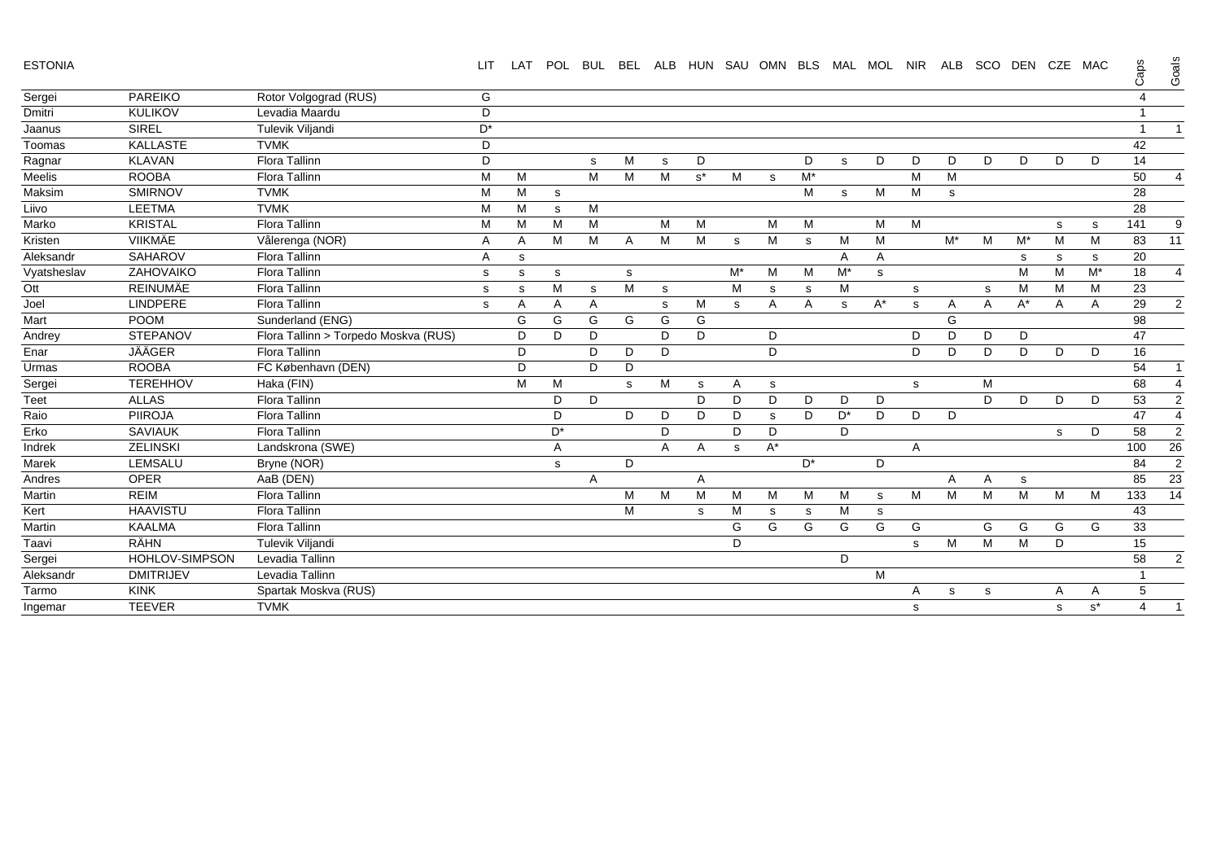ESTONIA

| | | | LIT | LAT | POL | BUL | BEL | ALB | HUN | SAU | OMN | BLS | MAL | MOL | NIR | ALB | SCO | DEN | CZE | MAC | Caps | Goals |
|---|---|---|---|---|---|---|---|---|---|---|---|---|---|---|---|---|---|---|---|---|---|---|
| Sergei | PAREIKO | Rotor Volgograd (RUS) | G | | | | | | | | | | | | | | | | | | 4 | |
| Dmitri | KULIKOV | Levadia Maardu | D | | | | | | | | | | | | | | | | | | 1 | |
| Jaanus | SIREL | Tulevik Viljandi | D* | | | | | | | | | | | | | | | | | | 1 | 1 |
| Toomas | KALLASTE | TVMK | D | | | | | | | | | | | | | | | | | | 42 | |
| Ragnar | KLAVAN | Flora Tallinn | D | | | s | M | s | D | | | D | s | D | D | D | D | D | D | D | 14 | |
| Meelis | ROOBA | Flora Tallinn | M | M | | M | M | M | s* | M | s | M* | | | M | M | | | | | 50 | 4 |
| Maksim | SMIRNOV | TVMK | M | M | s | | | | | | | M | s | M | M | s | | | | | 28 | |
| Liivo | LEETMA | TVMK | M | M | s | M | | | | | | | | | | | | | | | 28 | |
| Marko | KRISTAL | Flora Tallinn | M | M | M | M | | M | M | | M | M | | M | M | | | | s | s | 141 | 9 |
| Kristen | VIIKMÄE | Vålerenga (NOR) | A | A | M | M | A | M | M | s | M | s | M | M | | M* | M | M* | M | M | 83 | 11 |
| Aleksandr | SAHAROV | Flora Tallinn | A | s | | | | | | | | | A | A | | | | | | | 20 | |
| Vyatsheslav | ZAHOVAIKO | Flora Tallinn | s | s | s | | s | | | M* | M | M | M* | s | | | | M | M | M* | 18 | 4 |
| Ott | REINUMÄE | Flora Tallinn | s | s | M | s | M | s | | M | s | s | M | | s | | s | M | M | M | 23 | |
| Joel | LINDPERE | Flora Tallinn | s | A | A | A | | s | M | s | A | A | s | A* | s | A | A | A* | A | A | 29 | 2 |
| Mart | POOM | Sunderland (ENG) | | G | G | G | G | G | G | | | | | | | G | | | | | 98 | |
| Andrey | STEPANOV | Flora Tallinn > Torpedo Moskva (RUS) | | D | D | D | | D | D | | D | | | | D | D | D | D | | | 47 | |
| Enar | JÄÄGER | Flora Tallinn | | D | | D | D | D | | | D | | | | D | D | D | D | D | D | 16 | |
| Urmas | ROOBA | FC København (DEN) | | D | | D | D | | | | | | | | | | | | | | 54 | 1 |
| Sergei | TEREHHOV | Haka (FIN) | | M | M | | s | M | s | A | s | | | | s | | M | | | | 68 | 4 |
| Teet | ALLAS | Flora Tallinn | | | D | D | | | D | D | D | D | D | D | | | D | D | D | D | 53 | 2 |
| Raio | PIIROJA | Flora Tallinn | | | D | | D | D | D | D | s | D | D* | D | D | D | | | | | 47 | 4 |
| Erko | SAVIAUK | Flora Tallinn | | | D* | | | D | | D | D | | D | | | | | | s | D | 58 | 2 |
| Indrek | ZELINSKI | Landskrona (SWE) | | | A | | | A | A | s | A* | | | | A | | | | | | 100 | 26 |
| Marek | LEMSALU | Bryne (NOR) | | | s | | D | | | | | D* | | D | | | | | | | 84 | 2 |
| Andres | OPER | AaB (DEN) | | | | A | | | A | | | | | | | A | A | s | | | 85 | 23 |
| Martin | REIM | Flora Tallinn | | | | | M | M | M | M | M | M | M | s | M | M | M | M | M | M | 133 | 14 |
| Kert | HAAVISTU | Flora Tallinn | | | | | M | | s | M | s | s | M | s | | | | | | | 43 | |
| Martin | KAALMA | Flora Tallinn | | | | | | | | G | G | G | G | G | G | | G | G | G | G | 33 | |
| Taavi | RÄHN | Tulevik Viljandi | | | | | | | | D | | | | | s | M | M | M | D | | 15 | |
| Sergei | HOHLOV-SIMPSON | Levadia Tallinn | | | | | | | | | | | D | | | | | | | | 58 | 2 |
| Aleksandr | DMITRIJEV | Levadia Tallinn | | | | | | | | | | | | M | | | | | | | 1 | |
| Tarmo | KINK | Spartak Moskva (RUS) | | | | | | | | | | | | | A | s | s | | A | A | 5 | |
| Ingemar | TEEVER | TVMK | | | | | | | | | | | | | s | | | | s | s* | 4 | 1 |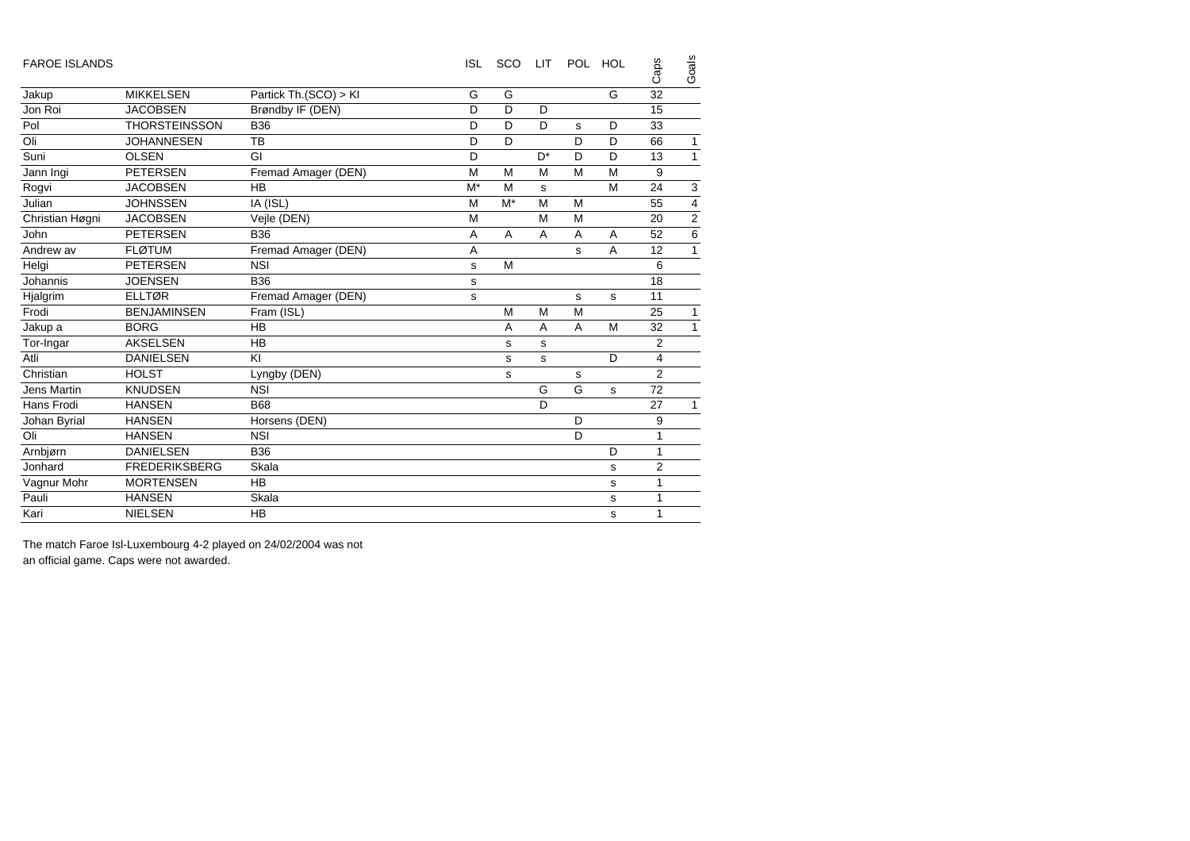| FAROE ISLANDS | | | ISL | SCO | LIT | POL | HOL | Caps | Goals |
|---|---|---|---|---|---|---|---|---|---|
| Jakup | MIKKELSEN | Partick Th.(SCO) > KI | G | G | | | G | 32 | |
| Jon Roi | JACOBSEN | Brøndby IF (DEN) | D | D | D | | | 15 | |
| Pol | THORSTEINSSON | B36 | D | D | D | s | D | 33 | |
| Oli | JOHANNESEN | TB | D | D | | D | D | 66 | 1 |
| Suni | OLSEN | GI | D | | D* | D | D | 13 | 1 |
| Jann Ingi | PETERSEN | Fremad Amager (DEN) | M | M | M | M | M | 9 | |
| Rogvi | JACOBSEN | HB | M* | M | s | | M | 24 | 3 |
| Julian | JOHNSSEN | IA (ISL) | M | M* | M | M | | 55 | 4 |
| Christian Høgni | JACOBSEN | Vejle (DEN) | M | | M | M | | 20 | 2 |
| John | PETERSEN | B36 | A | A | A | A | A | 52 | 6 |
| Andrew av | FLØTUM | Fremad Amager (DEN) | A | | | s | A | 12 | 1 |
| Helgi | PETERSEN | NSI | s | M | | | | 6 | |
| Johannis | JOENSEN | B36 | s | | | | | 18 | |
| Hjalgrim | ELLTØR | Fremad Amager (DEN) | s | | | s | s | 11 | |
| Frodi | BENJAMINSEN | Fram (ISL) | | M | M | M | | 25 | 1 |
| Jakup a | BORG | HB | | A | A | A | M | 32 | 1 |
| Tor-Ingar | AKSELSEN | HB | | s | s | | | 2 | |
| Atli | DANIELSEN | KI | | s | s | | D | 4 | |
| Christian | HOLST | Lyngby (DEN) | | s | | s | | 2 | |
| Jens Martin | KNUDSEN | NSI | | | G | G | s | 72 | |
| Hans Frodi | HANSEN | B68 | | | D | | | 27 | 1 |
| Johan Byrial | HANSEN | Horsens (DEN) | | | | D | | 9 | |
| Oli | HANSEN | NSI | | | | D | | 1 | |
| Arnbjørn | DANIELSEN | B36 | | | | | D | 1 | |
| Jonhard | FREDERIKSBERG | Skala | | | | | s | 2 | |
| Vagnur Mohr | MORTENSEN | HB | | | | | s | 1 | |
| Pauli | HANSEN | Skala | | | | | s | 1 | |
| Kari | NIELSEN | HB | | | | | s | 1 | |

The match Faroe Isl-Luxembourg 4-2 played on 24/02/2004 was not an official game. Caps were not awarded.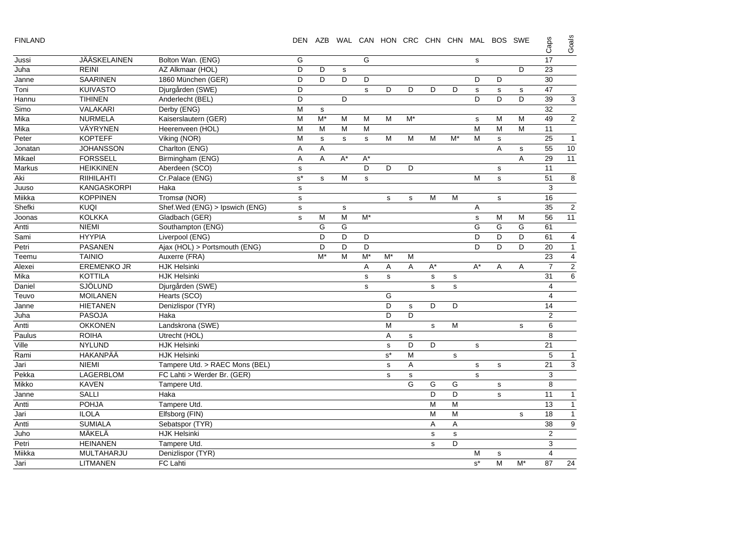| FINLAND | | | DEN | AZB | WAL | CAN | HON | CRC | CHN | CHN | MAL | BOS | SWE | Caps | Goals |
|---|---|---|---|---|---|---|---|---|---|---|---|---|---|---|---|
| Jussi | JÄÄSKELAINEN | Bolton Wan. (ENG) | G | | | G | | | | | s | | | 17 | |
| Juha | REINI | AZ Alkmaar (HOL) | D | D | s | | | | | | | | D | 23 | |
| Janne | SAARINEN | 1860 München (GER) | D | D | D | D | | | | | D | D | | 30 | |
| Toni | KUIVASTO | Djurgården (SWE) | D | | | s | D | D | D | D | s | s | s | 47 | |
| Hannu | TIHINEN | Anderlecht (BEL) | D | | D | | | | | | D | D | D | 39 | 3 |
| Simo | VALAKARI | Derby (ENG) | M | s | | | | | | | | | | 32 | |
| Mika | NURMELA | Kaiserslautern (GER) | M | M* | M | M | M | M* | | | s | M | M | 49 | 2 |
| Mika | VÄYRYNEN | Heerenveen (HOL) | M | M | M | M | | | | | M | M | M | 11 | |
| Peter | KOPTEFF | Viking (NOR) | M | s | s | s | M | M | M | M* | M | s | | 25 | 1 |
| Jonatan | JOHANSSON | Charlton (ENG) | A | A | | | | | | | | A | s | 55 | 10 |
| Mikael | FORSSELL | Birmingham (ENG) | A | A | A* | A* | | | | | | | A | 29 | 11 |
| Markus | HEIKKINEN | Aberdeen (SCO) | s | | | D | D | D | | | | s | | 11 | |
| Aki | RIIHILAHTI | Cr.Palace (ENG) | s* | s | M | s | | | | | M | s | | 51 | 8 |
| Juuso | KANGASKORPI | Haka | s | | | | | | | | | | | 3 | |
| Miikka | KOPPINEN | Tromsø (NOR) | s | | | | s | s | M | M | | s | | 16 | |
| Shefki | KUQI | Shef.Wed (ENG) > Ipswich (ENG) | s | | s | | | | | | A | | | 35 | 2 |
| Joonas | KOLKKA | Gladbach (GER) | s | M | M | M* | | | | | s | M | M | 56 | 11 |
| Antti | NIEMI | Southampton (ENG) | | G | G | | | | | | G | G | G | 61 | |
| Sami | HYYPIA | Liverpool (ENG) | | D | D | D | | | | | D | D | D | 61 | 4 |
| Petri | PASANEN | Ajax (HOL) > Portsmouth (ENG) | | D | D | D | | | | | D | D | D | 20 | 1 |
| Teemu | TAINIO | Auxerre (FRA) | | M* | M | M* | M* | M | | | | | | 23 | 4 |
| Alexei | EREMENKO JR | HJK Helsinki | | | | A | A | A | A* | | A* | A | A | 7 | 2 |
| Mika | KOTTILA | HJK Helsinki | | | | s | s | | s | s | | | | 31 | 6 |
| Daniel | SJÖLUND | Djurgården (SWE) | | | | s | | | s | s | | | | 4 | |
| Teuvo | MOILANEN | Hearts (SCO) | | | | | G | | | | | | | 4 | |
| Janne | HIETANEN | Denizlispor (TYR) | | | | | D | s | D | D | | | | 14 | |
| Juha | PASOJA | Haka | | | | | D | D | | | | | | 2 | |
| Antti | OKKONEN | Landskrona (SWE) | | | | | M | | s | M | | | s | 6 | |
| Paulus | ROIHA | Utrecht (HOL) | | | | | A | s | | | | | | 8 | |
| Ville | NYLUND | HJK Helsinki | | | | | s | D | D | | s | | | 21 | |
| Rami | HAKANPÄÄ | HJK Helsinki | | | | | s* | M | | s | | | | 5 | 1 |
| Jari | NIEMI | Tampere Utd. > RAEC Mons (BEL) | | | | | s | A | | | s | s | | 21 | 3 |
| Pekka | LAGERBLOM | FC Lahti > Werder Br. (GER) | | | | | s | s | | | s | | | 3 | |
| Mikko | KAVEN | Tampere Utd. | | | | | | G | G | G | | s | | 8 | |
| Janne | SALLI | Haka | | | | | | | D | D | | s | | 11 | 1 |
| Antti | POHJA | Tampere Utd. | | | | | | | M | M | | | | 13 | 1 |
| Jari | ILOLA | Elfsborg (FIN) | | | | | | | M | M | | | s | 18 | 1 |
| Antti | SUMIALA | Sebatspor (TYR) | | | | | | | A | A | | | | 38 | 9 |
| Juho | MÄKELÄ | HJK Helsinki | | | | | | | s | s | | | | 2 | |
| Petri | HEINANEN | Tampere Utd. | | | | | | | s | D | | | | 3 | |
| Miikka | MULTAHARJU | Denizlispor (TYR) | | | | | | | | | M | s | | 4 | |
| Jari | LITMANEN | FC Lahti | | | | | | | | | s* | M | M* | 87 | 24 |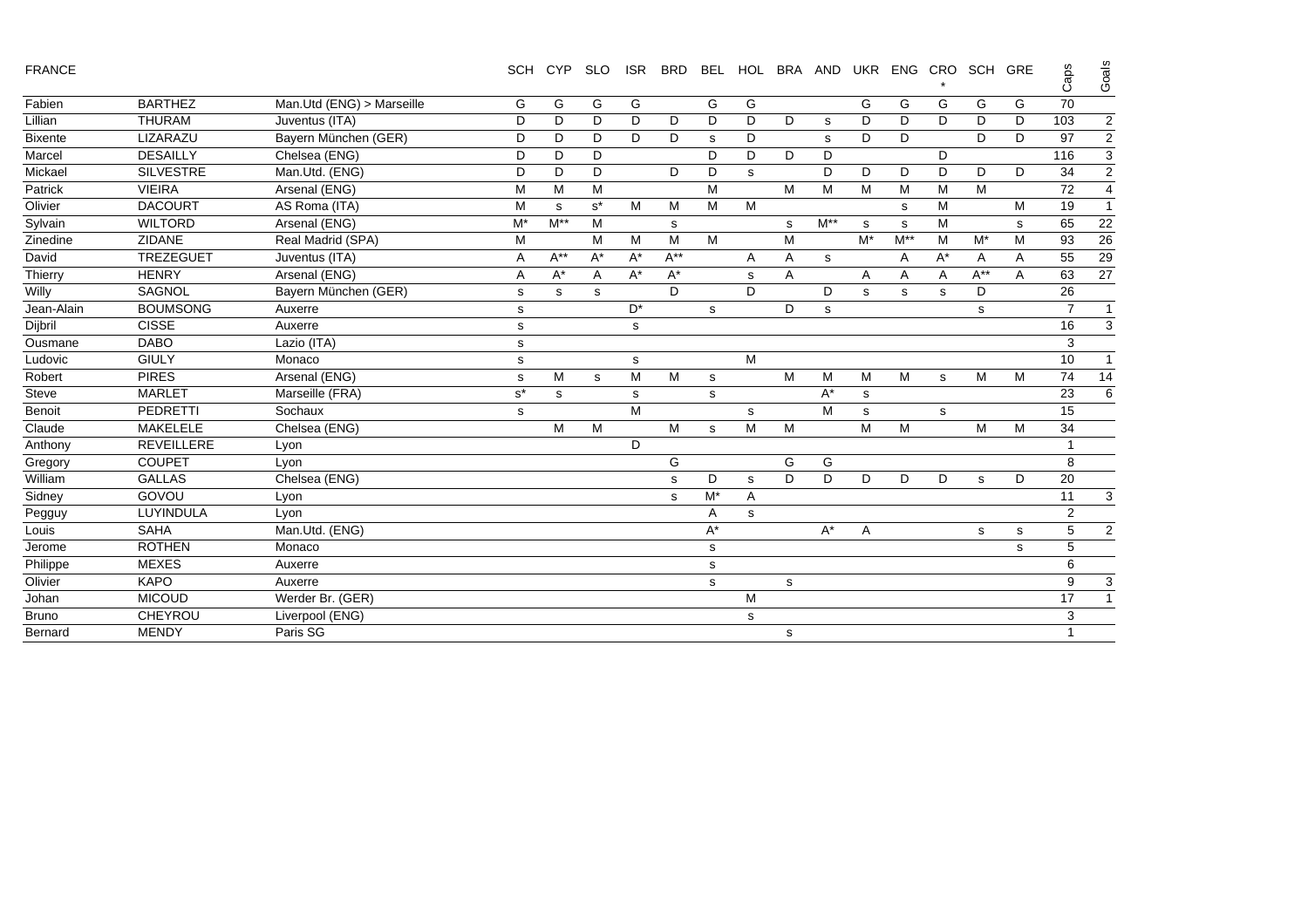| FRANCE | | | SCH | CYP | SLO | ISR | BRD | BEL | HOL | BRA | AND | UKR | ENG | CRO * | SCH | GRE | Caps | Goals |
|---|---|---|---|---|---|---|---|---|---|---|---|---|---|---|---|---|---|---|
| Fabien | BARTHEZ | Man.Utd (ENG) > Marseille | G | G | G | G | | G | G | | | G | G | G | G | G | 70 | |
| Lillian | THURAM | Juventus (ITA) | D | D | D | D | D | D | D | D | s | D | D | D | D | D | 103 | 2 |
| Bixente | LIZARAZU | Bayern München (GER) | D | D | D | D | D | s | D | | s | D | D | | D | D | 97 | 2 |
| Marcel | DESAILLY | Chelsea (ENG) | D | D | D | | | D | D | D | D | | | D | | | 116 | 3 |
| Mickael | SILVESTRE | Man.Utd. (ENG) | D | D | D | | D | D | s | | D | D | D | D | D | D | 34 | 2 |
| Patrick | VIEIRA | Arsenal (ENG) | M | M | M | | | M | | M | M | M | M | M | M | | 72 | 4 |
| Olivier | DACOURT | AS Roma (ITA) | M | s | s* | M | M | M | M | | | | s | M | | M | 19 | 1 |
| Sylvain | WILTORD | Arsenal (ENG) | M* | M** | M | | s | | | s | M** | s | s | M | | s | 65 | 22 |
| Zinedine | ZIDANE | Real Madrid (SPA) | M | | M | M | M | M | | M | | M* | M** | M | M* | M | 93 | 26 |
| David | TREZEGUET | Juventus (ITA) | A | A** | A* | A* | A** | | A | A | s | | A | A* | A | A | 55 | 29 |
| Thierry | HENRY | Arsenal (ENG) | A | A* | A | A* | A* | | s | A | | A | A | A | A** | A | 63 | 27 |
| Willy | SAGNOL | Bayern München (GER) | s | s | s | | D | | D | | D | s | s | s | D | | 26 | |
| Jean-Alain | BOUMSONG | Auxerre | s | | | D* | | s | | D | s | | | | s | | 7 | 1 |
| Dijbril | CISSE | Auxerre | s | | | s | | | | | | | | | | | 16 | 3 |
| Ousmane | DABO | Lazio (ITA) | s | | | | | | | | | | | | | | 3 | |
| Ludovic | GIULY | Monaco | s | | | s | | | M | | | | | | | | 10 | 1 |
| Robert | PIRES | Arsenal (ENG) | s | M | s | M | M | s | | M | M | M | M | s | M | M | 74 | 14 |
| Steve | MARLET | Marseille (FRA) | s* | s | | | | s | | | A* | s | | | | | 23 | 6 |
| Benoit | PEDRETTI | Sochaux | s | | | M | | | s | | M | s | | s | | | 15 | |
| Claude | MAKELELE | Chelsea (ENG) | | M | M | | M | s | M | M | | M | M | | M | M | 34 | |
| Anthony | REVEILLERE | Lyon | | | | D | | | | | | | | | | | 1 | |
| Gregory | COUPET | Lyon | | | | | G | | | G | G | | | | | | 8 | |
| William | GALLAS | Chelsea (ENG) | | | | | s | D | s | D | D | D | D | D | s | D | 20 | |
| Sidney | GOVOU | Lyon | | | | | s | M* | A | | | | | | | | 11 | 3 |
| Pegguy | LUYINDULA | Lyon | | | | | | A | s | | | | | | | | 2 | |
| Louis | SAHA | Man.Utd. (ENG) | | | | | | A* | | | A* | A | | | s | s | 5 | 2 |
| Jerome | ROTHEN | Monaco | | | | | | s | | | | | | | | s | 5 | |
| Philippe | MEXES | Auxerre | | | | | | s | | | | | | | | | 6 | |
| Olivier | KAPO | Auxerre | | | | | | s | | s | | | | | | | 9 | 3 |
| Johan | MICOUD | Werder Br. (GER) | | | | | | | M | | | | | | | | 17 | 1 |
| Bruno | CHEYROU | Liverpool (ENG) | | | | | | | s | | | | | | | | 3 | |
| Bernard | MENDY | Paris SG | | | | | | | | s | | | | | | | 1 | |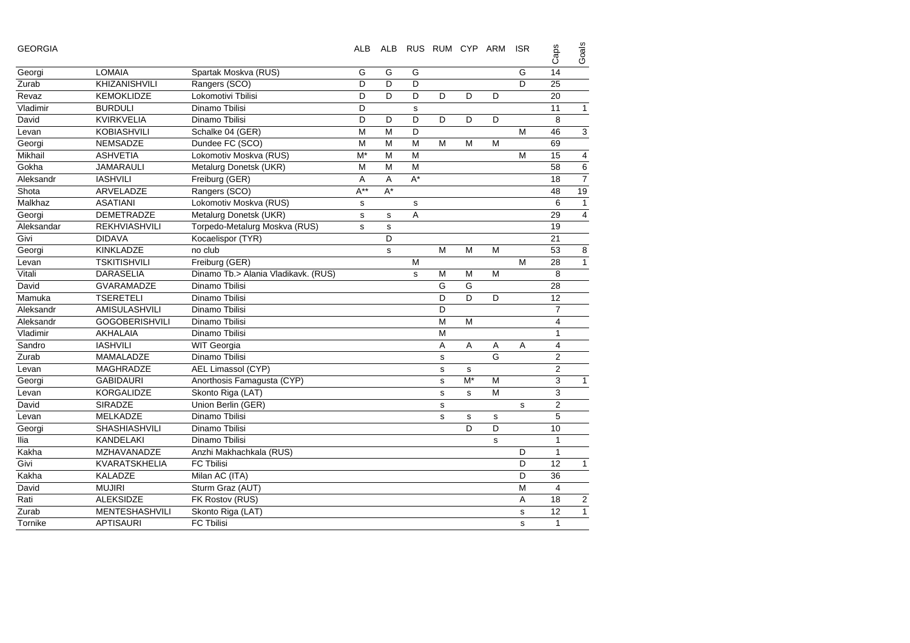| GEORGIA | | | ALB | ALB | RUS | RUM | CYP | ARM | ISR | Caps | Goals |
|---|---|---|---|---|---|---|---|---|---|---|---|
| Georgi | LOMAIA | Spartak Moskva (RUS) | G | G | G | | | | G | 14 | |
| Zurab | KHIZANISHVILI | Rangers (SCO) | D | D | D | | | | D | 25 | |
| Revaz | KEMOKLIDZE | Lokomotivi Tbilisi | D | D | D | D | D | D | | 20 | |
| Vladimir | BURDULI | Dinamo Tbilisi | D | | s | | | | | 11 | 1 |
| David | KVIRKVELIA | Dinamo Tbilisi | D | D | D | D | D | D | | 8 | |
| Levan | KOBIASHVILI | Schalke 04 (GER) | M | M | D | | | | M | 46 | 3 |
| Georgi | NEMSADZE | Dundee FC (SCO) | M | M | M | M | M | M | | 69 | |
| Mikhail | ASHVETIA | Lokomotiv Moskva (RUS) | M* | M | M | | | | M | 15 | 4 |
| Gokha | JAMARAULI | Metalurg Donetsk (UKR) | M | M | M | | | | | 58 | 6 |
| Aleksandr | IASHVILI | Freiburg (GER) | A | A | A* | | | | | 18 | 7 |
| Shota | ARVELADZE | Rangers (SCO) | A** | A* | | | | | | 48 | 19 |
| Malkhaz | ASATIANI | Lokomotiv Moskva (RUS) | s | | s | | | | | 6 | 1 |
| Georgi | DEMETRADZE | Metalurg Donetsk (UKR) | s | s | A | | | | | 29 | 4 |
| Aleksandar | REKHVIASHVILI | Torpedo-Metalurg Moskva (RUS) | s | s | | | | | | 19 | |
| Givi | DIDAVA | Kocaelispor (TYR) | | D | | | | | | 21 | |
| Georgi | KINKLADZE | no club | | s | | M | M | M | | 53 | 8 |
| Levan | TSKITISHVILI | Freiburg (GER) | | | M | | | | M | 28 | 1 |
| Vitali | DARASELIA | Dinamo Tb.> Alania Vladikavk. (RUS) | | | s | M | M | M | | 8 | |
| David | GVARAMADZE | Dinamo Tbilisi | | | | G | G | | | 28 | |
| Mamuka | TSERETELI | Dinamo Tbilisi | | | | D | D | D | | 12 | |
| Aleksandr | AMISULASHVILI | Dinamo Tbilisi | | | | D | | | | 7 | |
| Aleksandr | GOGOBERISHVILI | Dinamo Tbilisi | | | | M | M | | | 4 | |
| Vladimir | AKHALAIA | Dinamo Tbilisi | | | | M | | | | 1 | |
| Sandro | IASHVILI | WIT Georgia | | | | A | A | A | A | 4 | |
| Zurab | MAMALADZE | Dinamo Tbilisi | | | | s | | G | | 2 | |
| Levan | MAGHRADZE | AEL Limassol (CYP) | | | | s | s | | | 2 | |
| Georgi | GABIDAURI | Anorthosis Famagusta (CYP) | | | | s | M* | M | | 3 | 1 |
| Levan | KORGALIDZE | Skonto Riga (LAT) | | | | s | s | M | | 3 | |
| David | SIRADZE | Union Berlin (GER) | | | | s | | | s | 2 | |
| Levan | MELKADZE | Dinamo Tbilisi | | | | s | s | s | | 5 | |
| Georgi | SHASHIASHVILI | Dinamo Tbilisi | | | | | D | D | | 10 | |
| Ilia | KANDELAKI | Dinamo Tbilisi | | | | | | s | | 1 | |
| Kakha | MZHAVANADZE | Anzhi Makhachkala (RUS) | | | | | | | D | 1 | |
| Givi | KVARATSKHELIA | FC Tbilisi | | | | | | | D | 12 | 1 |
| Kakha | KALADZE | Milan AC (ITA) | | | | | | | D | 36 | |
| David | MUJIRI | Sturm Graz (AUT) | | | | | | | M | 4 | |
| Rati | ALEKSIDZE | FK Rostov (RUS) | | | | | | | A | 18 | 2 |
| Zurab | MENTESHASHVILI | Skonto Riga (LAT) | | | | | | | s | 12 | 1 |
| Tornike | APTISAURI | FC Tbilisi | | | | | | | s | 1 | |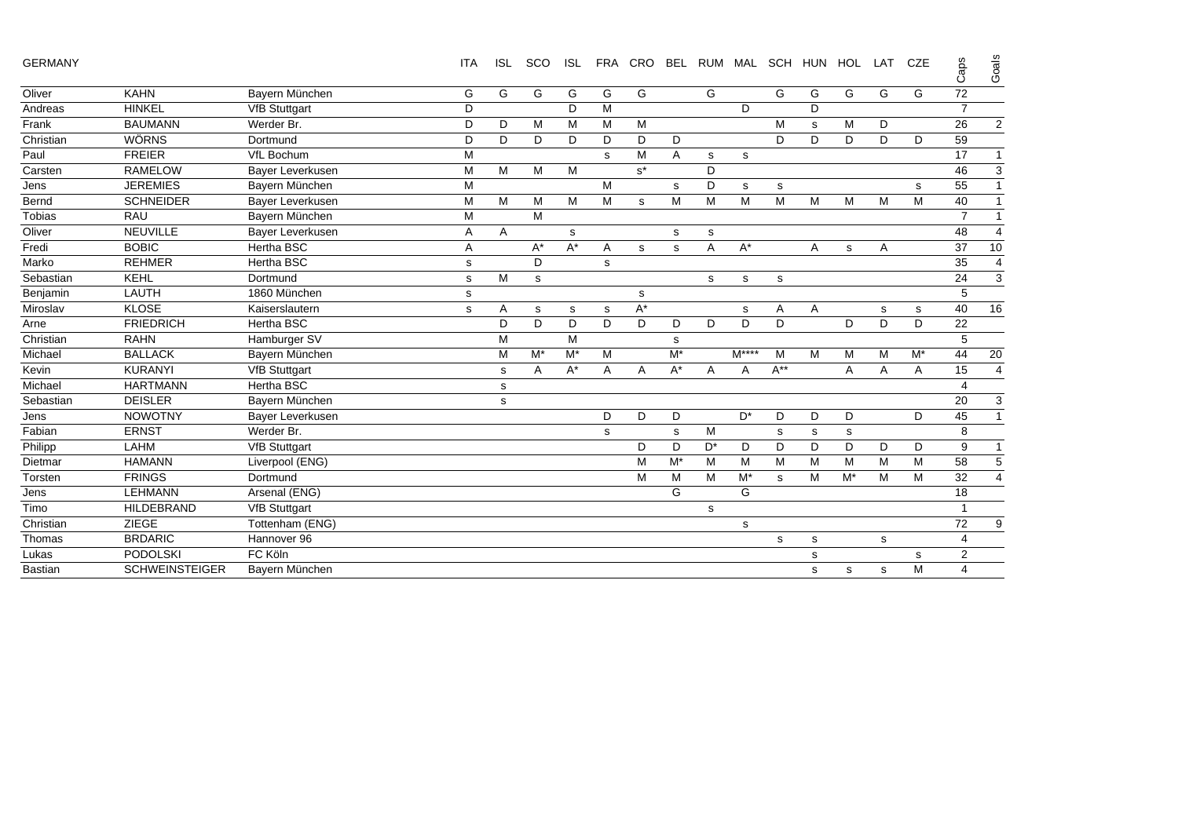| GERMANY | | | ITA | ISL | SCO | ISL | FRA | CRO | BEL | RUM | MAL | SCH | HUN | HOL | LAT | CZE | Caps | Goals |
|---|---|---|---|---|---|---|---|---|---|---|---|---|---|---|---|---|---|---|
| Oliver | KAHN | Bayern München | G | G | G | G | G | G | | G | | G | G | G | G | G | 72 | |
| Andreas | HINKEL | VfB Stuttgart | D | | | D | M | | | | D | | D | | | | 7 | |
| Frank | BAUMANN | Werder Br. | D | D | M | M | M | M | | | | M | s | M | D | | 26 | 2 |
| Christian | WÖRNS | Dortmund | D | D | D | D | D | D | D | | | D | D | D | D | D | 59 | |
| Paul | FREIER | VfL Bochum | M | | | | s | M | A | s | s | | | | | | 17 | 1 |
| Carsten | RAMELOW | Bayer Leverkusen | M | M | M | M | | s* | | D | | | | | | | 46 | 3 |
| Jens | JEREMIES | Bayern München | M | | | | M | | s | D | s | s | | | | s | 55 | 1 |
| Bernd | SCHNEIDER | Bayer Leverkusen | M | M | M | M | M | s | M | M | M | M | M | M | M | M | 40 | 1 |
| Tobias | RAU | Bayern München | M | | M | | | | | | | | | | | | 7 | 1 |
| Oliver | NEUVILLE | Bayer Leverkusen | A | A | | s | | | s | s | | | | | | | 48 | 4 |
| Fredi | BOBIC | Hertha BSC | A | | A* | A* | A | s | s | A | A* | | A | s | A | | 37 | 10 |
| Marko | REHMER | Hertha BSC | s | | D | | s | | | | | | | | | | 35 | 4 |
| Sebastian | KEHL | Dortmund | s | M | s | | | | | s | s | s | | | | | 24 | 3 |
| Benjamin | LAUTH | 1860 München | s | | | | | s | | | | | | | | | 5 | |
| Miroslav | KLOSE | Kaiserslautern | s | A | s | s | s | A* | | | s | A | A | | s | s | 40 | 16 |
| Arne | FRIEDRICH | Hertha BSC | | D | D | D | D | D | D | D | D | D | | D | D | D | 22 | |
| Christian | RAHN | Hamburger SV | | M | | M | | | s | | | | | | | | 5 | |
| Michael | BALLACK | Bayern München | | M | M* | M* | M | | M* | | M**** | M | M | M | M | M* | 44 | 20 |
| Kevin | KURANYI | VfB Stuttgart | | s | A | A* | A | A | A* | A | A | A** | | A | A | A | 15 | 4 |
| Michael | HARTMANN | Hertha BSC | | s | | | | | | | | | | | | | 4 | |
| Sebastian | DEISLER | Bayern München | | s | | | | | | | | | | | | | 20 | 3 |
| Jens | NOWOTNY | Bayer Leverkusen | | | | | D | D | D | | D* | D | D | D | | D | 45 | 1 |
| Fabian | ERNST | Werder Br. | | | | | s | | s | M | | s | s | s | | | 8 | |
| Philipp | LAHM | VfB Stuttgart | | | | | | D | D | D* | D | D | D | D | D | D | 9 | 1 |
| Dietmar | HAMANN | Liverpool (ENG) | | | | | | M | M* | M | M | M | M | M | M | M | 58 | 5 |
| Torsten | FRINGS | Dortmund | | | | | | M | M | M | M* | s | M | M* | M | M | 32 | 4 |
| Jens | LEHMANN | Arsenal (ENG) | | | | | | | G | | G | | | | | | 18 | |
| Timo | HILDEBRAND | VfB Stuttgart | | | | | | | | s | | | | | | | 1 | |
| Christian | ZIEGE | Tottenham (ENG) | | | | | | | | | s | | | | | | 72 | 9 |
| Thomas | BRDARIC | Hannover 96 | | | | | | | | | | s | s | | s | | 4 | |
| Lukas | PODOLSKI | FC Köln | | | | | | | | | | | s | | | s | 2 | |
| Bastian | SCHWEINSTEIGER | Bayern München | | | | | | | | | | | s | s | s | M | 4 | |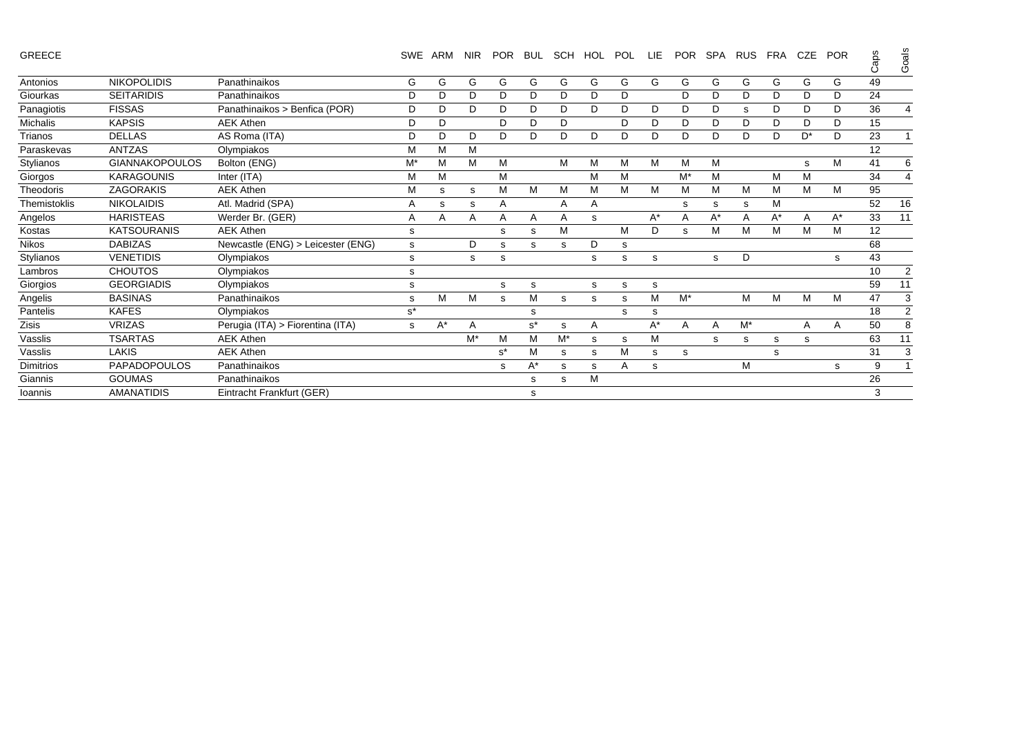| GREECE | | | SWE | ARM | NIR | POR | BUL | SCH | HOL | POL | LIE | POR | SPA | RUS | FRA | CZE | POR | Caps | Goals |
|---|---|---|---|---|---|---|---|---|---|---|---|---|---|---|---|---|---|---|---|
| Antonios | NIKOPOLIDIS | Panathinaikos | G | G | G | G | G | G | G | G | G | G | G | G | G | G | G | 49 | |
| Giourkas | SEITARIDIS | Panathinaikos | D | D | D | D | D | D | D | D | | D | D | D | D | D | D | 24 | |
| Panagiotis | FISSAS | Panathinaikos > Benfica (POR) | D | D | D | D | D | D | D | D | D | D | D | s | D | D | D | 36 | 4 |
| Michalis | KAPSIS | AEK Athen | D | D | | D | D | D | | D | D | D | D | D | D | D | D | 15 | |
| Trianos | DELLAS | AS Roma (ITA) | D | D | D | D | D | D | D | D | D | D | D | D | D | D* | D | 23 | 1 |
| Paraskevas | ANTZAS | Olympiakos | M | M | M | | | | | | | | | | | | | 12 | |
| Stylianos | GIANNAKOPOULOS | Bolton (ENG) | M* | M | M | M | | M | M | M | M | M | M | | | s | M | 41 | 6 |
| Giorgos | KARAGOUNIS | Inter (ITA) | M | M | | M | | | M | M | | M* | M | | M | M | | 34 | 4 |
| Theodoris | ZAGORAKIS | AEK Athen | M | s | s | M | M | M | M | M | M | M | M | M | M | M | M | 95 | |
| Themistoklis | NIKOLAIDIS | Atl. Madrid (SPA) | A | s | s | A | | A | A | | | s | s | s | M | | | 52 | 16 |
| Angelos | HARISTEAS | Werder Br. (GER) | A | A | A | A | A | A | s | | A* | A | A* | A | A* | A | A* | 33 | 11 |
| Kostas | KATSOURANIS | AEK Athen | s | | | s | s | M | | M | D | s | M | M | M | M | M | 12 | |
| Nikos | DABIZAS | Newcastle (ENG) > Leicester (ENG) | s | | D | s | s | s | D | s | | | | | | | | 68 | |
| Stylianos | VENETIDIS | Olympiakos | s | | s | s | | | s | s | s | | s | D | | | s | 43 | |
| Lambros | CHOUTOS | Olympiakos | s | | | | | | | | | | | | | | | 10 | 2 |
| Giorgios | GEORGIADIS | Olympiakos | s | | | s | s | | s | s | s | | | | | | | 59 | 11 |
| Angelis | BASINAS | Panathinaikos | s | M | M | s | M | s | s | s | M | M* | | M | M | M | M | 47 | 3 |
| Pantelis | KAFES | Olympiakos | s* | | | | s | | | s | s | | | | | | | 18 | 2 |
| Zisis | VRIZAS | Perugia (ITA) > Fiorentina (ITA) | s | A* | A | | s* | s | A | | A* | A | A | M* | | A | A | 50 | 8 |
| Vasslis | TSARTAS | AEK Athen | | | M* | M | M | M* | s | s | M | | s | s | s | s | | 63 | 11 |
| Vasslis | LAKIS | AEK Athen | | | | s* | M | s | s | M | s | s | | | s | | | 31 | 3 |
| Dimitrios | PAPADOPOULOS | Panathinaikos | | | | s | A* | s | s | A | s | | | M | | | s | 9 | 1 |
| Giannis | GOUMAS | Panathinaikos | | | | | s | s | M | | | | | | | | | 26 | |
| Ioannis | AMANATIDIS | Eintracht Frankfurt (GER) | | | | | s | | | | | | | | | | | 3 | |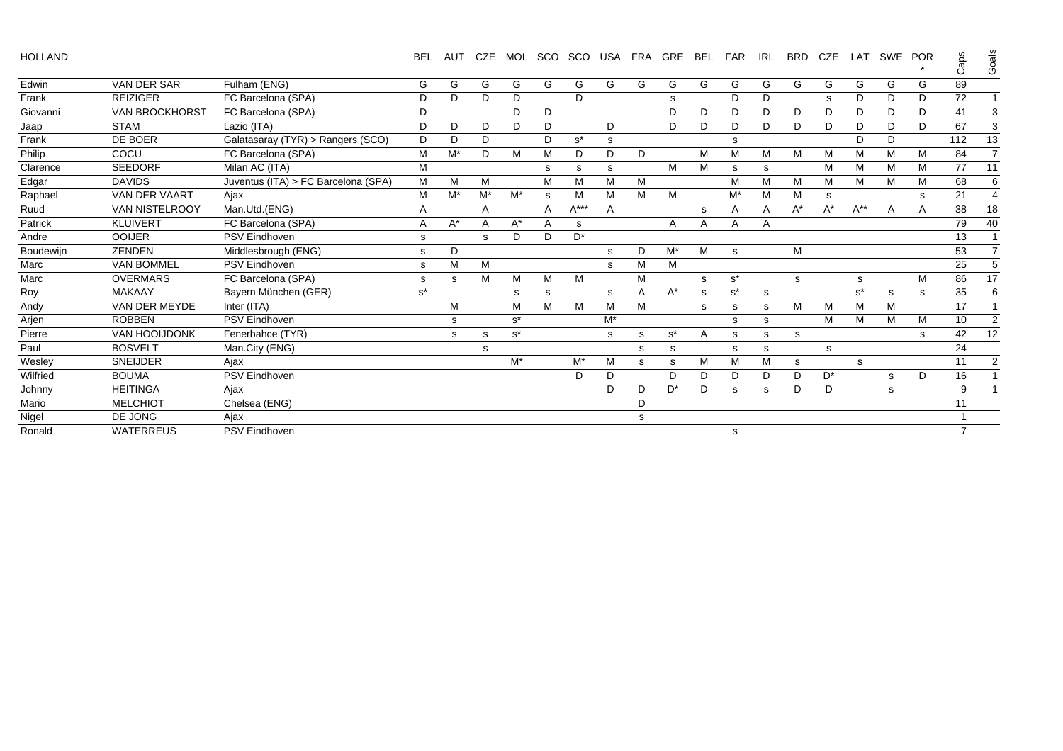| HOLLAND | | | BEL | AUT | CZE | MOL | SCO | SCO | USA | FRA | GRE | BEL | FAR | IRL | BRD | CZE | LAT | SWE | POR * | Caps | Goals |
|---|---|---|---|---|---|---|---|---|---|---|---|---|---|---|---|---|---|---|---|---|---|
| Edwin | VAN DER SAR | Fulham (ENG) | G | G | G | G | G | G | G | G | G | G | G | G | G | G | G | G | G | 89 | |
| Frank | REIZIGER | FC Barcelona (SPA) | D | D | D | D | | D | | | s | | D | D | | s | D | D | D | 72 | 1 |
| Giovanni | VAN BROCKHORST | FC Barcelona (SPA) | D | | | D | D | | | | D | D | D | D | D | D | D | D | D | 41 | 3 |
| Jaap | STAM | Lazio (ITA) | D | D | D | D | D | | D | | D | D | D | D | D | D | D | D | D | 67 | 3 |
| Frank | DE BOER | Galatasaray (TYR) > Rangers (SCO) | D | D | D | | D | s* | s | | | | s | | | | D | D | | 112 | 13 |
| Philip | COCU | FC Barcelona (SPA) | M | M* | D | M | M | D | D | D | | M | M | M | M | M | M | M | M | 84 | 7 |
| Clarence | SEEDORF | Milan AC (ITA) | M | | | | s | s | s | | M | M | s | s | | M | M | M | M | 77 | 11 |
| Edgar | DAVIDS | Juventus (ITA) > FC Barcelona (SPA) | M | M | M | | M | M | M | M | | | M | M | M | M | M | M | M | 68 | 6 |
| Raphael | VAN DER VAART | Ajax | M | M* | M* | M* | s | M | M | M | M | | M* | M | M | s | | | s | 21 | 4 |
| Ruud | VAN NISTELROOY | Man.Utd.(ENG) | A | | A | | A | A*** | A | | | s | A | A | A* | A* | A** | A | A | 38 | 18 |
| Patrick | KLUIVERT | FC Barcelona (SPA) | A | A* | A | A* | A | s | | | A | A | A | A | | | | | | 79 | 40 |
| Andre | OOIJER | PSV Eindhoven | s | | s | D | D | D* | | | | | | | | | | | | 13 | 1 |
| Boudewijn | ZENDEN | Middlesbrough (ENG) | s | D | | | | | s | D | M* | M | s | | M | | | | | 53 | 7 |
| Marc | VAN BOMMEL | PSV Eindhoven | s | M | M | | | | s | M | M | | | | | | | | | 25 | 5 |
| Marc | OVERMARS | FC Barcelona (SPA) | s | s | M | M | M | M | | M | | s | s* | | s | | s | | M | 86 | 17 |
| Roy | MAKAAY | Bayern München (GER) | s* | | | s | s | | s | A | A* | s | s* | s | | | s* | s | s | 35 | 6 |
| Andy | VAN DER MEYDE | Inter (ITA) | | M | | M | M | M | M | M | | s | s | s | M | M | M | M | | 17 | 1 |
| Arjen | ROBBEN | PSV Eindhoven | | s | | s* | | | M* | | | | s | s | | M | M | M | M | 10 | 2 |
| Pierre | VAN HOOIJDONK | Fenerbahce (TYR) | | s | s | s* | | | s | s | s* | A | s | s | s | | | | s | 42 | 12 |
| Paul | BOSVELT | Man.City (ENG) | | | s | | | | | s | s | | s | s | | s | | | | 24 | |
| Wesley | SNEIJDER | Ajax | | | | M* | | M* | M | s | s | M | M | M | s | | s | | | 11 | 2 |
| Wilfried | BOUMA | PSV Eindhoven | | | | | | D | D | | D | D | D | D | D | D* | | s | D | 16 | 1 |
| Johnny | HEITINGA | Ajax | | | | | | | D | D | D* | D | s | s | D | D | | s | | 9 | 1 |
| Mario | MELCHIOT | Chelsea (ENG) | | | | | | | | D | | | | | | | | | | 11 | |
| Nigel | DE JONG | Ajax | | | | | | | | s | | | | | | | | | | 1 | |
| Ronald | WATERREUS | PSV Eindhoven | | | | | | | | | | | s | | | | | | | 7 | |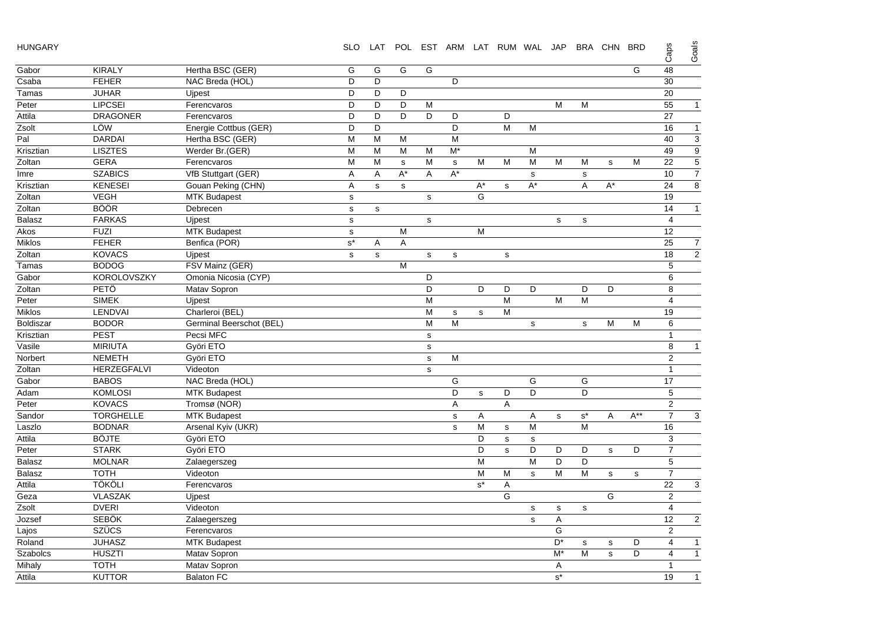| HUNGARY | | | SLO | LAT | POL | EST | ARM | LAT | RUM | WAL | JAP | BRA | CHN | BRD | Caps | Goals |
|---|---|---|---|---|---|---|---|---|---|---|---|---|---|---|---|---|
| Gabor | KIRALY | Hertha BSC (GER) | G | G | G | G | | | | | | | | G | 48 | |
| Csaba | FEHER | NAC Breda (HOL) | D | D | | | D | | | | | | | | 30 | |
| Tamas | JUHAR | Ujpest | D | D | D | | | | | | | | | | 20 | |
| Peter | LIPCSEI | Ferencvaros | D | D | D | M | | | | | M | M | | | 55 | 1 |
| Attila | DRAGONER | Ferencvaros | D | D | D | D | D | | D | | | | | | 27 | |
| Zsolt | LÖW | Energie Cottbus (GER) | D | D | | | D | | M | M | | | | | 16 | 1 |
| Pal | DARDAI | Hertha BSC (GER) | M | M | M | | M | | | | | | | | 40 | 3 |
| Krisztian | LISZTES | Werder Br.(GER) | M | M | M | M | M* | | | M | | | | | 49 | 9 |
| Zoltan | GERA | Ferencvaros | M | M | s | M | s | M | M | M | M | M | s | M | 22 | 5 |
| Imre | SZABICS | VfB Stuttgart (GER) | A | A | A* | A | A* | | | s | | s | | | 10 | 7 |
| Krisztian | KENESEI | Gouan Peking (CHN) | A | s | s | | | A* | s | A* | | A | A* | | 24 | 8 |
| Zoltan | VEGH | MTK Budapest | s | | | s | | G | | | | | | | 19 | |
| Zoltan | BÖÖR | Debrecen | s | s | | | | | | | | | | | 14 | 1 |
| Balasz | FARKAS | Ujpest | s | | | s | | | | | s | s | | | 4 | |
| Akos | FUZI | MTK Budapest | s | | M | | | M | | | | | | | 12 | |
| Miklos | FEHER | Benfica (POR) | s* | A | A | | | | | | | | | | 25 | 7 |
| Zoltan | KOVACS | Ujpest | s | s | | s | s | | s | | | | | | 18 | 2 |
| Tamas | BODOG | FSV Mainz (GER) | | | M | | | | | | | | | | 5 | |
| Gabor | KOROLOVSZKY | Omonia Nicosia (CYP) | | | | D | | | | | | | | | 6 | |
| Zoltan | PETÖ | Matav Sopron | | | | D | | D | D | D | | D | D | | 8 | |
| Peter | SIMEK | Ujpest | | | | M | | | M | | M | M | | | 4 | |
| Miklos | LENDVAI | Charleroi (BEL) | | | | M | s | s | M | | | | | | 19 | |
| Boldiszar | BODOR | Germinal Beerschot (BEL) | | | | M | M | | | s | | s | M | M | 6 | |
| Krisztian | PEST | Pecsi MFC | | | | s | | | | | | | | | 1 | |
| Vasile | MIRIUTA | Györi ETO | | | | s | | | | | | | | | 8 | 1 |
| Norbert | NEMETH | Györi ETO | | | | s | M | | | | | | | | 2 | |
| Zoltan | HERZEGFALVI | Videoton | | | | s | | | | | | | | | 1 | |
| Gabor | BABOS | NAC Breda (HOL) | | | | | G | | | G | | G | | | 17 | |
| Adam | KOMLOSI | MTK Budapest | | | | | D | s | D | D | | D | | | 5 | |
| Peter | KOVACS | Tromsø (NOR) | | | | | A | | A | | | | | | 2 | |
| Sandor | TORGHELLE | MTK Budapest | | | | | s | A | | A | s | s* | A | A** | 7 | 3 |
| Laszlo | BODNAR | Arsenal Kyiv (UKR) | | | | | s | M | s | M | | M | | | 16 | |
| Attila | BÖJTE | Györi ETO | | | | | | D | s | s | | | | | 3 | |
| Peter | STARK | Györi ETO | | | | | | D | s | D | D | D | s | D | 7 | |
| Balasz | MOLNAR | Zalaegerszeg | | | | | | M | | M | D | D | | | 5 | |
| Balasz | TOTH | Videoton | | | | | | M | M | s | M | M | s | s | 7 | |
| Attila | TÖKÖLI | Ferencvaros | | | | | | s* | A | | | | | | 22 | 3 |
| Geza | VLASZAK | Ujpest | | | | | | | G | | | | G | | 2 | |
| Zsolt | DVERI | Videoton | | | | | | | | s | s | s | | | 4 | |
| Jozsef | SEBÖK | Zalaegerszeg | | | | | | | | s | A | | | | 12 | 2 |
| Lajos | SZÜCS | Ferencvaros | | | | | | | | | G | | | | 2 | |
| Roland | JUHASZ | MTK Budapest | | | | | | | | | D* | s | s | D | 4 | 1 |
| Szabolcs | HUSZTI | Matav Sopron | | | | | | | | | M* | M | s | D | 4 | 1 |
| Mihaly | TOTH | Matav Sopron | | | | | | | | | A | | | | 1 | |
| Attila | KUTTOR | Balaton FC | | | | | | | | | s* | | | | 19 | 1 |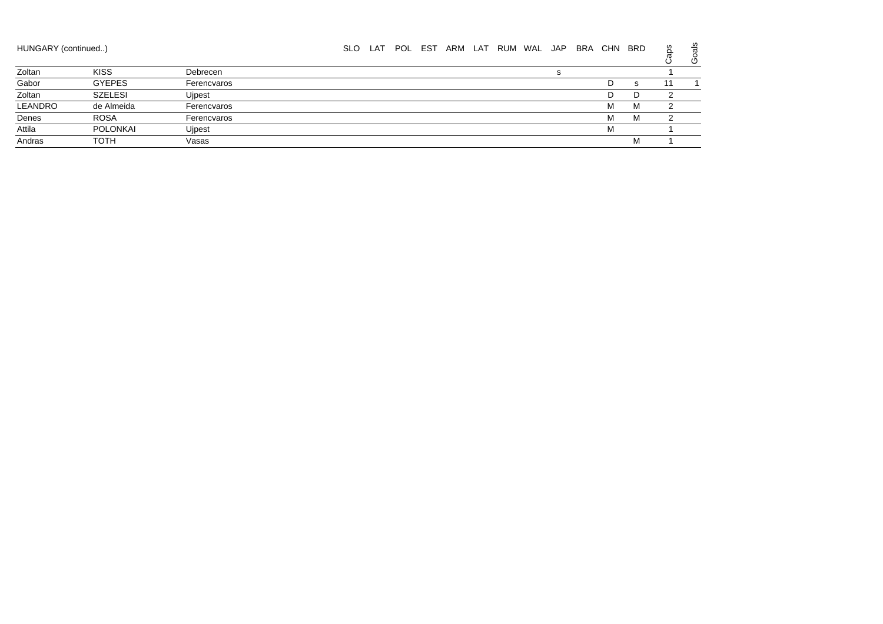HUNGARY (continued..)

| | | | SLO | LAT | POL | EST | ARM | LAT | RUM | WAL | JAP | BRA | CHN | BRD | Caps | Goals |
|---|---|---|---|---|---|---|---|---|---|---|---|---|---|---|---|---|
| Zoltan | KISS | Debrecen | | | | | | | | | s | | | | 1 | |
| Gabor | GYEPES | Ferencvaros | | | | | | | | | | | D | s | 11 | 1 |
| Zoltan | SZELESI | Ujpest | | | | | | | | | | | D | D | 2 | |
| LEANDRO | de Almeida | Ferencvaros | | | | | | | | | | | M | M | 2 | |
| Denes | ROSA | Ferencvaros | | | | | | | | | | | M | M | 2 | |
| Attila | POLONKAI | Ujpest | | | | | | | | | | | M | | 1 | |
| Andras | TOTH | Vasas | | | | | | | | | | | | M | 1 | |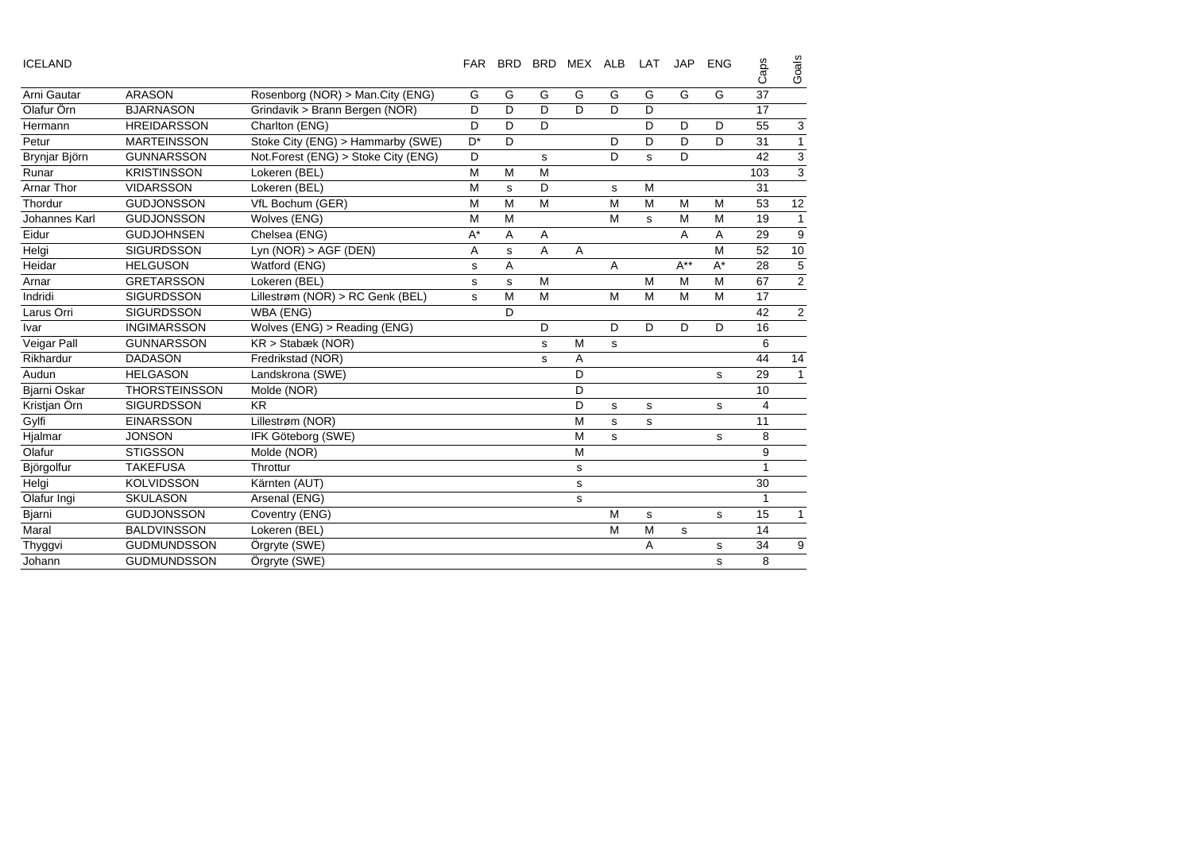| ICELAND | | | FAR | BRD | BRD | MEX | ALB | LAT | JAP | ENG | Caps | Goals |
|---|---|---|---|---|---|---|---|---|---|---|---|---|
| Arni Gautar | ARASON | Rosenborg (NOR) > Man.City (ENG) | G | G | G | G | G | G | G | G | 37 | |
| Olafur Örn | BJARNASON | Grindavik > Brann Bergen (NOR) | D | D | D | D | D | D | | | 17 | |
| Hermann | HREIDARSSON | Charlton (ENG) | D | D | D | | | D | D | D | 55 | 3 |
| Petur | MARTEINSSON | Stoke City (ENG) > Hammarby (SWE) | D* | D | | | D | D | D | D | 31 | 1 |
| Brynjar Björn | GUNNARSSON | Not.Forest (ENG) > Stoke City (ENG) | D | | s | | D | s | D | | 42 | 3 |
| Runar | KRISTINSSON | Lokeren (BEL) | M | M | M | | | | | | 103 | 3 |
| Arnar Thor | VIDARSSON | Lokeren (BEL) | M | s | D | | s | M | | | 31 | |
| Thordur | GUDJONSSON | VfL Bochum (GER) | M | M | M | | M | M | M | M | 53 | 12 |
| Johannes Karl | GUDJONSSON | Wolves (ENG) | M | M | | | M | s | M | M | 19 | 1 |
| Eidur | GUDJOHNSEN | Chelsea (ENG) | A* | A | A | | | | A | A | 29 | 9 |
| Helgi | SIGURDSSON | Lyn (NOR) > AGF (DEN) | A | s | A | A | | | | M | 52 | 10 |
| Heidar | HELGUSON | Watford (ENG) | s | A | | | A | | A** | A* | 28 | 5 |
| Arnar | GRETARSSON | Lokeren (BEL) | s | s | M | | | M | M | M | 67 | 2 |
| Indridi | SIGURDSSON | Lillestrøm (NOR) > RC Genk (BEL) | s | M | M | | M | M | M | M | 17 | |
| Larus Orri | SIGURDSSON | WBA (ENG) | | D | | | | | | | 42 | 2 |
| Ivar | INGIMARSSON | Wolves (ENG) > Reading (ENG) | | | D | | D | D | D | D | 16 | |
| Veigar Pall | GUNNARSSON | KR > Stabæk (NOR) | | | s | M | s | | | | 6 | |
| Rikhardur | DADASON | Fredrikstad (NOR) | | | s | A | | | | | 44 | 14 |
| Audun | HELGASON | Landskrona (SWE) | | | | D | | | | s | 29 | 1 |
| Bjarni Oskar | THORSTEINSSON | Molde (NOR) | | | | D | | | | | 10 | |
| Kristjan Örn | SIGURDSSON | KR | | | | D | s | s | | s | 4 | |
| Gylfi | EINARSSON | Lillestrøm (NOR) | | | | M | s | s | | | 11 | |
| Hjalmar | JONSON | IFK Göteborg (SWE) | | | | M | s | | | s | 8 | |
| Olafur | STIGSSON | Molde (NOR) | | | | M | | | | | 9 | |
| Björgolfur | TAKEFUSA | Throttur | | | | s | | | | | 1 | |
| Helgi | KOLVIDSSON | Kärnten (AUT) | | | | s | | | | | 30 | |
| Olafur Ingi | SKULASON | Arsenal (ENG) | | | | s | | | | | 1 | |
| Bjarni | GUDJONSSON | Coventry (ENG) | | | | | M | s | | s | 15 | 1 |
| Maral | BALDVINSSON | Lokeren (BEL) | | | | | M | M | s | | 14 | |
| Thyggvi | GUDMUNDSSON | Örgryte (SWE) | | | | | | A | | s | 34 | 9 |
| Johann | GUDMUNDSSON | Örgryte (SWE) | | | | | | | | s | 8 | |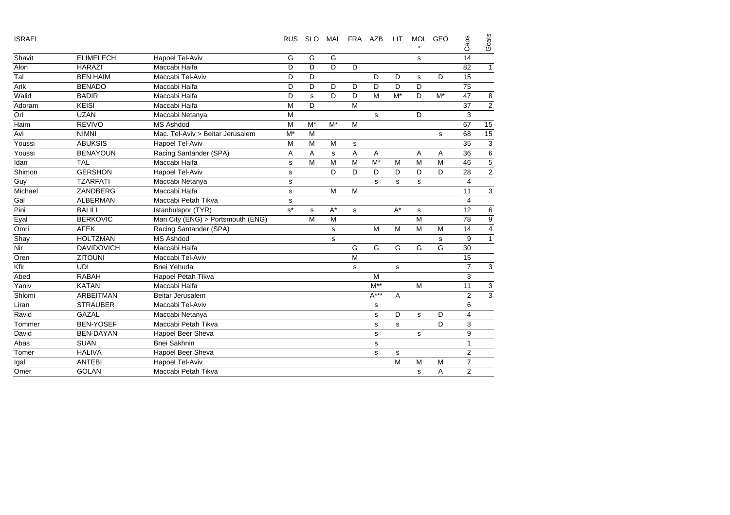| ISRAEL | | | RUS | SLO | MAL | FRA | AZB | LIT | MOL * | GEO | Caps | Goals |
|---|---|---|---|---|---|---|---|---|---|---|---|---|
| Shavit | ELIMELECH | Hapoel Tel-Aviv | G | G | G | | | | s | | 14 | |
| Alon | HARAZI | Maccabi Haifa | D | D | D | D | | | | | 82 | 1 |
| Tal | BEN HAIM | Maccabi Tel-Aviv | D | D | | | D | D | s | D | 15 | |
| Arik | BENADO | Maccabi Haifa | D | D | D | D | D | D | D | | 75 | |
| Walid | BADIR | Maccabi Haifa | D | s | D | D | M | M* | D | M* | 47 | 8 |
| Adoram | KEISI | Maccabi Haifa | M | D | | M | | | | | 37 | 2 |
| Ori | UZAN | Maccabi Netanya | M | | | | s | | D | | 3 | |
| Haim | REVIVO | MS Ashdod | M | M* | M* | M | | | | | 67 | 15 |
| Avi | NIMNI | Mac. Tel-Aviv > Beitar Jerusalem | M* | M | | | | | | s | 68 | 15 |
| Youssi | ABUKSIS | Hapoel Tel-Aviv | M | M | M | s | | | | | 35 | 3 |
| Youssi | BENAYOUN | Racing Santander (SPA) | A | A | s | A | A | | A | A | 36 | 6 |
| Idan | TAL | Maccabi Haifa | s | M | M | M | M* | M | M | M | 46 | 5 |
| Shimon | GERSHON | Hapoel Tel-Aviv | s | | D | D | D | D | D | D | 28 | 2 |
| Guy | TZARFATI | Maccabi Netanya | s | | | | s | s | s | | 4 | |
| Michael | ZANDBERG | Maccabi Haifa | s | | M | M | | | | | 11 | 3 |
| Gal | ALBERMAN | Maccabi Petah Tikva | s | | | | | | | | 4 | |
| Pini | BALILI | Istanbulspor (TYR) | s* | s | A* | s | | A* | s | | 12 | 6 |
| Eyal | BERKOVIC | Man.City (ENG) > Portsmouth (ENG) | | M | M | | | | M | | 78 | 9 |
| Omri | AFEK | Racing Santander (SPA) | | | s | | M | M | M | M | 14 | 4 |
| Shay | HOLTZMAN | MS Ashdod | | | s | | | | | s | 9 | 1 |
| Nir | DAVIDOVICH | Maccabi Haifa | | | | G | G | G | G | G | 30 | |
| Oren | ZITOUNI | Maccabi Tel-Aviv | | | | M | | | | | 15 | |
| Kfir | UDI | Bnei Yehuda | | | | s | | s | | | 7 | 3 |
| Abed | RABAH | Hapoel Petah Tikva | | | | | M | | | | 3 | |
| Yaniv | KATAN | Maccabi Haifa | | | | | M** | | M | | 11 | 3 |
| Shlomi | ARBEITMAN | Beitar Jerusalem | | | | | A*** | A | | | 2 | 3 |
| Liran | STRAUBER | Maccabi Tel-Aviv | | | | | s | | | | 6 | |
| Ravid | GAZAL | Maccabi Netanya | | | | | s | D | s | D | 4 | |
| Tommer | BEN-YOSEF | Maccabi Petah Tikva | | | | | s | s | | D | 3 | |
| David | BEN-DAYAN | Hapoel Beer Sheva | | | | | s | | s | | 9 | |
| Abas | SUAN | Bnei Sakhnin | | | | | s | | | | 1 | |
| Tomer | HALIVA | Hapoel Beer Sheva | | | | | s | s | | | 2 | |
| Igal | ANTEBI | Hapoel Tel-Aviv | | | | | | M | M | M | 7 | |
| Omer | GOLAN | Maccabi Petah Tikva | | | | | | | s | A | 2 | |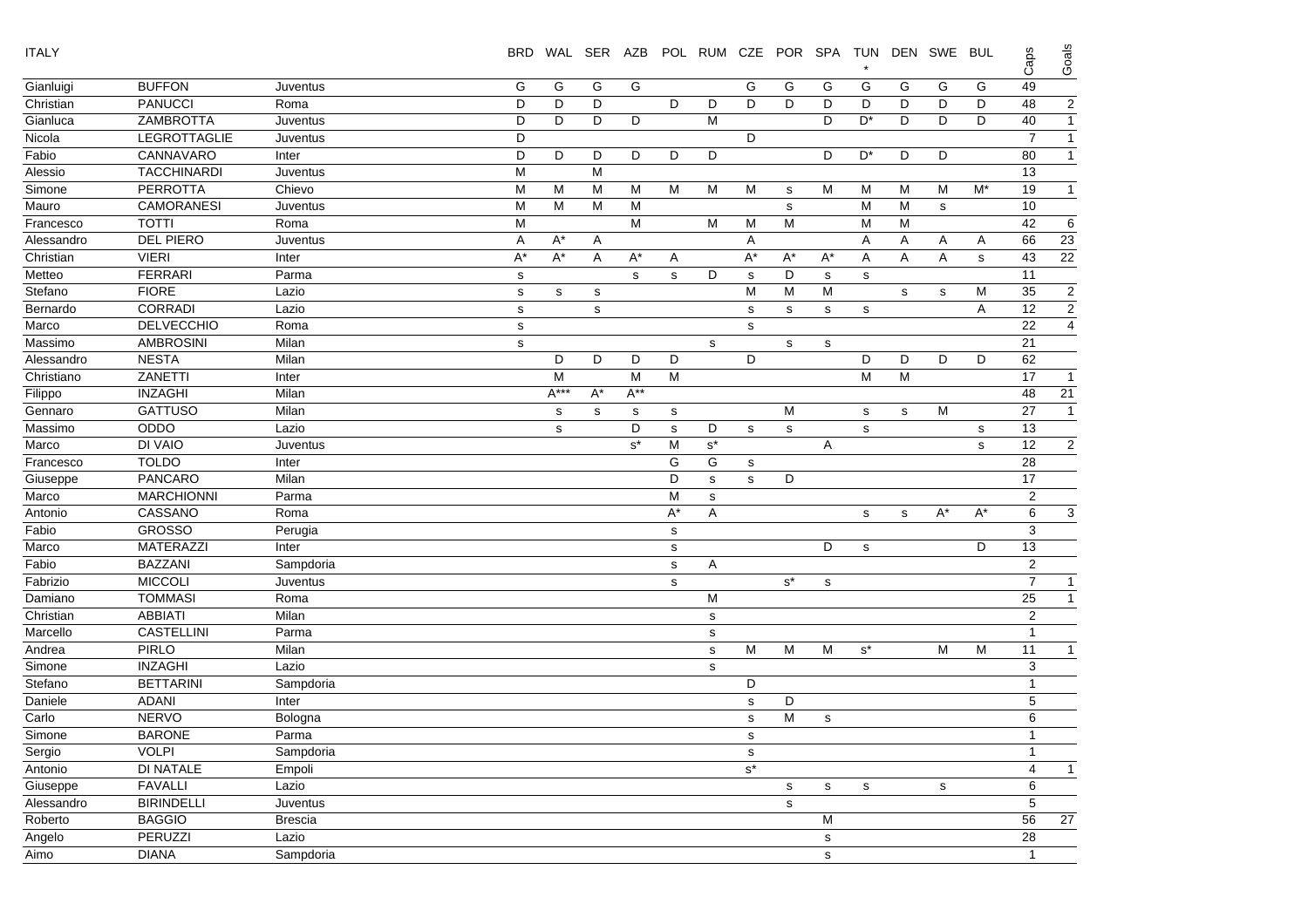| ITALY | | | BRD | WAL | SER | AZB | POL | RUM | CZE | POR | SPA | TUN * | DEN | SWE | BUL | Caps | Goals |
|---|---|---|---|---|---|---|---|---|---|---|---|---|---|---|---|---|---|
| Gianluigi | BUFFON | Juventus | G | G | G | G | | | G | G | G | G | G | G | G | 49 | |
| Christian | PANUCCI | Roma | D | D | D | | D | D | D | D | D | D | D | D | D | 48 | 2 |
| Gianluca | ZAMBROTTA | Juventus | D | D | D | D | | M | | | D | D* | D | D | D | 40 | 1 |
| Nicola | LEGROTTAGLIE | Juventus | D | | | | | | D | | | | | | | 7 | 1 |
| Fabio | CANNAVARO | Inter | D | D | D | D | D | D | | | D | D* | D | D | | 80 | 1 |
| Alessio | TACCHINARDI | Juventus | M | | M | | | | | | | | | | | 13 | |
| Simone | PERROTTA | Chievo | M | M | M | M | M | M | M | s | M | M | M | M | M* | 19 | 1 |
| Mauro | CAMORANESI | Juventus | M | M | M | M | | | | s | | M | M | s | | 10 | |
| Francesco | TOTTI | Roma | M | | | M | | M | M | M | | M | M | | | 42 | 6 |
| Alessandro | DEL PIERO | Juventus | A | A* | A | | | | A | | | A | A | A | A | 66 | 23 |
| Christian | VIERI | Inter | A* | A* | A | A* | A | | A* | A* | A* | A | A | A | s | 43 | 22 |
| Metteo | FERRARI | Parma | s | | | s | s | D | s | D | s | s | | | | 11 | |
| Stefano | FIORE | Lazio | s | s | s | | | | M | M | M | | s | s | M | 35 | 2 |
| Bernardo | CORRADI | Lazio | s | | s | | | | s | s | s | s | | | A | 12 | 2 |
| Marco | DELVECCHIO | Roma | s | | | | | | s | | | | | | | 22 | 4 |
| Massimo | AMBROSINI | Milan | s | | | | | s | | s | s | | | | | 21 | |
| Alessandro | NESTA | Milan | | D | D | D | D | | D | | | D | D | D | D | 62 | |
| Christiano | ZANETTI | Inter | | M | | M | M | | | | | M | M | | | 17 | 1 |
| Filippo | INZAGHI | Milan | | A*** | A* | A** | | | | | | | | | | 48 | 21 |
| Gennaro | GATTUSO | Milan | | s | s | s | s | | | M | | s | s | M | | 27 | 1 |
| Massimo | ODDO | Lazio | | s | | D | s | D | s | s | | s | | | s | 13 | |
| Marco | DI VAIO | Juventus | | | | s* | M | s* | | | A | | | | s | 12 | 2 |
| Francesco | TOLDO | Inter | | | | | G | G | s | | | | | | | 28 | |
| Giuseppe | PANCARO | Milan | | | | | D | s | s | D | | | | | | 17 | |
| Marco | MARCHIONNI | Parma | | | | | M | s | | | | | | | | 2 | |
| Antonio | CASSANO | Roma | | | | | A* | A | | | | s | s | A* | A* | 6 | 3 |
| Fabio | GROSSO | Perugia | | | | | s | | | | | | | | | 3 | |
| Marco | MATERAZZI | Inter | | | | | s | | | | D | s | | | D | 13 | |
| Fabio | BAZZANI | Sampdoria | | | | | s | A | | | | | | | | 2 | |
| Fabrizio | MICCOLI | Juventus | | | | | s | | | s* | s | | | | | 7 | 1 |
| Damiano | TOMMASI | Roma | | | | | | M | | | | | | | | 25 | 1 |
| Christian | ABBIATI | Milan | | | | | | s | | | | | | | | 2 | |
| Marcello | CASTELLINI | Parma | | | | | | s | | | | | | | | 1 | |
| Andrea | PIRLO | Milan | | | | | | s | M | M | M | s* | | M | M | 11 | 1 |
| Simone | INZAGHI | Lazio | | | | | | s | | | | | | | | 3 | |
| Stefano | BETTARINI | Sampdoria | | | | | | | D | | | | | | | 1 | |
| Daniele | ADANI | Inter | | | | | | | s | D | | | | | | 5 | |
| Carlo | NERVO | Bologna | | | | | | | s | M | s | | | | | 6 | |
| Simone | BARONE | Parma | | | | | | | s | | | | | | | 1 | |
| Sergio | VOLPI | Sampdoria | | | | | | | s | | | | | | | 1 | |
| Antonio | DI NATALE | Empoli | | | | | | | s* | | | | | | | 4 | 1 |
| Giuseppe | FAVALLI | Lazio | | | | | | | | s | s | s | | s | | 6 | |
| Alessandro | BIRINDELLI | Juventus | | | | | | | | s | | | | | | 5 | |
| Roberto | BAGGIO | Brescia | | | | | | | | | M | | | | | 56 | 27 |
| Angelo | PERUZZI | Lazio | | | | | | | | | s | | | | | 28 | |
| Aimo | DIANA | Sampdoria | | | | | | | | | s | | | | | 1 | |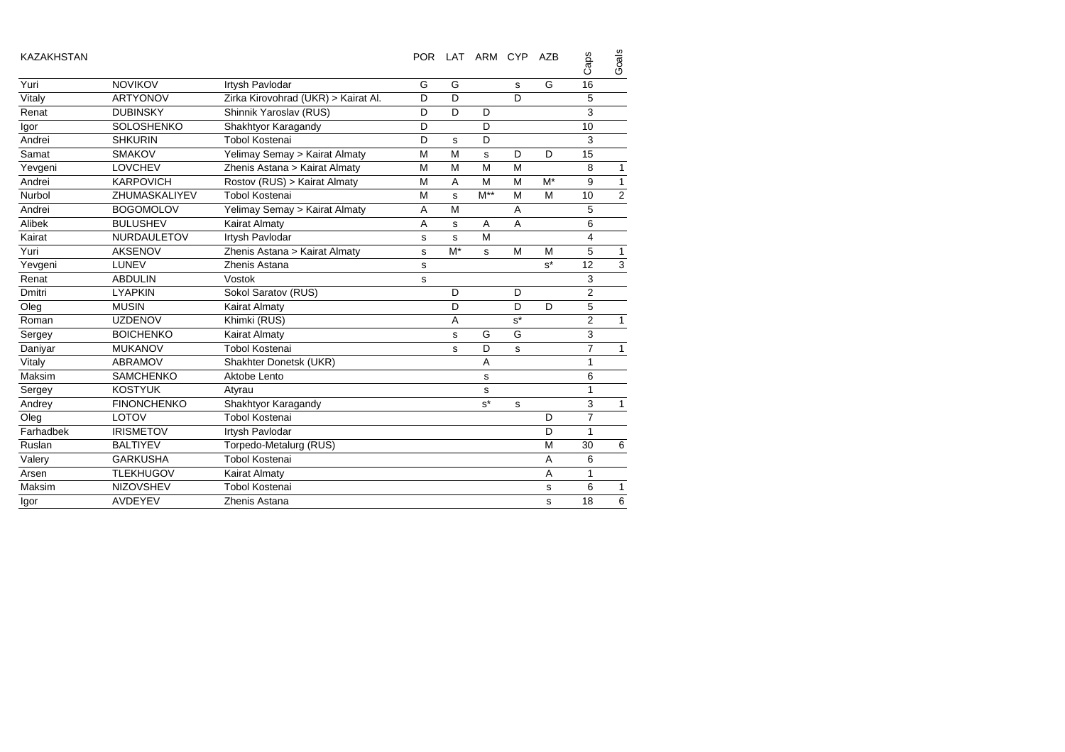| KAZAKHSTAN | | | POR | LAT | ARM | CYP | AZB | Caps | Goals |
|---|---|---|---|---|---|---|---|---|---|
| Yuri | NOVIKOV | Irtysh Pavlodar | G | G | | s | G | 16 | |
| Vitaly | ARTYONOV | Zirka Kirovohrad (UKR) > Kairat Al. | D | D | | D | | 5 | |
| Renat | DUBINSKY | Shinnik Yaroslav (RUS) | D | D | D | | | 3 | |
| Igor | SOLOSHENKO | Shakhtyor Karagandy | D | | D | | | 10 | |
| Andrei | SHKURIN | Tobol Kostenai | D | s | D | | | 3 | |
| Samat | SMAKOV | Yelimay Semay > Kairat Almaty | M | M | s | D | D | 15 | |
| Yevgeni | LOVCHEV | Zhenis Astana > Kairat Almaty | M | M | M | M | | 8 | 1 |
| Andrei | KARPOVICH | Rostov (RUS) > Kairat Almaty | M | A | M | M | M* | 9 | 1 |
| Nurbol | ZHUMASKALIYEV | Tobol Kostenai | M | s | M** | M | M | 10 | 2 |
| Andrei | BOGOMOLOV | Yelimay Semay > Kairat Almaty | A | M | | A | | 5 | |
| Alibek | BULUSHEV | Kairat Almaty | A | s | A | A | | 6 | |
| Kairat | NURDAULETOV | Irtysh Pavlodar | s | s | M | | | 4 | |
| Yuri | AKSENOV | Zhenis Astana > Kairat Almaty | s | M* | s | M | M | 5 | 1 |
| Yevgeni | LUNEV | Zhenis Astana | s | | | | s* | 12 | 3 |
| Renat | ABDULIN | Vostok | s | | | | | 3 | |
| Dmitri | LYAPKIN | Sokol Saratov (RUS) | | D | | D | | 2 | |
| Oleg | MUSIN | Kairat Almaty | | D | | D | D | 5 | |
| Roman | UZDENOV | Khimki (RUS) | | A | | s* | | 2 | 1 |
| Sergey | BOICHENKO | Kairat Almaty | | s | G | G | | 3 | |
| Daniyar | MUKANOV | Tobol Kostenai | | s | D | s | | 7 | 1 |
| Vitaly | ABRAMOV | Shakhter Donetsk (UKR) | | | A | | | 1 | |
| Maksim | SAMCHENKO | Aktobe Lento | | | s | | | 6 | |
| Sergey | KOSTYUK | Atyrau | | | s | | | 1 | |
| Andrey | FINONCHENKO | Shakhtyor Karagandy | | | s* | s | | 3 | 1 |
| Oleg | LOTOV | Tobol Kostenai | | | | | D | 7 | |
| Farhadbek | IRISMETOV | Irtysh Pavlodar | | | | | D | 1 | |
| Ruslan | BALTIYEV | Torpedo-Metalurg (RUS) | | | | | M | 30 | 6 |
| Valery | GARKUSHA | Tobol Kostenai | | | | | A | 6 | |
| Arsen | TLEKHUGOV | Kairat Almaty | | | | | A | 1 | |
| Maksim | NIZOVSHEV | Tobol Kostenai | | | | | s | 6 | 1 |
| Igor | AVDEYEV | Zhenis Astana | | | | | s | 18 | 6 |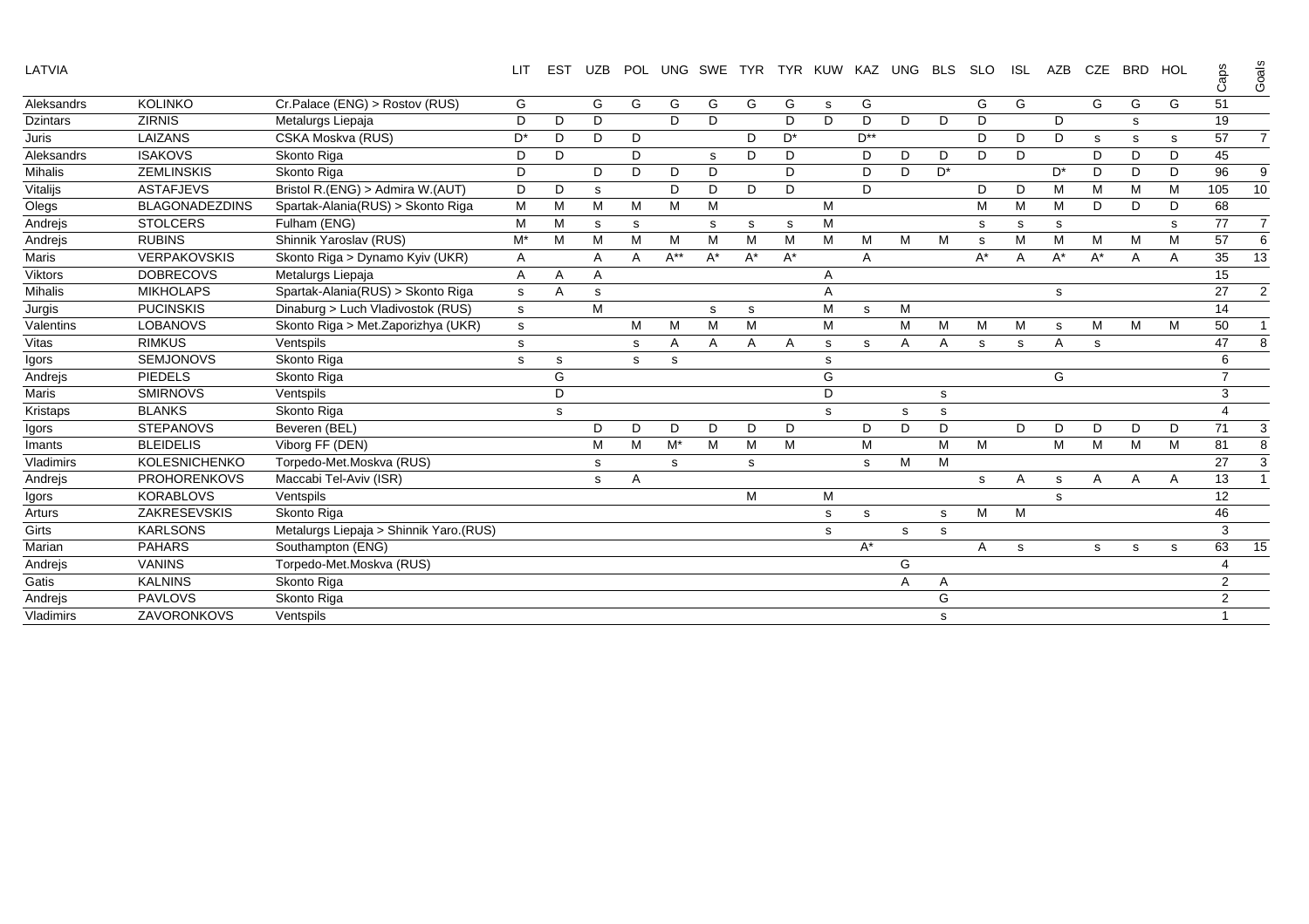| LATVIA | | | LIT | EST | UZB | POL | UNG | SWE | TYR | TYR | KUW | KAZ | UNG | BLS | SLO | ISL | AZB | CZE | BRD | HOL | Caps | Goals |
|---|---|---|---|---|---|---|---|---|---|---|---|---|---|---|---|---|---|---|---|---|---|---|
| Aleksandrs | KOLINKO | Cr.Palace (ENG) > Rostov (RUS) | G | | G | G | G | G | G | G | s | G | | | G | G | | G | G | G | 51 | |
| Dzintars | ZIRNIS | Metalurgs Liepaja | D | D | D | | D | D | | D | D | D | D | D | D | | D | | s | | 19 | |
| Juris | LAIZANS | CSKA Moskva (RUS) | D* | D | D | D | | | D | D* | | D** | | | D | D | D | s | s | s | 57 | 7 |
| Aleksandrs | ISAKOVS | Skonto Riga | D | D | | D | | s | D | D | | D | D | D | D | D | | D | D | D | 45 | |
| Mihalis | ZEMLINSKIS | Skonto Riga | D | | D | D | D | D | | D | | D | D | D* | | | D* | D | D | D | 96 | 9 |
| Vitalijs | ASTAFJEVS | Bristol R.(ENG) > Admira W.(AUT) | D | D | s | | D | D | D | D | | D | | | D | D | M | M | M | M | 105 | 10 |
| Olegs | BLAGONADEZDINS | Spartak-Alania(RUS) > Skonto Riga | M | M | M | M | M | M | | | M | | | | M | M | M | D | D | D | 68 | |
| Andrejs | STOLCERS | Fulham (ENG) | M | M | s | s | | s | s | s | M | | | | s | s | s | | | s | 77 | 7 |
| Andrejs | RUBINS | Shinnik Yaroslav (RUS) | M* | M | M | M | M | M | M | M | M | M | M | M | s | M | M | M | M | M | 57 | 6 |
| Maris | VERPAKOVSKIS | Skonto Riga > Dynamo Kyiv (UKR) | A | | A | A | A** | A* | A* | A* | | A | | | A* | A | A* | A* | A | A | 35 | 13 |
| Viktors | DOBRECOVS | Metalurgs Liepaja | A | A | A | | | | | | A | | | | | | | | | | 15 | |
| Mihalis | MIKHOLAPS | Spartak-Alania(RUS) > Skonto Riga | s | A | s | | | | | | A | | | | | | s | | | | 27 | 2 |
| Jurgis | PUCINSKIS | Dinaburg > Luch Vladivostok (RUS) | s | | M | | | s | s | | M | s | M | | | | | | | | 14 | |
| Valentins | LOBANOVS | Skonto Riga > Met.Zaporizhya (UKR) | s | | | M | M | M | M | | M | | M | M | M | M | s | M | M | M | 50 | 1 |
| Vitas | RIMKUS | Ventspils | s | | | s | A | A | A | A | s | s | A | A | s | s | A | s | | | 47 | 8 |
| Igors | SEMJONOVS | Skonto Riga | s | s | | s | s | | | | s | | | | | | | | | | 6 | |
| Andrejs | PIEDELS | Skonto Riga | | G | | | | | | | G | | | | | | G | | | | 7 | |
| Maris | SMIRNOVS | Ventspils | | D | | | | | | | D | | | s | | | | | | | 3 | |
| Kristaps | BLANKS | Skonto Riga | | s | | | | | | | s | | s | s | | | | | | | 4 | |
| Igors | STEPANOVS | Beveren (BEL) | | | D | D | D | D | D | D | | D | D | D | | D | D | D | D | D | 71 | 3 |
| Imants | BLEIDELIS | Viborg FF (DEN) | | | M | M | M* | M | M | M | | M | | M | M | | M | M | M | M | 81 | 8 |
| Vladimirs | KOLESNICHENKO | Torpedo-Met.Moskva (RUS) | | | s | | s | | s | | | s | M | M | | | | | | | 27 | 3 |
| Andrejs | PROHORENKOVS | Maccabi Tel-Aviv (ISR) | | | s | A | | | | | | | | | s | A | s | A | A | A | 13 | 1 |
| Igors | KORABLOVS | Ventspils | | | | | | | M | | M | | | | | | s | | | | 12 | |
| Arturs | ZAKRESEVSKIS | Skonto Riga | | | | | | | | | s | s | | s | M | M | | | | | 46 | |
| Girts | KARLSONS | Metalurgs Liepaja > Shinnik Yaro.(RUS) | | | | | | | | | s | | s | s | | | | | | | 3 | |
| Marian | PAHARS | Southampton (ENG) | | | | | | | | | | A* | | | A | s | | s | s | s | 63 | 15 |
| Andrejs | VANINS | Torpedo-Met.Moskva (RUS) | | | | | | | | | | | G | | | | | | | | 4 | |
| Gatis | KALNINS | Skonto Riga | | | | | | | | | | | A | A | | | | | | | 2 | |
| Andrejs | PAVLOVS | Skonto Riga | | | | | | | | | | | | G | | | | | | | 2 | |
| Vladimirs | ZAVORONKOVS | Ventspils | | | | | | | | | | | | s | | | | | | | 1 | |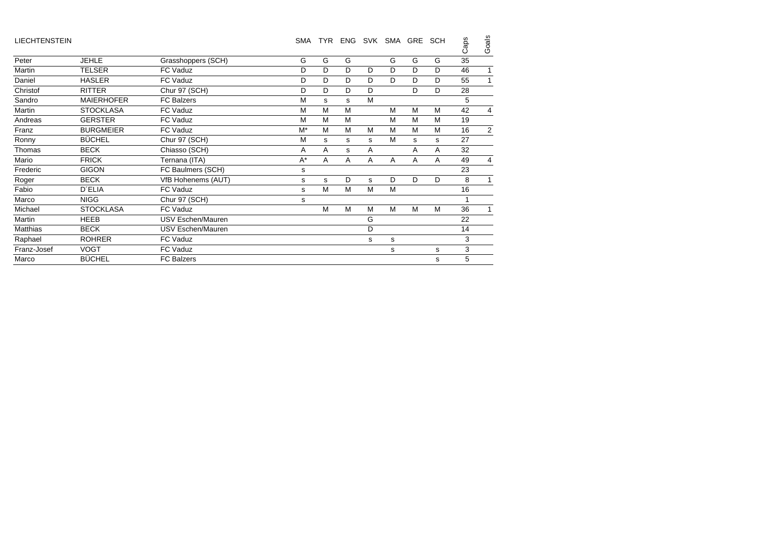| LIECHTENSTEIN | | | SMA | TYR | ENG | SVK | SMA | GRE | SCH | Caps | Goals |
|---|---|---|---|---|---|---|---|---|---|---|---|
| Peter | JEHLE | Grasshoppers (SCH) | G | G | G | | G | G | G | 35 | |
| Martin | TELSER | FC Vaduz | D | D | D | D | D | D | D | 46 | 1 |
| Daniel | HASLER | FC Vaduz | D | D | D | D | D | D | D | 55 | 1 |
| Christof | RITTER | Chur 97 (SCH) | D | D | D | D | | D | D | 28 | |
| Sandro | MAIERHOFER | FC Balzers | M | s | s | M | | | | 5 | |
| Martin | STOCKLASA | FC Vaduz | M | M | M | | M | M | M | 42 | 4 |
| Andreas | GERSTER | FC Vaduz | M | M | M | | M | M | M | 19 | |
| Franz | BURGMEIER | FC Vaduz | M* | M | M | M | M | M | M | 16 | 2 |
| Ronny | BÜCHEL | Chur 97 (SCH) | M | s | s | s | M | s | s | 27 | |
| Thomas | BECK | Chiasso (SCH) | A | A | s | A | | A | A | 32 | |
| Mario | FRICK | Ternana (ITA) | A* | A | A | A | A | A | A | 49 | 4 |
| Frederic | GIGON | FC Baulmers (SCH) | s | | | | | | | 23 | |
| Roger | BECK | VfB Hohenems (AUT) | s | s | D | s | D | D | D | 8 | 1 |
| Fabio | D´ELIA | FC Vaduz | s | M | M | M | M | | | 16 | |
| Marco | NIGG | Chur 97 (SCH) | s | | | | | | | 1 | |
| Michael | STOCKLASA | FC Vaduz | | M | M | M | M | M | M | 36 | 1 |
| Martin | HEEB | USV Eschen/Mauren | | | | G | | | | 22 | |
| Matthias | BECK | USV Eschen/Mauren | | | | D | | | | 14 | |
| Raphael | ROHRER | FC Vaduz | | | | s | s | | | 3 | |
| Franz-Josef | VOGT | FC Vaduz | | | | | s | | s | 3 | |
| Marco | BÜCHEL | FC Balzers | | | | | | | s | 5 | |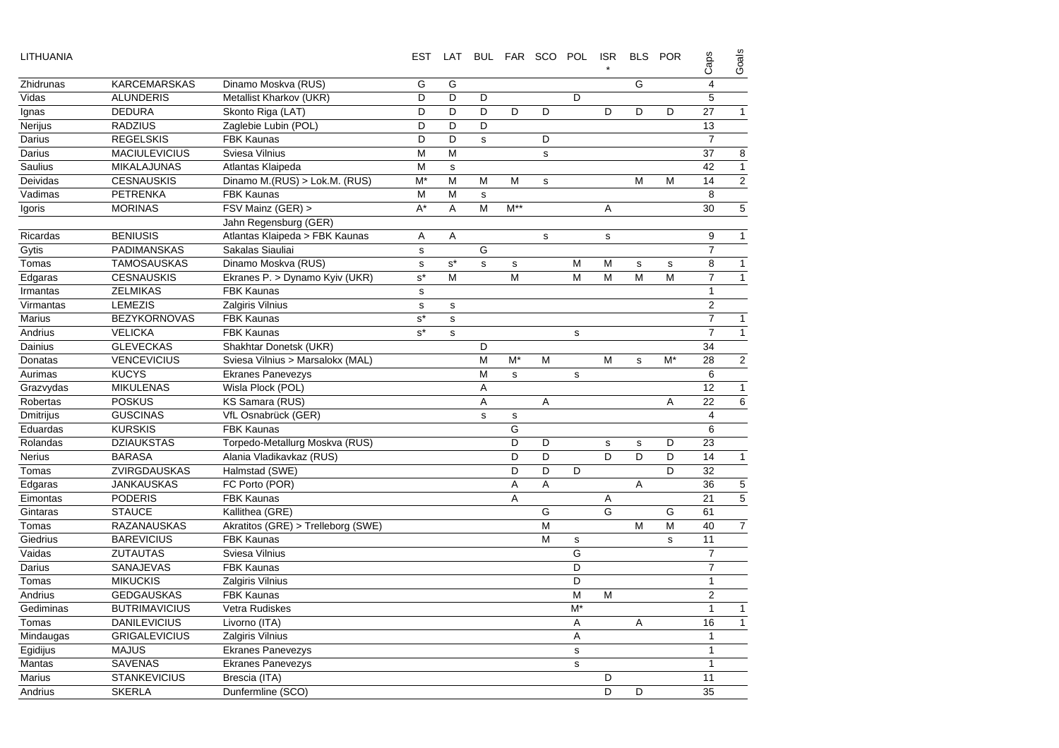| LITHUANIA | | | EST | LAT | BUL | FAR | SCO | POL | ISR * | BLS | POR | Caps | Goals |
|---|---|---|---|---|---|---|---|---|---|---|---|---|---|
| Zhidrunas | KARCEMARSKAS | Dinamo Moskva (RUS) | G | G | | | | | | G | | 4 | |
| Vidas | ALUNDERIS | Metallist Kharkov (UKR) | D | D | D | | | D | | | | 5 | |
| Ignas | DEDURA | Skonto Riga (LAT) | D | D | D | D | D | | D | D | D | 27 | 1 |
| Nerijus | RADZIUS | Zaglebie Lubin (POL) | D | D | D | | | | | | | 13 | |
| Darius | REGELSKIS | FBK Kaunas | D | D | s | | D | | | | | 7 | |
| Darius | MACIULEVICIUS | Sviesa Vilnius | M | M | | | s | | | | | 37 | 8 |
| Saulius | MIKALAJUNAS | Atlantas Klaipeda | M | s | | | | | | | | 42 | 1 |
| Deividas | CESNAUSKIS | Dinamo M.(RUS) > Lok.M. (RUS) | M* | M | M | M | s | | | M | M | 14 | 2 |
| Vadimas | PETRENKA | FBK Kaunas | M | M | s | | | | | | | 8 | |
| Igoris | MORINAS | FSV Mainz (GER) > Jahn Regensburg (GER) | A* | A | M | M** | | | A | | | 30 | 5 |
| Ricardas | BENIUSIS | Atlantas Klaipeda > FBK Kaunas | A | A | | | s | | s | | | 9 | 1 |
| Gytis | PADIMANSKAS | Sakalas Siauliai | s | | G | | | | | | | 7 | |
| Tomas | TAMOSAUSKAS | Dinamo Moskva (RUS) | s | s* | s | s | | M | M | s | s | 8 | 1 |
| Edgaras | CESNAUSKIS | Ekranes P. > Dynamo Kyiv (UKR) | s* | M | | M | | M | M | M | M | 7 | 1 |
| Irmantas | ZELMIKAS | FBK Kaunas | s | | | | | | | | | 1 | |
| Virmantas | LEMEZIS | Zalgiris Vilnius | s | s | | | | | | | | 2 | |
| Marius | BEZYKORNOVAS | FBK Kaunas | s* | s | | | | | | | | 7 | 1 |
| Andrius | VELICKA | FBK Kaunas | s* | s | | | | s | | | | 7 | 1 |
| Dainius | GLEVECKAS | Shakhtar Donetsk (UKR) | | | D | | | | | | | 34 | |
| Donatas | VENCEVICIUS | Sviesa Vilnius > Marsalokx (MAL) | | | M | M* | M | | M | s | M* | 28 | 2 |
| Aurimas | KUCYS | Ekranes Panevezys | | | M | s | | s | | | | 6 | |
| Grazvydas | MIKULENAS | Wisla Plock (POL) | | | A | | | | | | | 12 | 1 |
| Robertas | POSKUS | KS Samara (RUS) | | | A | | A | | | | A | 22 | 6 |
| Dmitrijus | GUSCINAS | VfL Osnabrück (GER) | | | s | s | | | | | | 4 | |
| Eduardas | KURSKIS | FBK Kaunas | | | | G | | | | | | 6 | |
| Rolandas | DZIAUKSTAS | Torpedo-Metallurg Moskva (RUS) | | | | D | D | | s | s | D | 23 | |
| Nerius | BARASA | Alania Vladikavkaz (RUS) | | | | D | D | | D | D | D | 14 | 1 |
| Tomas | ZVIRGDAUSKAS | Halmstad (SWE) | | | | D | D | D | | | D | 32 | |
| Edgaras | JANKAUSKAS | FC Porto (POR) | | | | A | A | | | A | | 36 | 5 |
| Eimontas | PODERIS | FBK Kaunas | | | | A | | | A | | | 21 | 5 |
| Gintaras | STAUCE | Kallithea (GRE) | | | | | G | | G | | G | 61 | |
| Tomas | RAZANAUSKAS | Akratitos (GRE) > Trelleborg (SWE) | | | | | M | | | M | M | 40 | 7 |
| Giedrius | BAREVICIUS | FBK Kaunas | | | | | M | s | | | s | 11 | |
| Vaidas | ZUTAUTAS | Sviesa Vilnius | | | | | | G | | | | 7 | |
| Darius | SANAJEVAS | FBK Kaunas | | | | | | D | | | | 7 | |
| Tomas | MIKUCKIS | Zalgiris Vilnius | | | | | | D | | | | 1 | |
| Andrius | GEDGAUSKAS | FBK Kaunas | | | | | | M | M | | | 2 | |
| Gediminas | BUTRIMAVICIUS | Vetra Rudiskes | | | | | | M* | | | | 1 | 1 |
| Tomas | DANILEVICIUS | Livorno (ITA) | | | | | | A | | A | | 16 | 1 |
| Mindaugas | GRIGALEVICIUS | Zalgiris Vilnius | | | | | | A | | | | 1 | |
| Egidijus | MAJUS | Ekranes Panevezys | | | | | | s | | | | 1 | |
| Mantas | SAVENAS | Ekranes Panevezys | | | | | | s | | | | 1 | |
| Marius | STANKEVICIUS | Brescia (ITA) | | | | | | | D | | | 11 | |
| Andrius | SKERLA | Dunfermline (SCO) | | | | | | | D | D | | 35 | |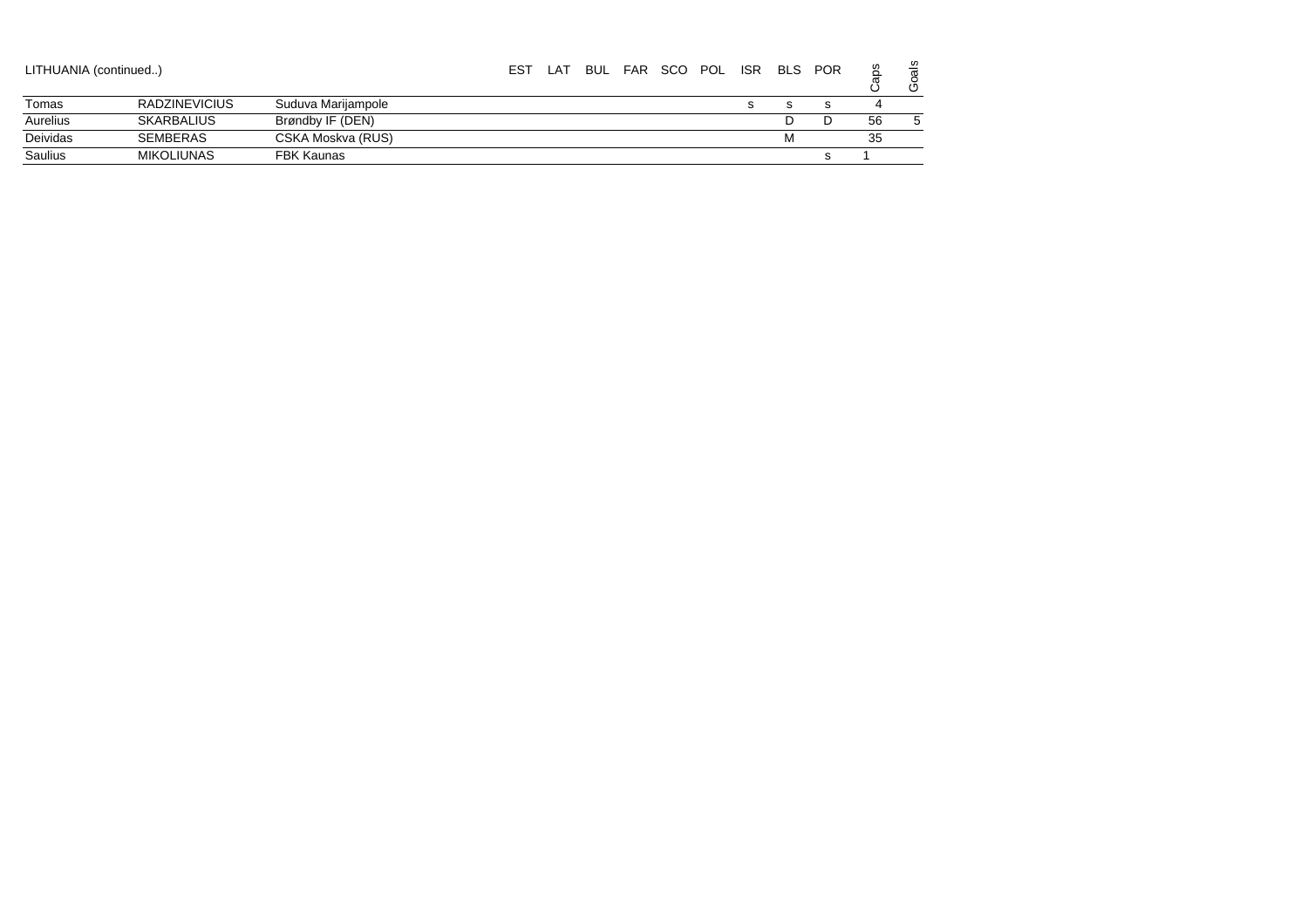| LITHUANIA (continued..) | | | EST | LAT | BUL | FAR | SCO | POL | ISR | BLS | POR | Caps | Goals |
|---|---|---|---|---|---|---|---|---|---|---|---|---|---|
| Tomas | RADZINEVICIUS | Suduva Marijampole | | | | | | | s | s | s | 4 | |
| Aurelius | SKARBALIUS | Brøndby IF (DEN) | | | | | | | | D | D | 56 | 5 |
| Deividas | SEMBERAS | CSKA Moskva (RUS) | | | | | | | | M | | 35 | |
| Saulius | MIKOLIUNAS | FBK Kaunas | | | | | | | | | s | 1 | |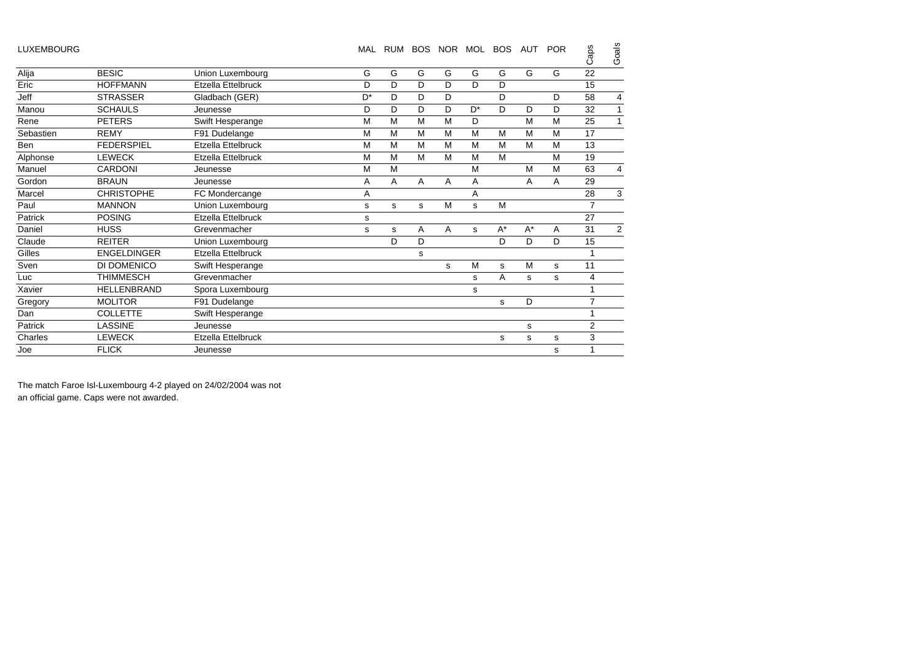| LUXEMBOURG | | | MAL | RUM | BOS | NOR | MOL | BOS | AUT | POR | Caps | Goals |
|---|---|---|---|---|---|---|---|---|---|---|---|---|
| Alija | BESIC | Union Luxembourg | G | G | G | G | G | G | G | G | 22 | |
| Eric | HOFFMANN | Etzella Ettelbruck | D | D | D | D | D | D | | | 15 | |
| Jeff | STRASSER | Gladbach (GER) | D* | D | D | D | | D | | D | 58 | 4 |
| Manou | SCHAULS | Jeunesse | D | D | D | D | D* | D | D | D | 32 | 1 |
| Rene | PETERS | Swift Hesperange | M | M | M | M | D | | M | M | 25 | 1 |
| Sebastien | REMY | F91 Dudelange | M | M | M | M | M | M | M | M | 17 | |
| Ben | FEDERSPIEL | Etzella Ettelbruck | M | M | M | M | M | M | M | M | 13 | |
| Alphonse | LEWECK | Etzella Ettelbruck | M | M | M | M | M | M | | M | 19 | |
| Manuel | CARDONI | Jeunesse | M | M | | | M | | M | M | 63 | 4 |
| Gordon | BRAUN | Jeunesse | A | A | A | A | A | | A | A | 29 | |
| Marcel | CHRISTOPHE | FC Mondercange | A | | | | A | | | | 28 | 3 |
| Paul | MANNON | Union Luxembourg | s | s | s | M | s | M | | | 7 | |
| Patrick | POSING | Etzella Ettelbruck | s | | | | | | | | 27 | |
| Daniel | HUSS | Grevenmacher | s | s | A | A | s | A* | A* | A | 31 | 2 |
| Claude | REITER | Union Luxembourg | | D | D | | | D | D | D | 15 | |
| Gilles | ENGELDINGER | Etzella Ettelbruck | | | s | | | | | | 1 | |
| Sven | DI DOMENICO | Swift Hesperange | | | | s | M | s | M | s | 11 | |
| Luc | THIMMESCH | Grevenmacher | | | | | s | A | s | s | 4 | |
| Xavier | HELLENBRAND | Spora Luxembourg | | | | | s | | | | 1 | |
| Gregory | MOLITOR | F91 Dudelange | | | | | | s | D | | 7 | |
| Dan | COLLETTE | Swift Hesperange | | | | | | | | | 1 | |
| Patrick | LASSINE | Jeunesse | | | | | | | s | | 2 | |
| Charles | LEWECK | Etzella Ettelbruck | | | | | | s | s | s | 3 | |
| Joe | FLICK | Jeunesse | | | | | | | | s | 1 | |

The match Faroe Isl-Luxembourg 4-2 played on 24/02/2004 was not an official game. Caps were not awarded.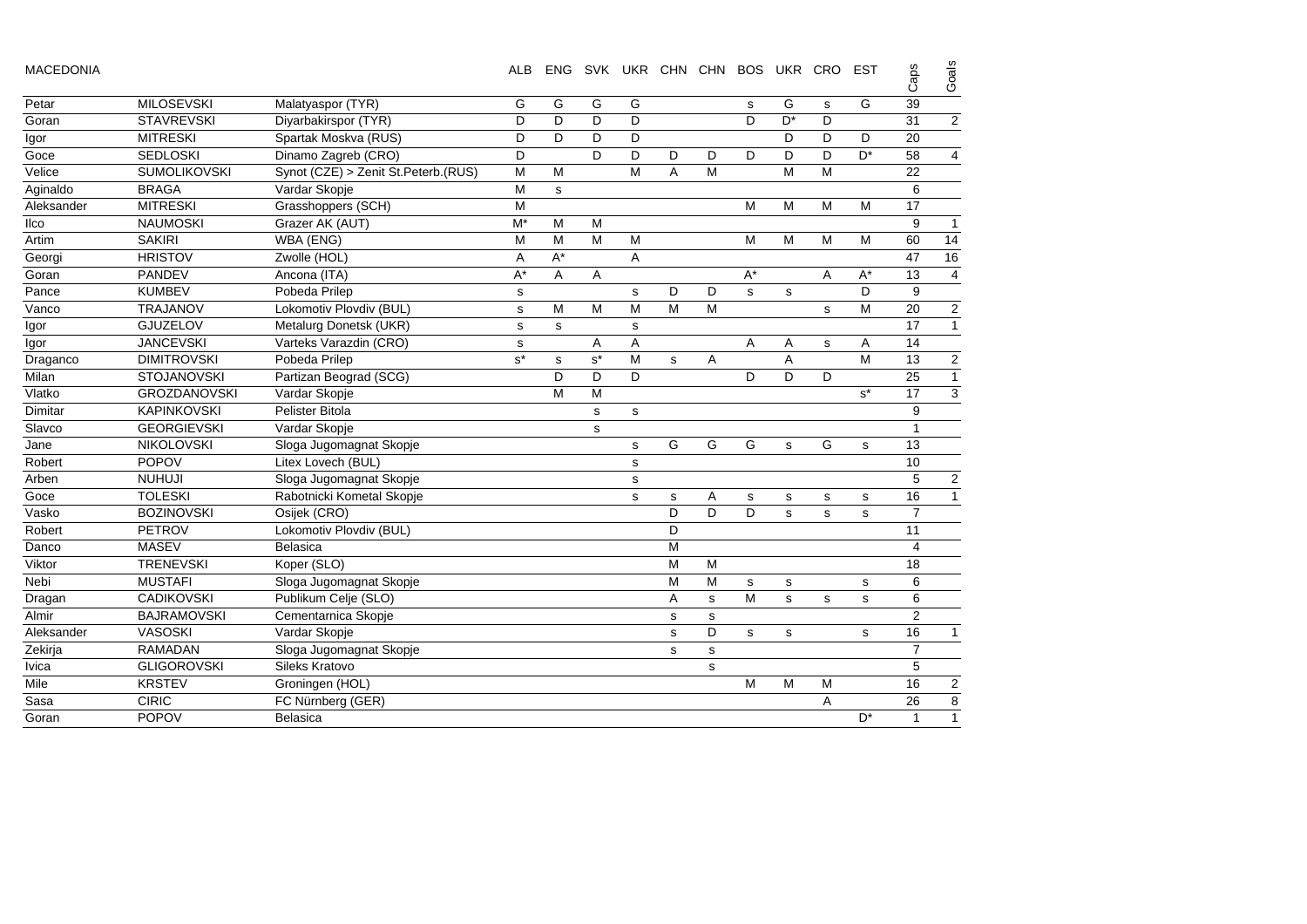| MACEDONIA | | | ALB | ENG | SVK | UKR | CHN | CHN | BOS | UKR | CRO | EST | Caps | Goals |
|---|---|---|---|---|---|---|---|---|---|---|---|---|---|---|
| Petar | MILOSEVSKI | Malatyaspor (TYR) | G | G | G | G | | | s | G | s | G | 39 | |
| Goran | STAVREVSKI | Diyarbakirspor (TYR) | D | D | D | D | | | D | D* | D | | 31 | 2 |
| Igor | MITRESKI | Spartak Moskva (RUS) | D | D | D | D | | | | D | D | D | 20 | |
| Goce | SEDLOSKI | Dinamo Zagreb (CRO) | D | | D | D | D | D | D | D | D | D* | 58 | 4 |
| Velice | SUMOLIKOVSKI | Synot (CZE) > Zenit St.Peterb.(RUS) | M | M | | M | A | M | | M | M | | 22 | |
| Aginaldo | BRAGA | Vardar Skopje | M | s | | | | | | | | | 6 | |
| Aleksander | MITRESKI | Grasshoppers (SCH) | M | | | | | | M | M | M | M | 17 | |
| Ilco | NAUMOSKI | Grazer AK (AUT) | M* | M | M | | | | | | | | 9 | 1 |
| Artim | SAKIRI | WBA (ENG) | M | M | M | M | | | M | M | M | M | 60 | 14 |
| Georgi | HRISTOV | Zwolle (HOL) | A | A* | | A | | | | | | | 47 | 16 |
| Goran | PANDEV | Ancona (ITA) | A* | A | A | | | | A* | | A | A* | 13 | 4 |
| Pance | KUMBEV | Pobeda Prilep | s | | | s | D | D | s | s | | D | 9 | |
| Vanco | TRAJANOV | Lokomotiv Plovdiv (BUL) | s | M | M | M | M | M | | | s | M | 20 | 2 |
| Igor | GJUZELOV | Metalurg Donetsk (UKR) | s | s | | s | | | | | | | 17 | 1 |
| Igor | JANCEVSKI | Varteks Varazdin (CRO) | s | | A | A | | | A | A | s | A | 14 | |
| Draganco | DIMITROVSKI | Pobeda Prilep | s* | s | s* | M | s | A | | A | | M | 13 | 2 |
| Milan | STOJANOVSKI | Partizan Beograd (SCG) | | D | D | D | | | D | D | D | | 25 | 1 |
| Vlatko | GROZDANOVSKI | Vardar Skopje | | M | M | | | | | | | s* | 17 | 3 |
| Dimitar | KAPINKOVSKI | Pelister Bitola | | | s | s | | | | | | | 9 | |
| Slavco | GEORGIEVSKI | Vardar Skopje | | | s | | | | | | | | 1 | |
| Jane | NIKOLOVSKI | Sloga Jugomagnat Skopje | | | | s | G | G | G | s | G | s | 13 | |
| Robert | POPOV | Litex Lovech (BUL) | | | | s | | | | | | | 10 | |
| Arben | NUHUJI | Sloga Jugomagnat Skopje | | | | s | | | | | | | 5 | 2 |
| Goce | TOLESKI | Rabotnicki Kometal Skopje | | | | s | s | A | s | s | s | s | 16 | 1 |
| Vasko | BOZINOVSKI | Osijek (CRO) | | | | | D | D | D | s | s | s | 7 | |
| Robert | PETROV | Lokomotiv Plovdiv (BUL) | | | | | D | | | | | | 11 | |
| Danco | MASEV | Belasica | | | | | M | | | | | | 4 | |
| Viktor | TRENEVSKI | Koper (SLO) | | | | | M | M | | | | | 18 | |
| Nebi | MUSTAFI | Sloga Jugomagnat Skopje | | | | | M | M | s | s | | s | 6 | |
| Dragan | CADIKOVSKI | Publikum Celje (SLO) | | | | | A | s | M | s | s | s | 6 | |
| Almir | BAJRAMOVSKI | Cementarnica Skopje | | | | | s | s | | | | | 2 | |
| Aleksander | VASOSKI | Vardar Skopje | | | | | s | D | s | s | | s | 16 | 1 |
| Zekirja | RAMADAN | Sloga Jugomagnat Skopje | | | | | s | s | | | | | 7 | |
| Ivica | GLIGOROVSKI | Sileks Kratovo | | | | | | s | | | | | 5 | |
| Mile | KRSTEV | Groningen (HOL) | | | | | | | M | M | M | | 16 | 2 |
| Sasa | CIRIC | FC Nürnberg (GER) | | | | | | | | | A | | 26 | 8 |
| Goran | POPOV | Belasica | | | | | | | | | | D* | 1 | 1 |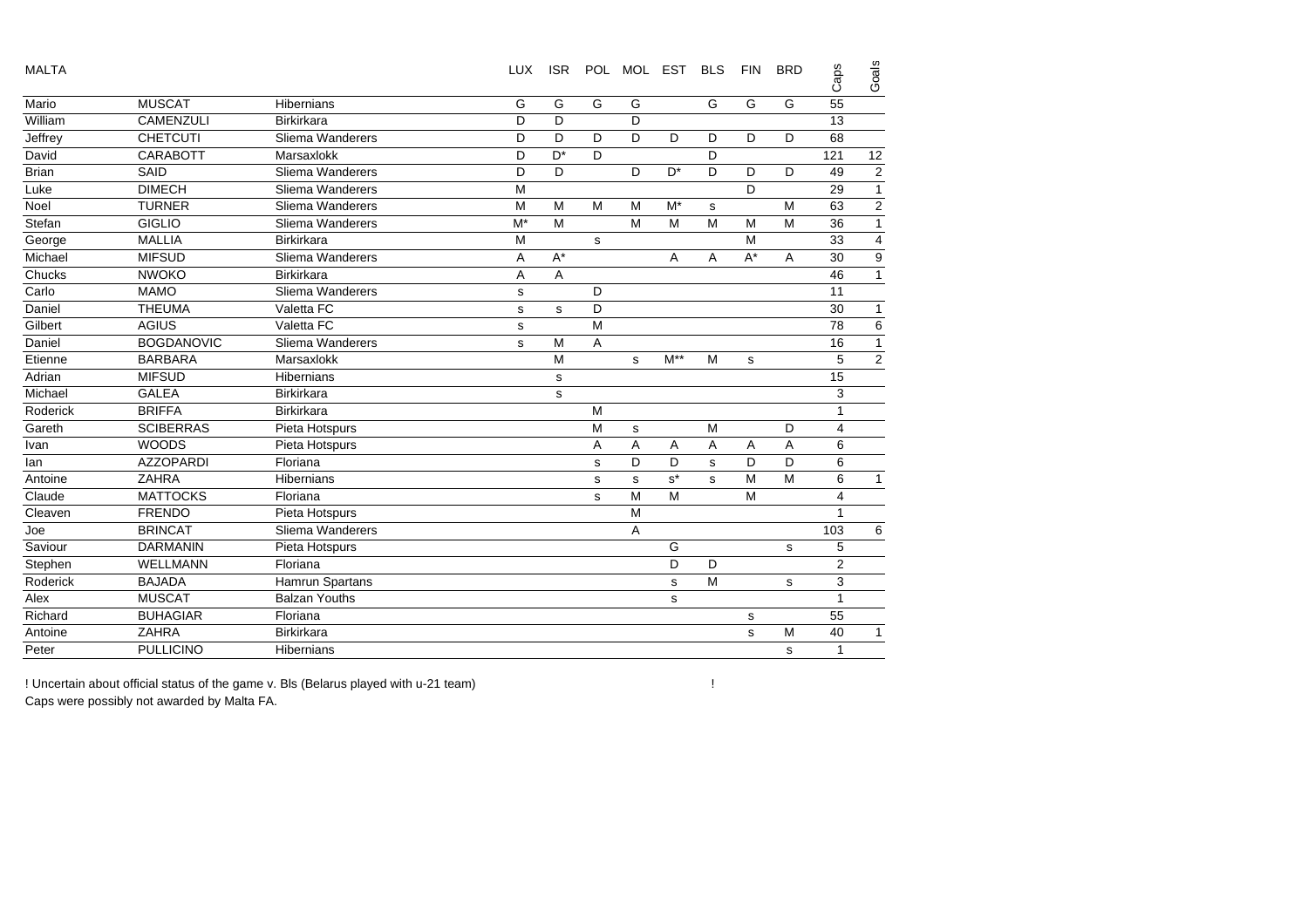| MALTA | | | LUX | ISR | POL | MOL | EST | BLS | FIN | BRD | Caps | Goals |
|---|---|---|---|---|---|---|---|---|---|---|---|---|
| Mario | MUSCAT | Hibernians | G | G | G | G | | G | G | G | 55 | |
| William | CAMENZULI | Birkirkara | D | D | | D | | | | | 13 | |
| Jeffrey | CHETCUTI | Sliema Wanderers | D | D | D | D | D | D | D | D | 68 | |
| David | CARABOTT | Marsaxlokk | D | D* | D | | | D | | | 121 | 12 |
| Brian | SAID | Sliema Wanderers | D | D | | D | D* | D | D | D | 49 | 2 |
| Luke | DIMECH | Sliema Wanderers | M | | | | | | D | | 29 | 1 |
| Noel | TURNER | Sliema Wanderers | M | M | M | M | M* | s | | M | 63 | 2 |
| Stefan | GIGLIO | Sliema Wanderers | M* | M | | M | M | M | M | M | 36 | 1 |
| George | MALLIA | Birkirkara | M | | s | | | | M | | 33 | 4 |
| Michael | MIFSUD | Sliema Wanderers | A | A* | | | A | A | A* | A | 30 | 9 |
| Chucks | NWOKO | Birkirkara | A | A | | | | | | | 46 | 1 |
| Carlo | MAMO | Sliema Wanderers | s | | D | | | | | | 11 | |
| Daniel | THEUMA | Valetta FC | s | s | D | | | | | | 30 | 1 |
| Gilbert | AGIUS | Valetta FC | s | | M | | | | | | 78 | 6 |
| Daniel | BOGDANOVIC | Sliema Wanderers | s | M | A | | | | | | 16 | 1 |
| Etienne | BARBARA | Marsaxlokk | | M | | s | M** | M | s | | 5 | 2 |
| Adrian | MIFSUD | Hibernians | | s | | | | | | | 15 | |
| Michael | GALEA | Birkirkara | | s | | | | | | | 3 | |
| Roderick | BRIFFA | Birkirkara | | | M | | | | | | 1 | |
| Gareth | SCIBERRAS | Pieta Hotspurs | | | M | s | | M | | D | 4 | |
| Ivan | WOODS | Pieta Hotspurs | | | A | A | A | A | A | A | 6 | |
| Ian | AZZOPARDI | Floriana | | | s | D | D | s | D | D | 6 | |
| Antoine | ZAHRA | Hibernians | | | s | s | s* | s | M | M | 6 | 1 |
| Claude | MATTOCKS | Floriana | | | s | M | M | | M | | 4 | |
| Cleaven | FRENDO | Pieta Hotspurs | | | | M | | | | | 1 | |
| Joe | BRINCAT | Sliema Wanderers | | | | A | | | | | 103 | 6 |
| Saviour | DARMANIN | Pieta Hotspurs | | | | | G | | | s | 5 | |
| Stephen | WELLMANN | Floriana | | | | | D | D | | | 2 | |
| Roderick | BAJADA | Hamrun Spartans | | | | | s | M | | s | 3 | |
| Alex | MUSCAT | Balzan Youths | | | | | s | | | | 1 | |
| Richard | BUHAGIAR | Floriana | | | | | | | s | | 55 | |
| Antoine | ZAHRA | Birkirkara | | | | | | | s | M | 40 | 1 |
| Peter | PULLICINO | Hibernians | | | | | | | | s | 1 | |

! Uncertain about official status of the game v. Bls (Belarus played with u-21 team) !

Caps were possibly not awarded by Malta FA.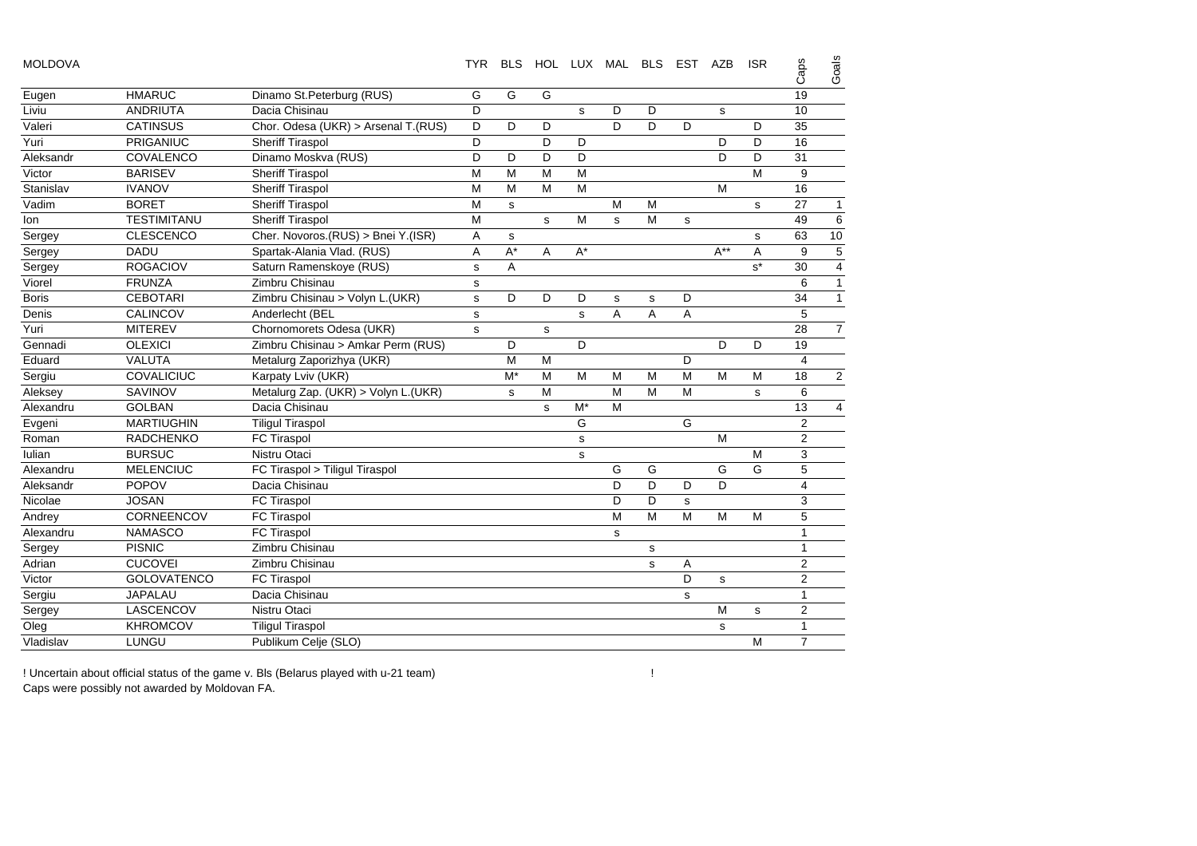| MOLDOVA | | | TYR | BLS | HOL | LUX | MAL | BLS | EST | AZB | ISR | Caps | Goals |
|---|---|---|---|---|---|---|---|---|---|---|---|---|---|
| Eugen | HMARUC | Dinamo St.Peterburg (RUS) | G | G | G | | | | | | | 19 | |
| Liviu | ANDRIUTA | Dacia Chisinau | D | | | s | D | D | | s | | 10 | |
| Valeri | CATINSUS | Chor. Odesa (UKR) > Arsenal T.(RUS) | D | D | D | | D | D | D | | D | 35 | |
| Yuri | PRIGANIUC | Sheriff Tiraspol | D | | D | D | | | | D | D | 16 | |
| Aleksandr | COVALENCO | Dinamo Moskva (RUS) | D | D | D | D | | | | D | D | 31 | |
| Victor | BARISEV | Sheriff Tiraspol | M | M | M | M | | | | | M | 9 | |
| Stanislav | IVANOV | Sheriff Tiraspol | M | M | M | M | | | | M | | 16 | |
| Vadim | BORET | Sheriff Tiraspol | M | s | | | M | M | | | s | 27 | 1 |
| Ion | TESTIMITANU | Sheriff Tiraspol | M | | s | M | s | M | s | | | 49 | 6 |
| Sergey | CLESCENCO | Cher. Novoros.(RUS) > Bnei Y.(ISR) | A | s | | | | | | | s | 63 | 10 |
| Sergey | DADU | Spartak-Alania Vlad. (RUS) | A | A* | A | A* | | | | A** | A | 9 | 5 |
| Sergey | ROGACIOV | Saturn Ramenskoye (RUS) | s | A | | | | | | | s* | 30 | 4 |
| Viorel | FRUNZA | Zimbru Chisinau | s | | | | | | | | | 6 | 1 |
| Boris | CEBOTARI | Zimbru Chisinau > Volyn L.(UKR) | s | D | D | D | s | s | D | | | 34 | 1 |
| Denis | CALINCOV | Anderlecht (BEL | s | | | s | A | A | A | | | 5 | |
| Yuri | MITEREV | Chornomorets Odesa (UKR) | s | | s | | | | | | | 28 | 7 |
| Gennadi | OLEXICI | Zimbru Chisinau > Amkar Perm (RUS) | | D | | D | | | | D | D | 19 | |
| Eduard | VALUTA | Metalurg Zaporizhya (UKR) | | M | M | | | | D | | | 4 | |
| Sergiu | COVALICIUC | Karpaty Lviv (UKR) | | M* | M | M | M | M | M | M | M | 18 | 2 |
| Aleksey | SAVINOV | Metalurg Zap. (UKR) > Volyn L.(UKR) | | s | M | | M | M | M | | s | 6 | |
| Alexandru | GOLBAN | Dacia Chisinau | | | s | M* | M | | | | | 13 | 4 |
| Evgeni | MARTIUGHIN | Tiligul Tiraspol | | | | G | | | G | | | 2 | |
| Roman | RADCHENKO | FC Tiraspol | | | | s | | | | M | | 2 | |
| Iulian | BURSUC | Nistru Otaci | | | | s | | | | | M | 3 | |
| Alexandru | MELENCIUC | FC Tiraspol > Tiligul Tiraspol | | | | | G | G | | G | G | 5 | |
| Aleksandr | POPOV | Dacia Chisinau | | | | | D | D | D | D | | 4 | |
| Nicolae | JOSAN | FC Tiraspol | | | | | D | D | s | | | 3 | |
| Andrey | CORNEENCOV | FC Tiraspol | | | | | M | M | M | M | M | 5 | |
| Alexandru | NAMASCO | FC Tiraspol | | | | | s | | | | | 1 | |
| Sergey | PISNIC | Zimbru Chisinau | | | | | | s | | | | 1 | |
| Adrian | CUCOVEI | Zimbru Chisinau | | | | | | s | A | | | 2 | |
| Victor | GOLOVATENCO | FC Tiraspol | | | | | | | D | s | | 2 | |
| Sergiu | JAPALAU | Dacia Chisinau | | | | | | | s | | | 1 | |
| Sergey | LASCENCOV | Nistru Otaci | | | | | | | | M | s | 2 | |
| Oleg | KHROMCOV | Tiligul Tiraspol | | | | | | | | s | | 1 | |
| Vladislav | LUNGU | Publikum Celje (SLO) | | | | | | | | | M | 7 | |

! Uncertain about official status of the game v. Bls (Belarus played with u-21 team) !
Caps were possibly not awarded by Moldovan FA.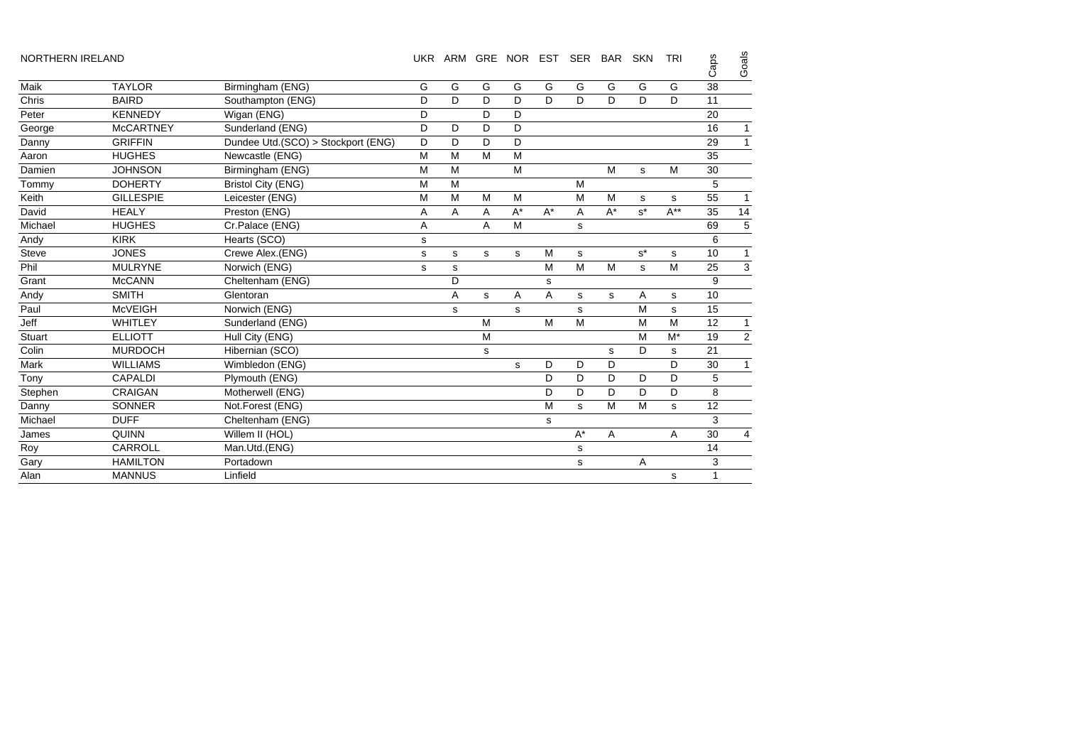| NORTHERN IRELAND | | | UKR | ARM | GRE | NOR | EST | SER | BAR | SKN | TRI | Caps | Goals |
|---|---|---|---|---|---|---|---|---|---|---|---|---|---|
| Maik | TAYLOR | Birmingham (ENG) | G | G | G | G | G | G | G | G | G | 38 | |
| Chris | BAIRD | Southampton (ENG) | D | D | D | D | D | D | D | D | D | 11 | |
| Peter | KENNEDY | Wigan (ENG) | D | | D | D | | | | | | 20 | |
| George | McCARTNEY | Sunderland (ENG) | D | D | D | D | | | | | | 16 | 1 |
| Danny | GRIFFIN | Dundee Utd.(SCO) > Stockport (ENG) | D | D | D | D | | | | | | 29 | 1 |
| Aaron | HUGHES | Newcastle (ENG) | M | M | M | M | | | | | | 35 | |
| Damien | JOHNSON | Birmingham (ENG) | M | M | | M | | | M | s | M | 30 | |
| Tommy | DOHERTY | Bristol City (ENG) | M | M | | | | M | | | | 5 | |
| Keith | GILLESPIE | Leicester (ENG) | M | M | M | M | | M | M | s | s | 55 | 1 |
| David | HEALY | Preston (ENG) | A | A | A | A* | A* | A | A* | s* | A** | 35 | 14 |
| Michael | HUGHES | Cr.Palace (ENG) | A | | A | M | | s | | | | 69 | 5 |
| Andy | KIRK | Hearts (SCO) | s | | | | | | | | | 6 | |
| Steve | JONES | Crewe Alex.(ENG) | s | s | s | s | M | s | | s* | s | 10 | 1 |
| Phil | MULRYNE | Norwich (ENG) | s | s | | | M | M | M | s | M | 25 | 3 |
| Grant | McCANN | Cheltenham (ENG) | | D | | | s | | | | | 9 | |
| Andy | SMITH | Glentoran | | A | s | A | A | s | s | A | s | 10 | |
| Paul | McVEIGH | Norwich (ENG) | | s | | s | | s | | M | s | 15 | |
| Jeff | WHITLEY | Sunderland (ENG) | | | M | | M | M | | M | M | 12 | 1 |
| Stuart | ELLIOTT | Hull City (ENG) | | | M | | | | | M | M* | 19 | 2 |
| Colin | MURDOCH | Hibernian (SCO) | | | s | | | | s | D | s | 21 | |
| Mark | WILLIAMS | Wimbledon (ENG) | | | | s | D | D | D | | D | 30 | 1 |
| Tony | CAPALDI | Plymouth (ENG) | | | | | D | D | D | D | D | 5 | |
| Stephen | CRAIGAN | Motherwell (ENG) | | | | | D | D | D | D | D | 8 | |
| Danny | SONNER | Not.Forest (ENG) | | | | | M | s | M | M | s | 12 | |
| Michael | DUFF | Cheltenham (ENG) | | | | | s | | | | | 3 | |
| James | QUINN | Willem II (HOL) | | | | | | A* | A | | A | 30 | 4 |
| Roy | CARROLL | Man.Utd.(ENG) | | | | | | s | | | | 14 | |
| Gary | HAMILTON | Portadown | | | | | | s | | A | | 3 | |
| Alan | MANNUS | Linfield | | | | | | | | | s | 1 | |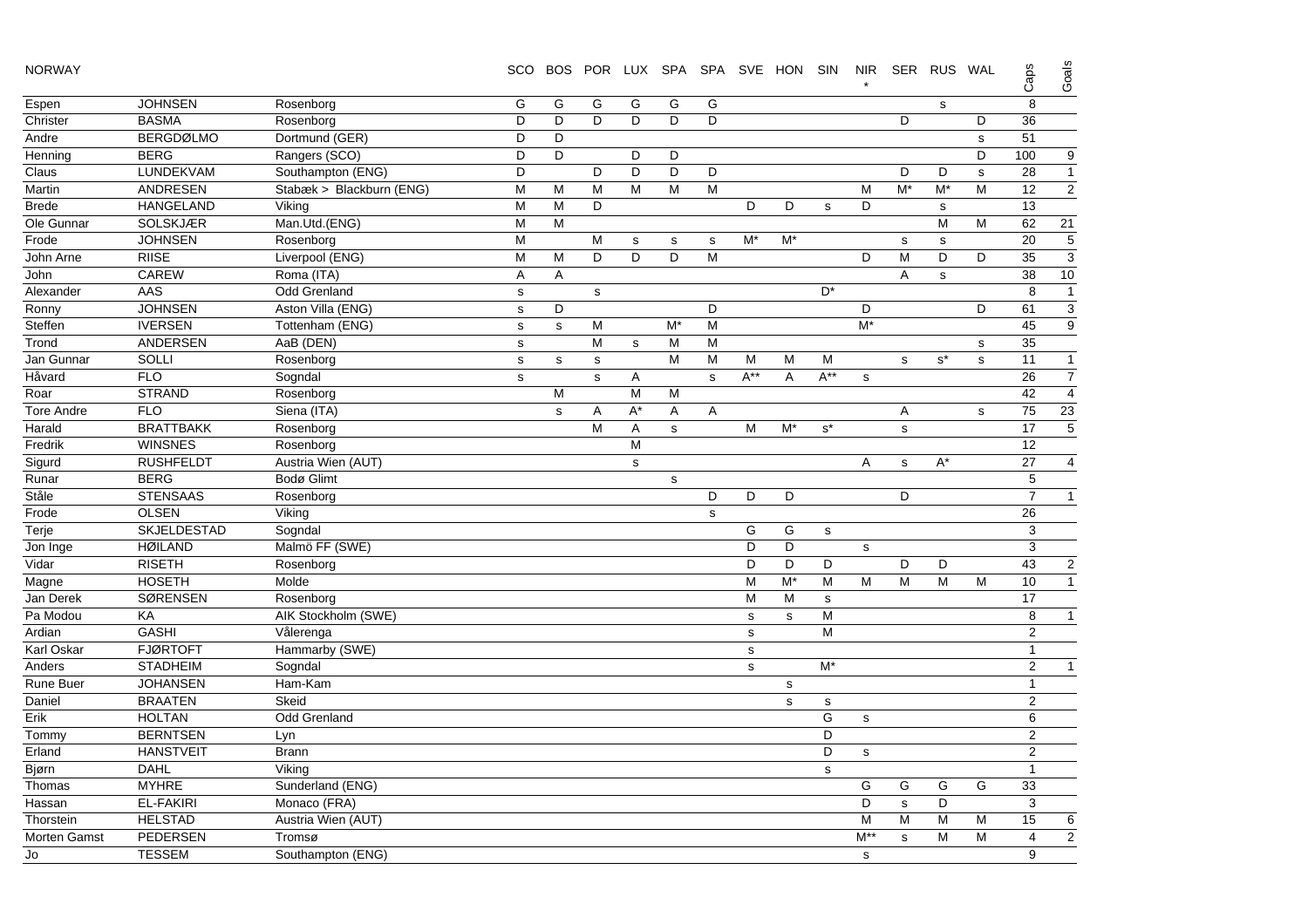| NORWAY | | | SCO | BOS | POR | LUX | SPA | SPA | SVE | HON | SIN | NIR * | SER | RUS | WAL | Caps | Goals |
|---|---|---|---|---|---|---|---|---|---|---|---|---|---|---|---|---|---|
| Espen | JOHNSEN | Rosenborg | G | G | G | G | G | G | | | | | | s | | 8 | |
| Christer | BASMA | Rosenborg | D | D | D | D | D | D | | | | | D | | D | 36 | |
| Andre | BERGDØLMO | Dortmund (GER) | D | D | | | | | | | | | | | s | 51 | |
| Henning | BERG | Rangers (SCO) | D | D | | D | D | | | | | | | | D | 100 | 9 |
| Claus | LUNDEKVAM | Southampton (ENG) | D | | D | D | D | D | | | | | D | D | s | 28 | 1 |
| Martin | ANDRESEN | Stabæk > Blackburn (ENG) | M | M | M | M | M | M | | | | M | M* | M* | M | 12 | 2 |
| Brede | HANGELAND | Viking | M | M | D | | | | D | D | s | D | | s | | 13 | |
| Ole Gunnar | SOLSKJÆR | Man.Utd.(ENG) | M | M | | | | | | | | | | M | M | 62 | 21 |
| Frode | JOHNSEN | Rosenborg | M | | M | s | s | s | M* | M* | | | s | s | | 20 | 5 |
| John Arne | RIISE | Liverpool (ENG) | M | M | D | D | D | M | | | | D | M | D | D | 35 | 3 |
| John | CAREW | Roma (ITA) | A | A | | | | | | | | | A | s | | 38 | 10 |
| Alexander | AAS | Odd Grenland | s | | s | | | | | | D* | | | | | 8 | 1 |
| Ronny | JOHNSEN | Aston Villa (ENG) | s | D | | | | D | | | | D | | | D | 61 | 3 |
| Steffen | IVERSEN | Tottenham (ENG) | s | s | M | | M* | M | | | | M* | | | | 45 | 9 |
| Trond | ANDERSEN | AaB (DEN) | s | | M | s | M | M | | | | | | | s | 35 | |
| Jan Gunnar | SOLLI | Rosenborg | s | s | s | | M | M | M | M | M | | s | s* | s | 11 | 1 |
| Håvard | FLO | Sogndal | s | | s | A | | s | A** | A | A** | s | | | | 26 | 7 |
| Roar | STRAND | Rosenborg | | M | | M | M | | | | | | | | | 42 | 4 |
| Tore Andre | FLO | Siena (ITA) | | s | A | A* | A | A | | | | | A | | s | 75 | 23 |
| Harald | BRATTBAKK | Rosenborg | | | M | A | s | | M | M* | s* | | s | | | 17 | 5 |
| Fredrik | WINSNES | Rosenborg | | | | M | | | | | | | | | | 12 | |
| Sigurd | RUSHFELDT | Austria Wien (AUT) | | | | s | | | | | | A | s | A* | | 27 | 4 |
| Runar | BERG | Bodø Glimt | | | | | s | | | | | | | | | 5 | |
| Ståle | STENSAAS | Rosenborg | | | | | | D | D | D | | | D | | | 7 | 1 |
| Frode | OLSEN | Viking | | | | | | s | | | | | | | | 26 | |
| Terje | SKJELDESTAD | Sogndal | | | | | | | G | G | s | | | | | 3 | |
| Jon Inge | HØILAND | Malmö FF (SWE) | | | | | | | D | D | | s | | | | 3 | |
| Vidar | RISETH | Rosenborg | | | | | | | D | D | D | | D | D | | 43 | 2 |
| Magne | HOSETH | Molde | | | | | | | M | M* | M | M | M | M | M | 10 | 1 |
| Jan Derek | SØRENSEN | Rosenborg | | | | | | | M | M | s | | | | | 17 | |
| Pa Modou | KA | AIK Stockholm (SWE) | | | | | | | s | s | M | | | | | 8 | 1 |
| Ardian | GASHI | Vålerenga | | | | | | | s | | M | | | | | 2 | |
| Karl Oskar | FJØRTOFT | Hammarby (SWE) | | | | | | | s | | | | | | | 1 | |
| Anders | STADHEIM | Sogndal | | | | | | | s | | M* | | | | | 2 | 1 |
| Rune Buer | JOHANSEN | Ham-Kam | | | | | | | | s | | | | | | 1 | |
| Daniel | BRAATEN | Skeid | | | | | | | | s | s | | | | | 2 | |
| Erik | HOLTAN | Odd Grenland | | | | | | | | | G | s | | | | 6 | |
| Tommy | BERNTSEN | Lyn | | | | | | | | | D | | | | | 2 | |
| Erland | HANSTVEIT | Brann | | | | | | | | | D | s | | | | 2 | |
| Bjørn | DAHL | Viking | | | | | | | | | s | | | | | 1 | |
| Thomas | MYHRE | Sunderland (ENG) | | | | | | | | | | G | G | G | G | 33 | |
| Hassan | EL-FAKIRI | Monaco (FRA) | | | | | | | | | | D | s | D | | 3 | |
| Thorstein | HELSTAD | Austria Wien (AUT) | | | | | | | | | | M | M | M | M | 15 | 6 |
| Morten Gamst | PEDERSEN | Tromsø | | | | | | | | | | M** | s | M | M | 4 | 2 |
| Jo | TESSEM | Southampton (ENG) | | | | | | | | | | s | | | | 9 | |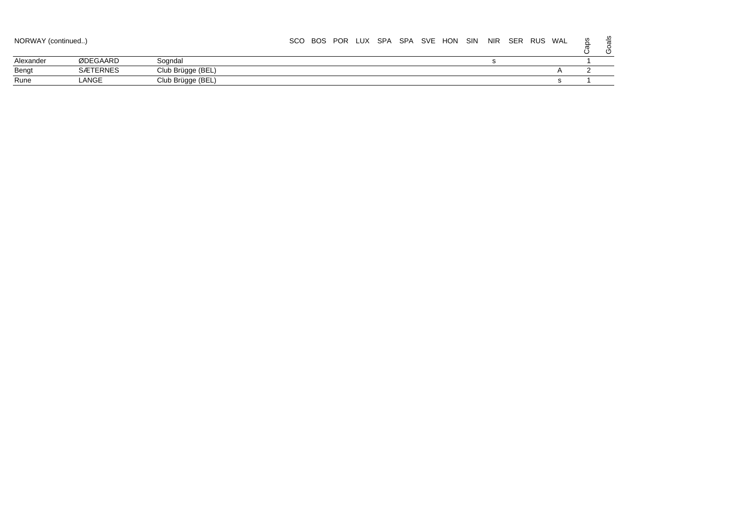| NORWAY (continued..) | | | SCO | BOS | POR | LUX | SPA | SPA | SVE | HON | SIN | NIR | SER | RUS | WAL | Caps | Goals |
|---|---|---|---|---|---|---|---|---|---|---|---|---|---|---|---|---|---|
| Alexander | ØDEGAARD | Sogndal | | | | | | | | | | s | | | | 1 | |
| Bengt | SÆTERNES | Club Brügge (BEL) | | | | | | | | | | | | | A | 2 | |
| Rune | LANGE | Club Brügge (BEL) | | | | | | | | | | | | | s | 1 | |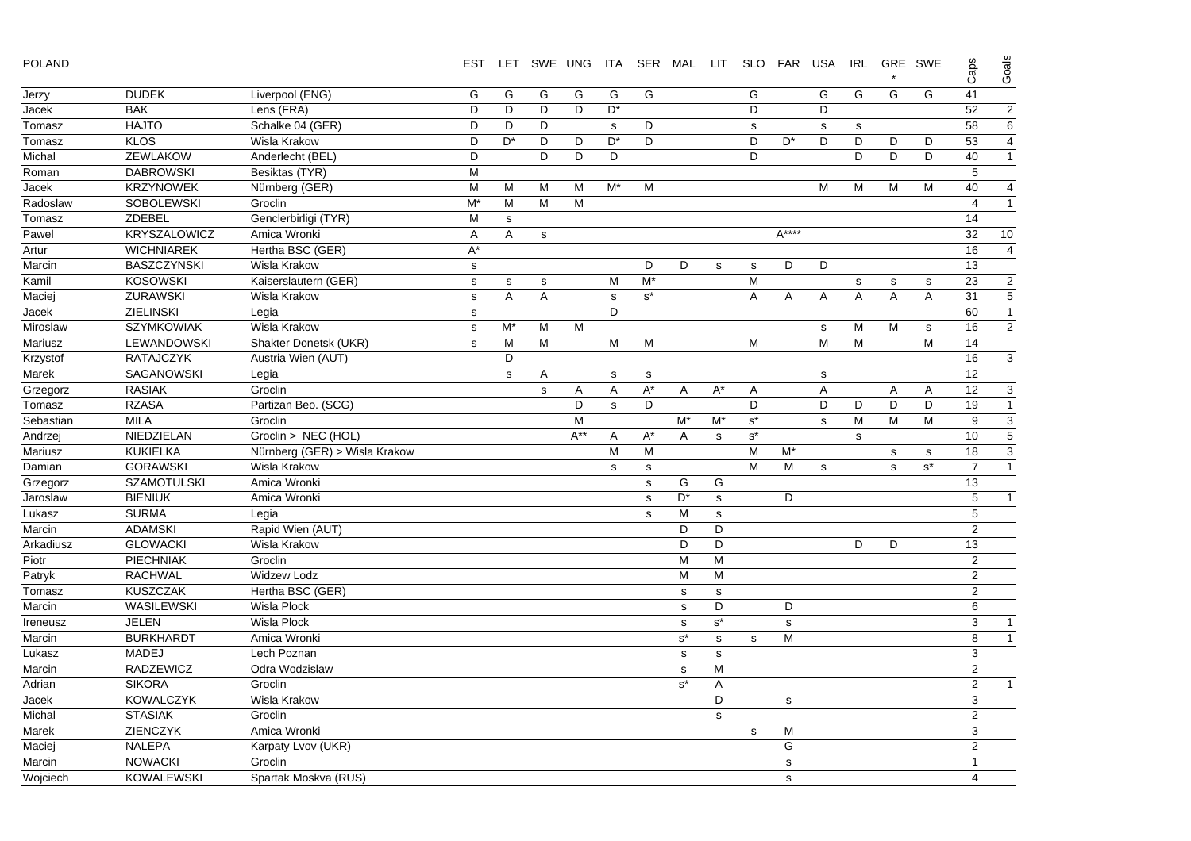| POLAND | | | EST | LET | SWE | UNG | ITA | SER | MAL | LIT | SLO | FAR | USA | IRL | GRE * | SWE | Caps | Goals |
|---|---|---|---|---|---|---|---|---|---|---|---|---|---|---|---|---|---|---|
| Jerzy | DUDEK | Liverpool (ENG) | G | G | G | G | G | G | | | G | | G | G | G | G | 41 | |
| Jacek | BAK | Lens (FRA) | D | D | D | D | D* | | | | D | | D | | | | 52 | 2 |
| Tomasz | HAJTO | Schalke 04 (GER) | D | D | D | | s | D | | | s | | s | s | | | 58 | 6 |
| Tomasz | KLOS | Wisla Krakow | D | D* | D | D | D* | D | | | D | D* | D | D | D | D | 53 | 4 |
| Michal | ZEWLAKOW | Anderlecht (BEL) | D | | D | D | D | | | | D | | | D | D | D | 40 | 1 |
| Roman | DABROWSKI | Besiktas (TYR) | M | | | | | | | | | | | | | | 5 | |
| Jacek | KRZYNOWEK | Nürnberg (GER) | M | M | M | M | M* | M | | | | | M | M | M | M | 40 | 4 |
| Radoslaw | SOBOLEWSKI | Groclin | M* | M | M | M | | | | | | | | | | | 4 | 1 |
| Tomasz | ZDEBEL | Genclerbirligi (TYR) | M | s | | | | | | | | | | | | | 14 | |
| Pawel | KRYSZALOWICZ | Amica Wronki | A | A | s | | | | | | | A**** | | | | | 32 | 10 |
| Artur | WICHNIAREK | Hertha BSC (GER) | A* | | | | | | | | | | | | | | 16 | 4 |
| Marcin | BASZCZYNSKI | Wisla Krakow | s | | | | | D | D | s | s | D | D | | | | 13 | |
| Kamil | KOSOWSKI | Kaiserslautern (GER) | s | s | s | | M | M* | | | M | | | s | s | s | 23 | 2 |
| Maciej | ZURAWSKI | Wisla Krakow | s | A | A | | s | s* | | | A | A | A | A | A | A | 31 | 5 |
| Jacek | ZIELINSKI | Legia | s | | | | D | | | | | | | | | | 60 | 1 |
| Miroslaw | SZYMKOWIAK | Wisla Krakow | s | M* | M | M | | | | | | | s | M | M | s | 16 | 2 |
| Mariusz | LEWANDOWSKI | Shakter Donetsk (UKR) | s | M | M | | M | M | | | M | | M | M | | M | 14 | |
| Krzystof | RATAJCZYK | Austria Wien (AUT) | | D | | | | | | | | | | | | | 16 | 3 |
| Marek | SAGANOWSKI | Legia | | s | A | | s | s | | | | | s | | | | 12 | |
| Grzegorz | RASIAK | Groclin | | | s | A | A | A* | A | A* | A | | A | | A | A | 12 | 3 |
| Tomasz | RZASA | Partizan Beo. (SCG) | | | | D | s | D | | | D | | D | D | D | D | 19 | 1 |
| Sebastian | MILA | Groclin | | | | M | | | M* | M* | s* | | s | M | M | M | 9 | 3 |
| Andrzej | NIEDZIELAN | Groclin > NEC (HOL) | | | | A** | A | A* | A | s | s* | | | s | | | 10 | 5 |
| Mariusz | KUKIELKA | Nürnberg (GER) > Wisla Krakow | | | | | M | M | | | M | M* | | | s | s | 18 | 3 |
| Damian | GORAWSKI | Wisla Krakow | | | | | s | s | | | M | M | s | | s | s* | 7 | 1 |
| Grzegorz | SZAMOTULSKI | Amica Wronki | | | | | | s | G | G | | | | | | | 13 | |
| Jaroslaw | BIENIUK | Amica Wronki | | | | | | s | D* | s | | D | | | | | 5 | 1 |
| Lukasz | SURMA | Legia | | | | | | s | M | s | | | | | | | 5 | |
| Marcin | ADAMSKI | Rapid Wien (AUT) | | | | | | | D | D | | | | | | | 2 | |
| Arkadiusz | GLOWACKI | Wisla Krakow | | | | | | | D | D | | | | D | D | | 13 | |
| Piotr | PIECHNIAK | Groclin | | | | | | | M | M | | | | | | | 2 | |
| Patryk | RACHWAL | Widzew Lodz | | | | | | | M | M | | | | | | | 2 | |
| Tomasz | KUSZCZAK | Hertha BSC (GER) | | | | | | | s | s | | | | | | | 2 | |
| Marcin | WASILEWSKI | Wisla Plock | | | | | | | s | D | | D | | | | | 6 | |
| Ireneusz | JELEN | Wisla Plock | | | | | | | s | s* | | s | | | | | 3 | 1 |
| Marcin | BURKHARDT | Amica Wronki | | | | | | | s* | s | s | M | | | | | 8 | 1 |
| Lukasz | MADEJ | Lech Poznan | | | | | | | s | s | | | | | | | 3 | |
| Marcin | RADZEWICZ | Odra Wodzislaw | | | | | | | s | M | | | | | | | 2 | |
| Adrian | SIKORA | Groclin | | | | | | | s* | A | | | | | | | 2 | 1 |
| Jacek | KOWALCZYK | Wisla Krakow | | | | | | | | D | | s | | | | | 3 | |
| Michal | STASIAK | Groclin | | | | | | | | s | | | | | | | 2 | |
| Marek | ZIENCZYK | Amica Wronki | | | | | | | | | s | M | | | | | 3 | |
| Maciej | NALEPA | Karpaty Lvov (UKR) | | | | | | | | | | G | | | | | 2 | |
| Marcin | NOWACKI | Groclin | | | | | | | | | | s | | | | | 1 | |
| Wojciech | KOWALEWSKI | Spartak Moskva (RUS) | | | | | | | | | | s | | | | | 4 | |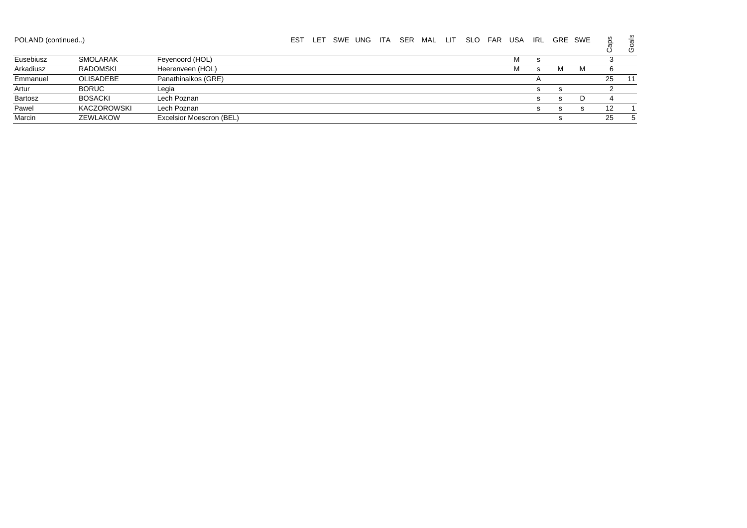POLAND (continued..)

| | | | EST | LET | SWE | UNG | ITA | SER | MAL | LIT | SLO | FAR | USA | IRL | GRE | SWE | Caps | Goals |
|---|---|---|---|---|---|---|---|---|---|---|---|---|---|---|---|---|---|---|
| Eusebiusz | SMOLARAK | Feyenoord (HOL) | | | | | | | | | | | M | s | | | 3 | |
| Arkadiusz | RADOMSKI | Heerenveen (HOL) | | | | | | | | | | | M | s | M | M | 6 | |
| Emmanuel | OLISADEBE | Panathinaikos (GRE) | | | | | | | | | | | | A | | | 25 | 11 |
| Artur | BORUC | Legia | | | | | | | | | | | | s | s | | 2 | |
| Bartosz | BOSACKI | Lech Poznan | | | | | | | | | | | | s | s | D | 4 | |
| Pawel | KACZOROWSKI | Lech Poznan | | | | | | | | | | | | s | s | s | 12 | 1 |
| Marcin | ZEWLAKOW | Excelsior Moescron (BEL) | | | | | | | | | | | | | s | | 25 | 5 |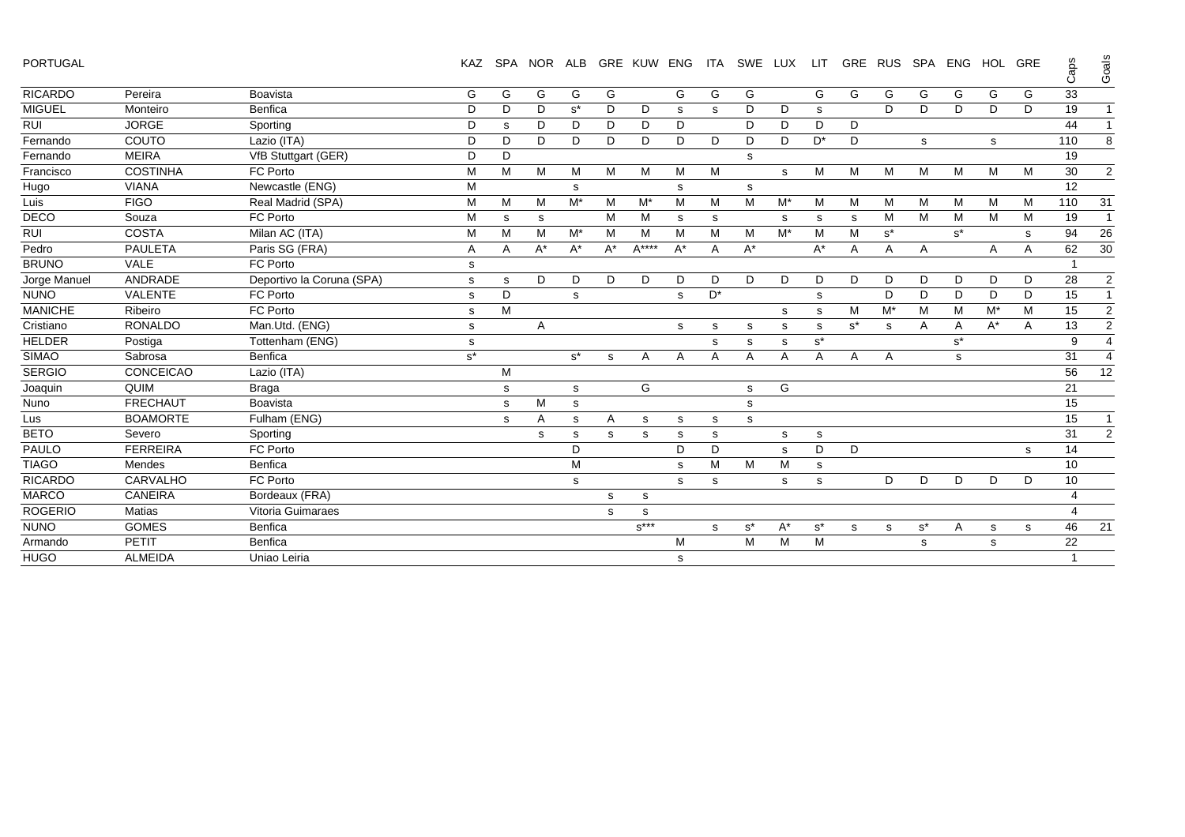| PORTUGAL | | | KAZ | SPA | NOR | ALB | GRE | KUW | ENG | ITA | SWE | LUX | LIT | GRE | RUS | SPA | ENG | HOL | GRE | Caps | Goals |
|---|---|---|---|---|---|---|---|---|---|---|---|---|---|---|---|---|---|---|---|---|---|
| RICARDO | Pereira | Boavista | G | G | G | G | G | | G | G | G | | G | G | G | G | G | G | G | 33 | |
| MIGUEL | Monteiro | Benfica | D | D | D | s* | D | D | s | s | D | D | s | | D | D | D | D | D | 19 | 1 |
| RUI | JORGE | Sporting | D | s | D | D | D | D | D | | D | D | D | D | | | | | | 44 | 1 |
| Fernando | COUTO | Lazio (ITA) | D | D | D | D | D | D | D | D | D | D | D* | D | | s | | s | | 110 | 8 |
| Fernando | MEIRA | VfB Stuttgart (GER) | D | D | | | | | | | s | | | | | | | | | 19 | |
| Francisco | COSTINHA | FC Porto | M | M | M | M | M | M | M | M | | s | M | M | M | M | M | M | M | 30 | 2 |
| Hugo | VIANA | Newcastle (ENG) | M | | | s | | | s | | s | | | | | | | | | 12 | |
| Luis | FIGO | Real Madrid (SPA) | M | M | M | M* | M | M* | M | M | M | M* | M | M | M | M | M | M | M | 110 | 31 |
| DECO | Souza | FC Porto | M | s | s | | M | M | s | s | | s | s | s | M | M | M | M | M | 19 | 1 |
| RUI | COSTA | Milan AC (ITA) | M | M | M | M* | M | M | M | M | M | M* | M | M | s* | | s* | | s | 94 | 26 |
| Pedro | PAULETA | Paris SG (FRA) | A | A | A* | A* | A* | A**** | A* | A | A* | | A* | A | A | A | | A | A | 62 | 30 |
| BRUNO | VALE | FC Porto | s | | | | | | | | | | | | | | | | | 1 | |
| Jorge Manuel | ANDRADE | Deportivo la Coruna (SPA) | s | s | D | D | D | D | D | D | D | D | D | D | D | D | D | D | D | 28 | 2 |
| NUNO | VALENTE | FC Porto | s | D | | s | | | s | D* | | | s | | D | D | D | D | D | 15 | 1 |
| MANICHE | Ribeiro | FC Porto | s | M | | | | | | | | s | s | M | M* | M | M | M* | M | 15 | 2 |
| Cristiano | RONALDO | Man.Utd. (ENG) | s | | A | | | | s | s | s | s | s | s* | s | A | A | A* | A | 13 | 2 |
| HELDER | Postiga | Tottenham (ENG) | s | | | | | | | s | s | s | s* | | | | s* | | | 9 | 4 |
| SIMAO | Sabrosa | Benfica | s* | | | s* | s | A | A | A | A | A | A | A | A | | s | | | 31 | 4 |
| SERGIO | CONCEICAO | Lazio (ITA) | | M | | | | | | | | | | | | | | | | 56 | 12 |
| Joaquin | QUIM | Braga | | s | | s | | G | | | s | G | | | | | | | | 21 | |
| Nuno | FRECHAUT | Boavista | | s | M | s | | | | | s | | | | | | | | | 15 | |
| Lus | BOAMORTE | Fulham (ENG) | | s | A | s | A | s | s | s | s | | | | | | | | | 15 | 1 |
| BETO | Severo | Sporting | | | s | s | s | s | s | s | | s | s | | | | | | | 31 | 2 |
| PAULO | FERREIRA | FC Porto | | | | D | | | D | D | | s | D | D | | | | | s | 14 | |
| TIAGO | Mendes | Benfica | | | | M | | | s | M | M | M | s | | | | | | | 10 | |
| RICARDO | CARVALHO | FC Porto | | | | s | | | s | s | | s | s | | D | D | D | D | D | 10 | |
| MARCO | CANEIRA | Bordeaux (FRA) | | | | | s | s | | | | | | | | | | | | 4 | |
| ROGERIO | Matias | Vitoria Guimaraes | | | | | s | s | | | | | | | | | | | | 4 | |
| NUNO | GOMES | Benfica | | | | | | s*** | | s | s* | A* | s* | s | s | s* | A | s | s | 46 | 21 |
| Armando | PETIT | Benfica | | | | | | | M | | M | M | M | | | s | | s | | 22 | |
| HUGO | ALMEIDA | Uniao Leiria | | | | | | | s | | | | | | | | | | | 1 | |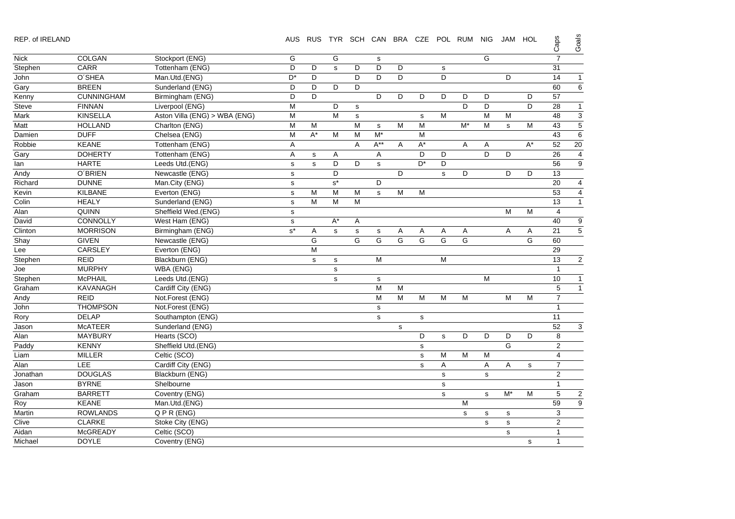| REP. of IRELAND | | | AUS | RUS | TYR | SCH | CAN | BRA | CZE | POL | RUM | NIG | JAM | HOL | Caps | Goals |
|---|---|---|---|---|---|---|---|---|---|---|---|---|---|---|---|---|
| Nick | COLGAN | Stockport (ENG) | G | | G | | s | | | | | G | | | 7 | |
| Stephen | CARR | Tottenham (ENG) | D | D | s | D | D | D | | s | | | | | 31 | |
| John | O´SHEA | Man.Utd.(ENG) | D* | D | | D | D | D | | D | | | D | | 14 | 1 |
| Gary | BREEN | Sunderland (ENG) | D | D | D | D | | | | | | | | | 60 | 6 |
| Kenny | CUNNINGHAM | Birmingham (ENG) | D | D | | | D | D | D | D | D | D | | D | 57 | |
| Steve | FINNAN | Liverpool (ENG) | M | | D | s | | | | | D | D | | D | 28 | 1 |
| Mark | KINSELLA | Aston Villa (ENG) > WBA (ENG) | M | | M | s | | | s | M | | M | M | | 48 | 3 |
| Matt | HOLLAND | Charlton (ENG) | M | M | | M | s | M | M | | M* | M | s | M | 43 | 5 |
| Damien | DUFF | Chelsea (ENG) | M | A* | M | M | M* | | M | | | | | | 43 | 6 |
| Robbie | KEANE | Tottenham (ENG) | A | | | A | A** | A | A* | | A | A | | A* | 52 | 20 |
| Gary | DOHERTY | Tottenham (ENG) | A | s | A | | A | | D | D | | D | D | | 26 | 4 |
| Ian | HARTE | Leeds Utd.(ENG) | s | s | D | D | s | | D* | D | | | | | 56 | 9 |
| Andy | O´BRIEN | Newcastle (ENG) | s | | D | | | D | | s | D | | D | D | 13 | |
| Richard | DUNNE | Man.City (ENG) | s | | s* | | D | | | | | | | | 20 | 4 |
| Kevin | KILBANE | Everton (ENG) | s | M | M | M | s | M | M | | | | | | 53 | 4 |
| Colin | HEALY | Sunderland (ENG) | s | M | M | M | | | | | | | | | 13 | 1 |
| Alan | QUINN | Sheffield Wed.(ENG) | s | | | | | | | | | | M | M | 4 | |
| David | CONNOLLY | West Ham (ENG) | s | | A* | A | | | | | | | | | 40 | 9 |
| Clinton | MORRISON | Birmingham (ENG) | s* | A | s | s | s | A | A | A | A | | A | A | 21 | 5 |
| Shay | GIVEN | Newcastle (ENG) | | G | | G | G | G | G | G | G | | | G | 60 | |
| Lee | CARSLEY | Everton (ENG) | | M | | | | | | | | | | | 29 | |
| Stephen | REID | Blackburn (ENG) | | s | s | | M | | | M | | | | | 13 | 2 |
| Joe | MURPHY | WBA (ENG) | | | s | | | | | | | | | | 1 | |
| Stephen | McPHAIL | Leeds Utd.(ENG) | | | s | | s | | | | | M | | | 10 | 1 |
| Graham | KAVANAGH | Cardiff City (ENG) | | | | | M | M | | | | | | | 5 | 1 |
| Andy | REID | Not.Forest (ENG) | | | | | M | M | M | M | M | | M | M | 7 | |
| John | THOMPSON | Not.Forest (ENG) | | | | | s | | | | | | | | 1 | |
| Rory | DELAP | Southampton (ENG) | | | | | s | | s | | | | | | 11 | |
| Jason | McATEER | Sunderland (ENG) | | | | | | s | | | | | | | 52 | 3 |
| Alan | MAYBURY | Hearts (SCO) | | | | | | | D | s | D | D | D | D | 8 | |
| Paddy | KENNY | Sheffield Utd.(ENG) | | | | | | | s | | | | G | | 2 | |
| Liam | MILLER | Celtic (SCO) | | | | | | | s | M | M | M | | | 4 | |
| Alan | LEE | Cardiff City (ENG) | | | | | | | s | A | | A | A | s | 7 | |
| Jonathan | DOUGLAS | Blackburn (ENG) | | | | | | | | s | | s | | | 2 | |
| Jason | BYRNE | Shelbourne | | | | | | | | s | | | | | 1 | |
| Graham | BARRETT | Coventry (ENG) | | | | | | | | s | | s | M* | M | 5 | 2 |
| Roy | KEANE | Man.Utd.(ENG) | | | | | | | | | M | | | | 59 | 9 |
| Martin | ROWLANDS | Q P R (ENG) | | | | | | | | | s | s | s | | 3 | |
| Clive | CLARKE | Stoke City (ENG) | | | | | | | | | | s | s | | 2 | |
| Aidan | McGREADY | Celtic (SCO) | | | | | | | | | | | s | | 1 | |
| Michael | DOYLE | Coventry (ENG) | | | | | | | | | | | | s | 1 | |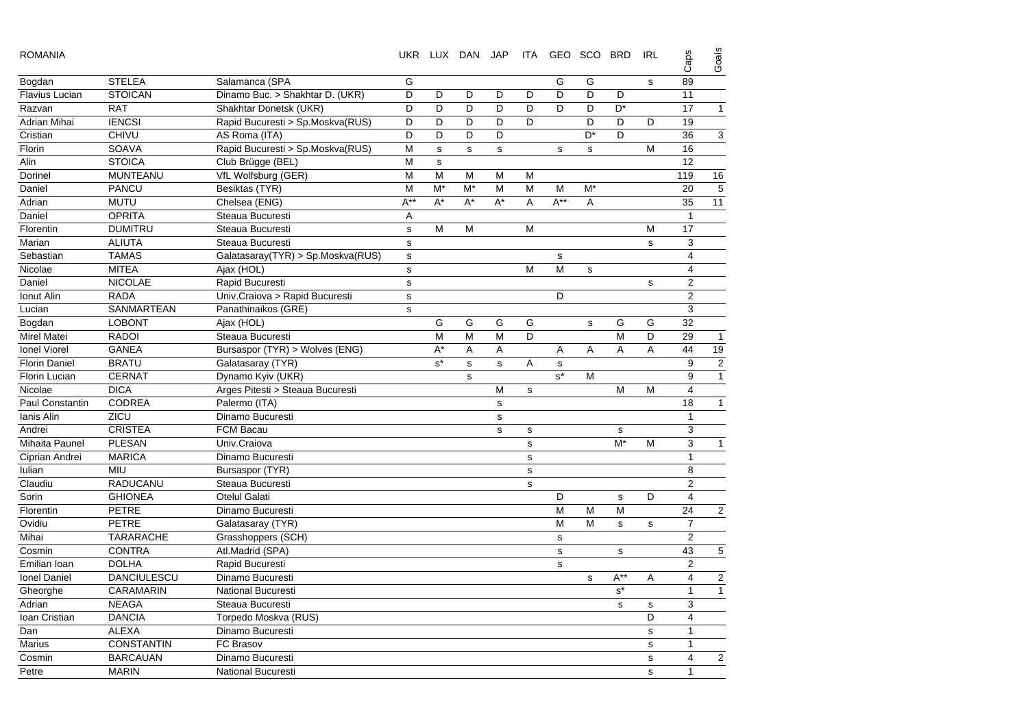| ROMANIA | | | UKR | LUX | DAN | JAP | ITA | GEO | SCO | BRD | IRL | Caps | Goals |
|---|---|---|---|---|---|---|---|---|---|---|---|---|---|
| Bogdan | STELEA | Salamanca (SPA | G | | | | | G | G | | s | 89 | |
| Flavius Lucian | STOICAN | Dinamo Buc. > Shakhtar D. (UKR) | D | D | D | D | D | D | D | D | | 11 | |
| Razvan | RAT | Shakhtar Donetsk (UKR) | D | D | D | D | D | D | D | D* | | 17 | 1 |
| Adrian Mihai | IENCSI | Rapid Bucuresti > Sp.Moskva(RUS) | D | D | D | D | D | | D | D | D | 19 | |
| Cristian | CHIVU | AS Roma (ITA) | D | D | D | D | | | D* | D | | 36 | 3 |
| Florin | SOAVA | Rapid Bucuresti > Sp.Moskva(RUS) | M | s | s | s | | s | s | | M | 16 | |
| Alin | STOICA | Club Brügge (BEL) | M | s | | | | | | | | 12 | |
| Dorinel | MUNTEANU | VfL Wolfsburg (GER) | M | M | M | M | M | | | | | 119 | 16 |
| Daniel | PANCU | Besiktas (TYR) | M | M* | M* | M | M | M | M* | | | 20 | 5 |
| Adrian | MUTU | Chelsea (ENG) | A** | A* | A* | A* | A | A** | A | | | 35 | 11 |
| Daniel | OPRITA | Steaua Bucuresti | A | | | | | | | | | 1 | |
| Florentin | DUMITRU | Steaua Bucuresti | s | M | M | | M | | | | M | 17 | |
| Marian | ALIUTA | Steaua Bucuresti | s | | | | | | | | s | 3 | |
| Sebastian | TAMAS | Galatasaray(TYR) > Sp.Moskva(RUS) | s | | | | | s | | | | 4 | |
| Nicolae | MITEA | Ajax (HOL) | s | | | | M | M | s | | | 4 | |
| Daniel | NICOLAE | Rapid Bucuresti | s | | | | | | | | s | 2 | |
| Ionut Alin | RADA | Univ.Craiova > Rapid Bucuresti | s | | | | | D | | | | 2 | |
| Lucian | SANMARTEAN | Panathinaikos (GRE) | s | | | | | | | | | 3 | |
| Bogdan | LOBONT | Ajax (HOL) | | G | G | G | G | | s | G | G | 32 | |
| Mirel Matei | RADOI | Steaua Bucuresti | | M | M | M | D | | | M | D | 29 | 1 |
| Ionel Viorel | GANEA | Bursaspor (TYR) > Wolves (ENG) | | A* | A | A | | A | A | A | A | 44 | 19 |
| Florin Daniel | BRATU | Galatasaray (TYR) | | s* | s | s | A | s | | | | 9 | 2 |
| Florin Lucian | CERNAT | Dynamo Kyiv (UKR) | | | s | | | s* | M | | | 9 | 1 |
| Nicolae | DICA | Arges Pitesti > Steaua Bucuresti | | | | M | s | | | M | M | 4 | |
| Paul Constantin | CODREA | Palermo (ITA) | | | | s | | | | | | 18 | 1 |
| Ianis Alin | ZICU | Dinamo Bucuresti | | | | s | | | | | | 1 | |
| Andrei | CRISTEA | FCM Bacau | | | | s | s | | | s | | 3 | |
| Mihaita Paunel | PLESAN | Univ.Craiova | | | | | s | | | M* | M | 3 | 1 |
| Ciprian Andrei | MARICA | Dinamo Bucuresti | | | | | s | | | | | 1 | |
| Iulian | MIU | Bursaspor (TYR) | | | | | s | | | | | 8 | |
| Claudiu | RADUCANU | Steaua Bucuresti | | | | | s | | | | | 2 | |
| Sorin | GHIONEA | Otelul Galati | | | | | | D | | s | D | 4 | |
| Florentin | PETRE | Dinamo Bucuresti | | | | | | M | M | M | | 24 | 2 |
| Ovidiu | PETRE | Galatasaray (TYR) | | | | | | M | M | s | s | 7 | |
| Mihai | TARARACHE | Grasshoppers (SCH) | | | | | | s | | | | 2 | |
| Cosmin | CONTRA | Atl.Madrid (SPA) | | | | | | s | | s | | 43 | 5 |
| Emilian Ioan | DOLHA | Rapid Bucuresti | | | | | | s | | | | 2 | |
| Ionel Daniel | DANCIULESCU | Dinamo Bucuresti | | | | | | | s | A** | A | 4 | 2 |
| Gheorghe | CARAMARIN | National Bucuresti | | | | | | | | s* | | 1 | 1 |
| Adrian | NEAGA | Steaua Bucuresti | | | | | | | | s | s | 3 | |
| Ioan Cristian | DANCIA | Torpedo Moskva (RUS) | | | | | | | | | D | 4 | |
| Dan | ALEXA | Dinamo Bucuresti | | | | | | | | | s | 1 | |
| Marius | CONSTANTIN | FC Brasov | | | | | | | | | s | 1 | |
| Cosmin | BARCAUAN | Dinamo Bucuresti | | | | | | | | | s | 4 | 2 |
| Petre | MARIN | National Bucuresti | | | | | | | | | s | 1 | |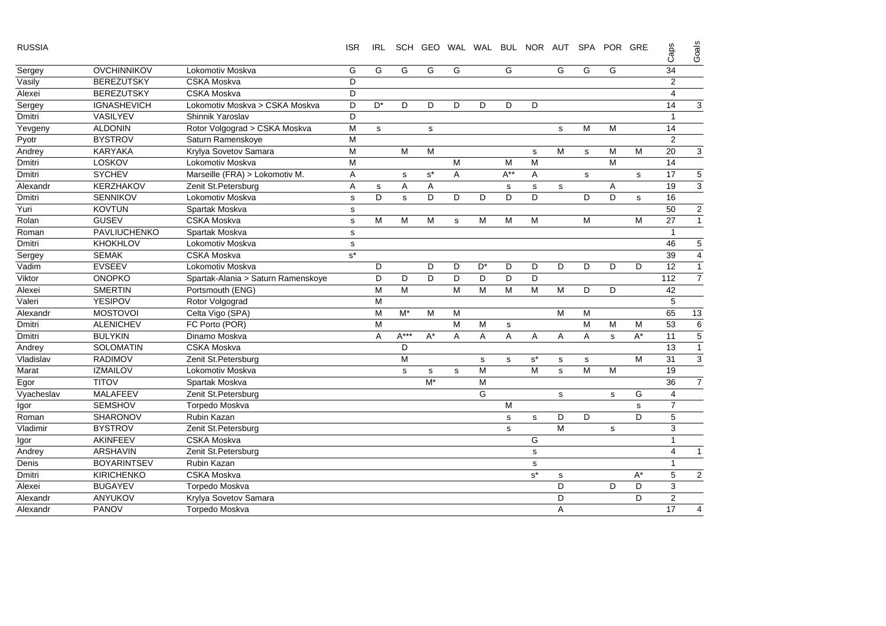| RUSSIA | | | ISR | IRL | SCH | GEO | WAL | WAL | BUL | NOR | AUT | SPA | POR | GRE | Caps | Goals |
|---|---|---|---|---|---|---|---|---|---|---|---|---|---|---|---|---|
| Sergey | OVCHINNIKOV | Lokomotiv Moskva | G | G | G | G | G | | G | | G | G | G | | 34 | |
| Vasily | BEREZUTSKY | CSKA Moskva | D | | | | | | | | | | | | 2 | |
| Alexei | BEREZUTSKY | CSKA Moskva | D | | | | | | | | | | | | 4 | |
| Sergey | IGNASHEVICH | Lokomotiv Moskva > CSKA Moskva | D | D* | D | D | D | D | D | D | | | | | 14 | 3 |
| Dmitri | VASILYEV | Shinnik Yaroslav | D | | | | | | | | | | | | 1 | |
| Yevgeny | ALDONIN | Rotor Volgograd > CSKA Moskva | M | s | | s | | | | | s | M | M | | 14 | |
| Pyotr | BYSTROV | Saturn Ramenskoye | M | | | | | | | | | | | | 2 | |
| Andrey | KARYAKA | Krylya Sovetov Samara | M | | M | M | | | | s | M | s | M | M | 20 | 3 |
| Dmitri | LOSKOV | Lokomotiv Moskva | M | | | | M | | M | M | | | M | | 14 | |
| Dmitri | SYCHEV | Marseille (FRA) > Lokomotiv M. | A | | s | s* | A | | A** | A | | s | | s | 17 | 5 |
| Alexandr | KERZHAKOV | Zenit St.Petersburg | A | s | A | A | | | s | s | s | | A | | 19 | 3 |
| Dmitri | SENNIKOV | Lokomotiv Moskva | s | D | s | D | D | D | D | D | | D | D | s | 16 | |
| Yuri | KOVTUN | Spartak Moskva | s | | | | | | | | | | | | 50 | 2 |
| Rolan | GUSEV | CSKA Moskva | s | M | M | M | s | M | M | M | | M | | M | 27 | 1 |
| Roman | PAVLIUCHENKO | Spartak Moskva | s | | | | | | | | | | | | 1 | |
| Dmitri | KHOKHLOV | Lokomotiv Moskva | s | | | | | | | | | | | | 46 | 5 |
| Sergey | SEMAK | CSKA Moskva | s* | | | | | | | | | | | | 39 | 4 |
| Vadim | EVSEEV | Lokomotiv Moskva | | D | | D | D | D* | D | D | D | D | D | D | 12 | 1 |
| Viktor | ONOPKO | Spartak-Alania > Saturn Ramenskoye | | D | D | D | D | D | D | D | | | | | 112 | 7 |
| Alexei | SMERTIN | Portsmouth (ENG) | | M | M | | M | M | M | M | M | D | D | | 42 | |
| Valeri | YESIPOV | Rotor Volgograd | | M | | | | | | | | | | | 5 | |
| Alexandr | MOSTOVOI | Celta Vigo (SPA) | | M | M* | M | M | | | | M | M | | | 65 | 13 |
| Dmitri | ALENICHEV | FC Porto (POR) | | M | | | M | M | s | | | M | M | M | 53 | 6 |
| Dmitri | BULYKIN | Dinamo Moskva | | A | A*** | A* | A | A | A | A | A | A | s | A* | 11 | 5 |
| Andrey | SOLOMATIN | CSKA Moskva | | | D | | | | | | | | | | 13 | 1 |
| Vladislav | RADIMOV | Zenit St.Petersburg | | | M | | | s | s | s* | s | s | | M | 31 | 3 |
| Marat | IZMAILOV | Lokomotiv Moskva | | | s | s | s | M | | M | s | M | M | | 19 | |
| Egor | TITOV | Spartak Moskva | | | | M* | | M | | | | | | | 36 | 7 |
| Vyacheslav | MALAFEEV | Zenit St.Petersburg | | | | | | G | | | s | | s | G | 4 | |
| Igor | SEMSHOV | Torpedo Moskva | | | | | | | M | | | | | s | 7 | |
| Roman | SHARONOV | Rubin Kazan | | | | | | | s | s | D | D | | D | 5 | |
| Vladimir | BYSTROV | Zenit St.Petersburg | | | | | | | s | | M | | s | | 3 | |
| Igor | AKINFEEV | CSKA Moskva | | | | | | | | G | | | | | 1 | |
| Andrey | ARSHAVIN | Zenit St.Petersburg | | | | | | | | s | | | | | 4 | 1 |
| Denis | BOYARINTSEV | Rubin Kazan | | | | | | | | s | | | | | 1 | |
| Dmitri | KIRICHENKO | CSKA Moskva | | | | | | | | s* | s | | | A* | 5 | 2 |
| Alexei | BUGAYEV | Torpedo Moskva | | | | | | | | | D | | D | D | 3 | |
| Alexandr | ANYUKOV | Krylya Sovetov Samara | | | | | | | | | D | | | D | 2 | |
| Alexandr | PANOV | Torpedo Moskva | | | | | | | | | A | | | | 17 | 4 |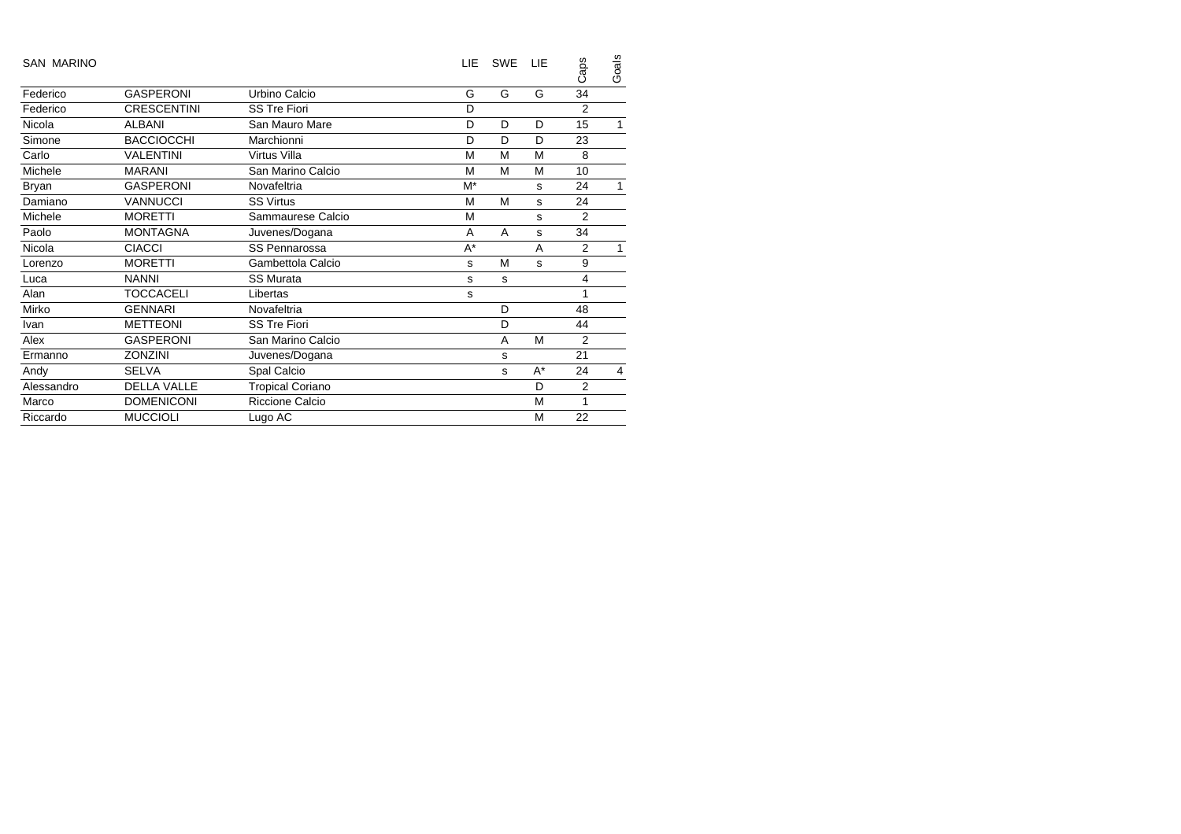| SAN MARINO | | | LIE | SWE | LIE | Caps | Goals |
|---|---|---|---|---|---|---|---|
| Federico | GASPERONI | Urbino Calcio | G | G | G | 34 | |
| Federico | CRESCENTINI | SS Tre Fiori | D | | | 2 | |
| Nicola | ALBANI | San Mauro Mare | D | D | D | 15 | 1 |
| Simone | BACCIOCCHI | Marchionni | D | D | D | 23 | |
| Carlo | VALENTINI | Virtus Villa | M | M | M | 8 | |
| Michele | MARANI | San Marino Calcio | M | M | M | 10 | |
| Bryan | GASPERONI | Novafeltria | M* | | s | 24 | 1 |
| Damiano | VANNUCCI | SS Virtus | M | M | s | 24 | |
| Michele | MORETTI | Sammaurese Calcio | M | | s | 2 | |
| Paolo | MONTAGNA | Juvenes/Dogana | A | A | s | 34 | |
| Nicola | CIACCI | SS Pennarossa | A* | | A | 2 | 1 |
| Lorenzo | MORETTI | Gambettola Calcio | s | M | s | 9 | |
| Luca | NANNI | SS Murata | s | s | | 4 | |
| Alan | TOCCACELI | Libertas | s | | | 1 | |
| Mirko | GENNARI | Novafeltria | | D | | 48 | |
| Ivan | METTEONI | SS Tre Fiori | | D | | 44 | |
| Alex | GASPERONI | San Marino Calcio | | A | M | 2 | |
| Ermanno | ZONZINI | Juvenes/Dogana | | s | | 21 | |
| Andy | SELVA | Spal Calcio | | s | A* | 24 | 4 |
| Alessandro | DELLA VALLE | Tropical Coriano | | | D | 2 | |
| Marco | DOMENICONI | Riccione Calcio | | | M | 1 | |
| Riccardo | MUCCIOLI | Lugo AC | | | M | 22 | |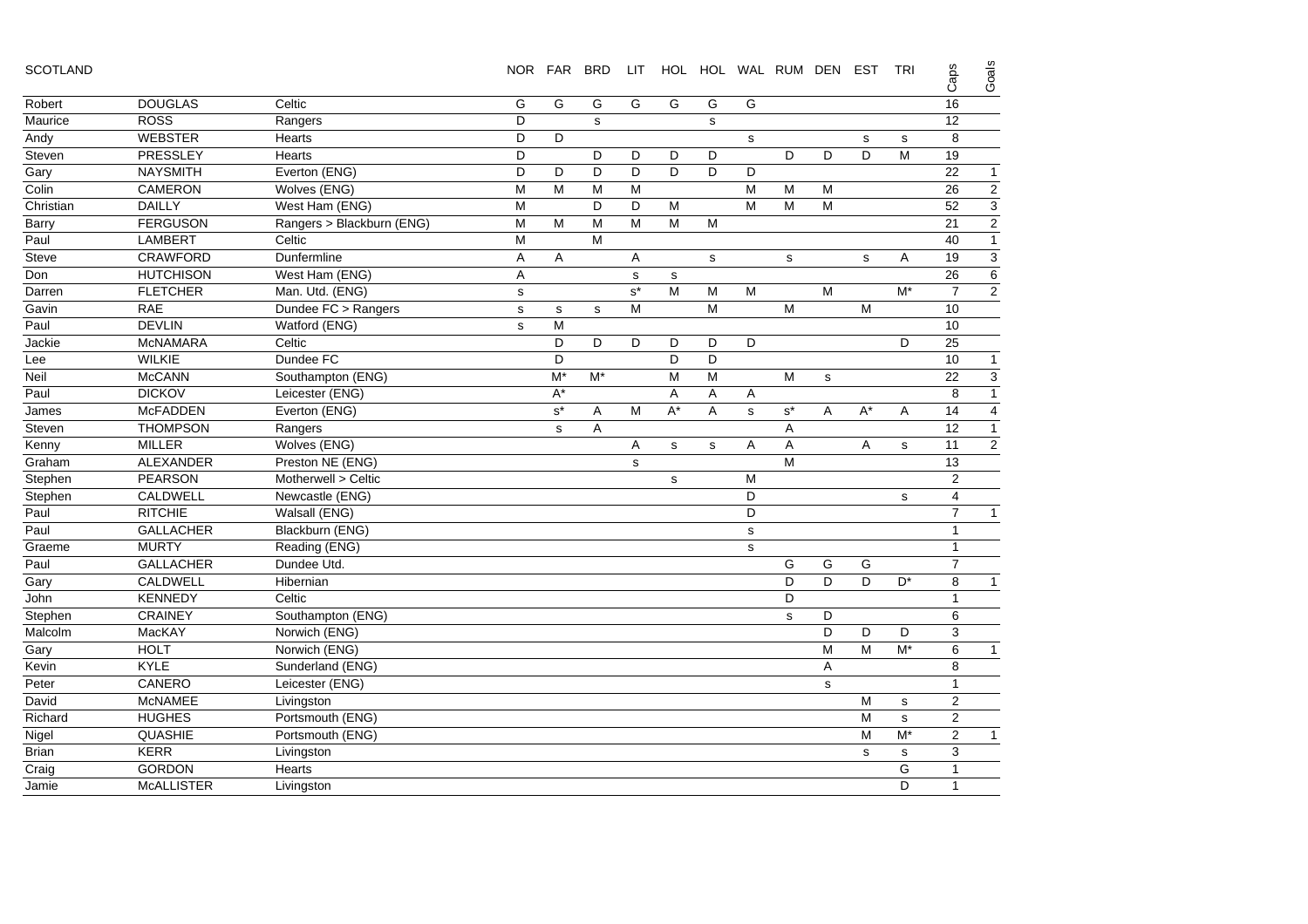| SCOTLAND | | | NOR | FAR | BRD | LIT | HOL | HOL | WAL | RUM | DEN | EST | TRI | Caps | Goals |
|---|---|---|---|---|---|---|---|---|---|---|---|---|---|---|---|
| Robert | DOUGLAS | Celtic | G | G | G | G | G | G | G | | | | | 16 | |
| Maurice | ROSS | Rangers | D | | s | | | s | | | | | | 12 | |
| Andy | WEBSTER | Hearts | D | D | | | | | s | | | s | s | 8 | |
| Steven | PRESSLEY | Hearts | D | | D | D | D | D | | D | D | D | M | 19 | |
| Gary | NAYSMITH | Everton (ENG) | D | D | D | D | D | D | D | | | | | 22 | 1 |
| Colin | CAMERON | Wolves (ENG) | M | M | M | M | | | M | M | M | | | 26 | 2 |
| Christian | DAILLY | West Ham (ENG) | M | | D | D | M | | M | M | M | | | 52 | 3 |
| Barry | FERGUSON | Rangers > Blackburn (ENG) | M | M | M | M | M | M | | | | | | 21 | 2 |
| Paul | LAMBERT | Celtic | M | | M | | | | | | | | | 40 | 1 |
| Steve | CRAWFORD | Dunfermline | A | A | | A | | s | | s | | s | A | 19 | 3 |
| Don | HUTCHISON | West Ham (ENG) | A | | | s | s | | | | | | | 26 | 6 |
| Darren | FLETCHER | Man. Utd. (ENG) | s | | | s* | M | M | M | | M | | M* | 7 | 2 |
| Gavin | RAE | Dundee FC > Rangers | s | s | s | M | | M | | M | | M | | 10 | |
| Paul | DEVLIN | Watford (ENG) | s | M | | | | | | | | | | 10 | |
| Jackie | McNAMARA | Celtic | | D | D | D | D | D | D | | | | D | 25 | |
| Lee | WILKIE | Dundee FC | | D | | | D | D | | | | | | 10 | 1 |
| Neil | McCANN | Southampton (ENG) | | M* | M* | | M | M | | M | s | | | 22 | 3 |
| Paul | DICKOV | Leicester (ENG) | | A* | | | A | A | A | | | | | 8 | 1 |
| James | McFADDEN | Everton (ENG) | | s* | A | M | A* | A | s | s* | A | A* | A | 14 | 4 |
| Steven | THOMPSON | Rangers | | s | A | | | | | A | | | | 12 | 1 |
| Kenny | MILLER | Wolves (ENG) | | | | A | s | s | A | A | | A | s | 11 | 2 |
| Graham | ALEXANDER | Preston NE (ENG) | | | | s | | | | M | | | | 13 | |
| Stephen | PEARSON | Motherwell > Celtic | | | | | s | | M | | | | | 2 | |
| Stephen | CALDWELL | Newcastle (ENG) | | | | | | | D | | | | s | 4 | |
| Paul | RITCHIE | Walsall (ENG) | | | | | | | D | | | | | 7 | 1 |
| Paul | GALLACHER | Blackburn (ENG) | | | | | | | s | | | | | 1 | |
| Graeme | MURTY | Reading (ENG) | | | | | | | s | | | | | 1 | |
| Paul | GALLACHER | Dundee Utd. | | | | | | | | G | G | G | | 7 | |
| Gary | CALDWELL | Hibernian | | | | | | | | D | D | D | D* | 8 | 1 |
| John | KENNEDY | Celtic | | | | | | | | D | | | | 1 | |
| Stephen | CRAINEY | Southampton (ENG) | | | | | | | | s | D | | | 6 | |
| Malcolm | MacKAY | Norwich (ENG) | | | | | | | | | D | D | D | 3 | |
| Gary | HOLT | Norwich (ENG) | | | | | | | | | M | M | M* | 6 | 1 |
| Kevin | KYLE | Sunderland (ENG) | | | | | | | | | A | | | 8 | |
| Peter | CANERO | Leicester (ENG) | | | | | | | | | s | | | 1 | |
| David | McNAMEE | Livingston | | | | | | | | | | M | s | 2 | |
| Richard | HUGHES | Portsmouth (ENG) | | | | | | | | | | M | s | 2 | |
| Nigel | QUASHIE | Portsmouth (ENG) | | | | | | | | | | M | M* | 2 | 1 |
| Brian | KERR | Livingston | | | | | | | | | | s | s | 3 | |
| Craig | GORDON | Hearts | | | | | | | | | | | G | 1 | |
| Jamie | McALLISTER | Livingston | | | | | | | | | | | D | 1 | |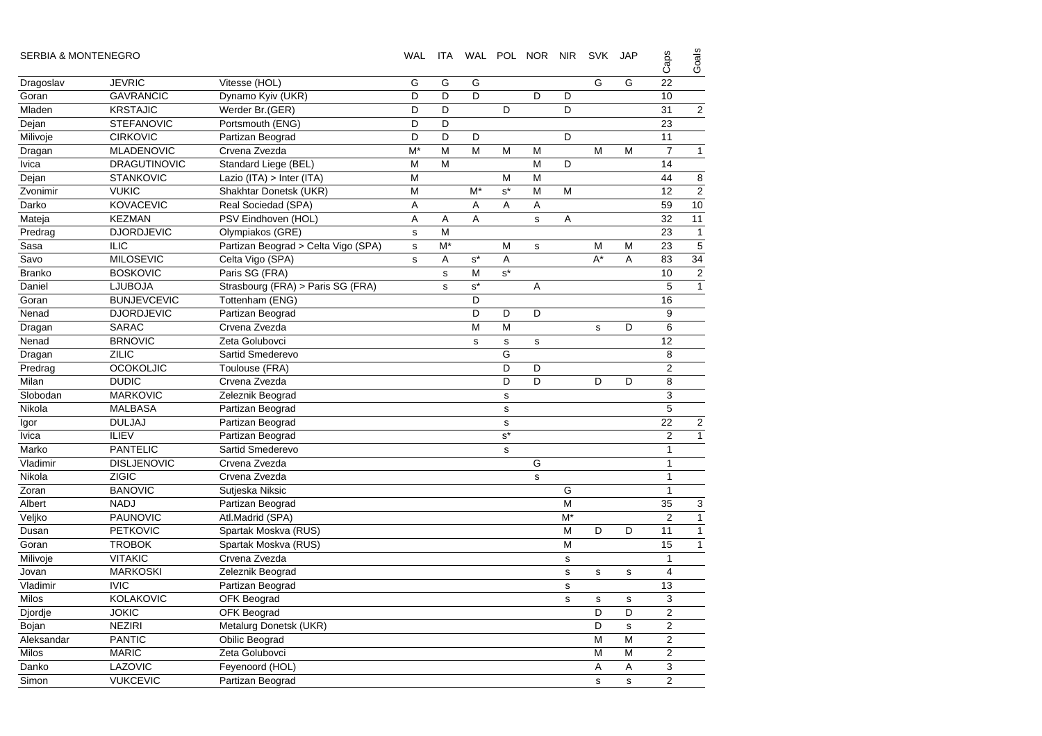| SERBIA & MONTENEGRO | | | WAL | ITA | WAL | POL | NOR | NIR | SVK | JAP | Caps | Goals |
|---|---|---|---|---|---|---|---|---|---|---|---|---|
| Dragoslav | JEVRIC | Vitesse (HOL) | G | G | G | | | | G | G | 22 | |
| Goran | GAVRANCIC | Dynamo Kyiv (UKR) | D | D | D | | D | D | | | 10 | |
| Mladen | KRSTAJIC | Werder Br.(GER) | D | D | | D | | D | | | 31 | 2 |
| Dejan | STEFANOVIC | Portsmouth (ENG) | D | D | | | | | | | 23 | |
| Milivoje | CIRKOVIC | Partizan Beograd | D | D | D | | | D | | | 11 | |
| Dragan | MLADENOVIC | Crvena Zvezda | M* | M | M | M | M | | M | M | 7 | 1 |
| Ivica | DRAGUTINOVIC | Standard Liege (BEL) | M | M | | | M | D | | | 14 | |
| Dejan | STANKOVIC | Lazio (ITA) > Inter (ITA) | M | | | M | M | | | | 44 | 8 |
| Zvonimir | VUKIC | Shakhtar Donetsk (UKR) | M | | M* | s* | M | M | | | 12 | 2 |
| Darko | KOVACEVIC | Real Sociedad (SPA) | A | | A | A | A | | | | 59 | 10 |
| Mateja | KEZMAN | PSV Eindhoven (HOL) | A | A | A | | s | A | | | 32 | 11 |
| Predrag | DJORDJEVIC | Olympiakos (GRE) | s | M | | | | | | | 23 | 1 |
| Sasa | ILIC | Partizan Beograd > Celta Vigo (SPA) | s | M* | | M | s | | M | M | 23 | 5 |
| Savo | MILOSEVIC | Celta Vigo (SPA) | s | A | s* | A | | | A* | A | 83 | 34 |
| Branko | BOSKOVIC | Paris SG (FRA) | | s | M | s* | | | | | 10 | 2 |
| Daniel | LJUBOJA | Strasbourg (FRA) > Paris SG (FRA) | | s | s* | | A | | | | 5 | 1 |
| Goran | BUNJEVCEVIC | Tottenham (ENG) | | | D | | | | | | 16 | |
| Nenad | DJORDJEVIC | Partizan Beograd | | | D | D | D | | | | 9 | |
| Dragan | SARAC | Crvena Zvezda | | | M | M | | | s | D | 6 | |
| Nenad | BRNOVIC | Zeta Golubovci | | | s | s | s | | | | 12 | |
| Dragan | ZILIC | Sartid Smederevo | | | | G | | | | | 8 | |
| Predrag | OCOKOLJIC | Toulouse (FRA) | | | | D | D | | | | 2 | |
| Milan | DUDIC | Crvena Zvezda | | | | D | D | | D | D | 8 | |
| Slobodan | MARKOVIC | Zeleznik Beograd | | | | s | | | | | 3 | |
| Nikola | MALBASA | Partizan Beograd | | | | s | | | | | 5 | |
| Igor | DULJAJ | Partizan Beograd | | | | s | | | | | 22 | 2 |
| Ivica | ILIEV | Partizan Beograd | | | | s* | | | | | 2 | 1 |
| Marko | PANTELIC | Sartid Smederevo | | | | s | | | | | 1 | |
| Vladimir | DISLJENOVIC | Crvena Zvezda | | | | | G | | | | 1 | |
| Nikola | ZIGIC | Crvena Zvezda | | | | | s | | | | 1 | |
| Zoran | BANOVIC | Sutjeska Niksic | | | | | | G | | | 1 | |
| Albert | NADJ | Partizan Beograd | | | | | | M | | | 35 | 3 |
| Veljko | PAUNOVIC | Atl.Madrid (SPA) | | | | | | M* | | | 2 | 1 |
| Dusan | PETKOVIC | Spartak Moskva (RUS) | | | | | | M | D | D | 11 | 1 |
| Goran | TROBOK | Spartak Moskva (RUS) | | | | | | M | | | 15 | 1 |
| Milivoje | VITAKIC | Crvena Zvezda | | | | | | s | | | 1 | |
| Jovan | MARKOSKI | Zeleznik Beograd | | | | | | s | s | s | 4 | |
| Vladimir | IVIC | Partizan Beograd | | | | | | s | | | 13 | |
| Milos | KOLAKOVIC | OFK Beograd | | | | | | s | s | s | 3 | |
| Djordje | JOKIC | OFK Beograd | | | | | | | D | D | 2 | |
| Bojan | NEZIRI | Metalurg Donetsk (UKR) | | | | | | | D | s | 2 | |
| Aleksandar | PANTIC | Obilic Beograd | | | | | | | M | M | 2 | |
| Milos | MARIC | Zeta Golubovci | | | | | | | M | M | 2 | |
| Danko | LAZOVIC | Feyenoord (HOL) | | | | | | | A | A | 3 | |
| Simon | VUKCEVIC | Partizan Beograd | | | | | | | s | s | 2 | |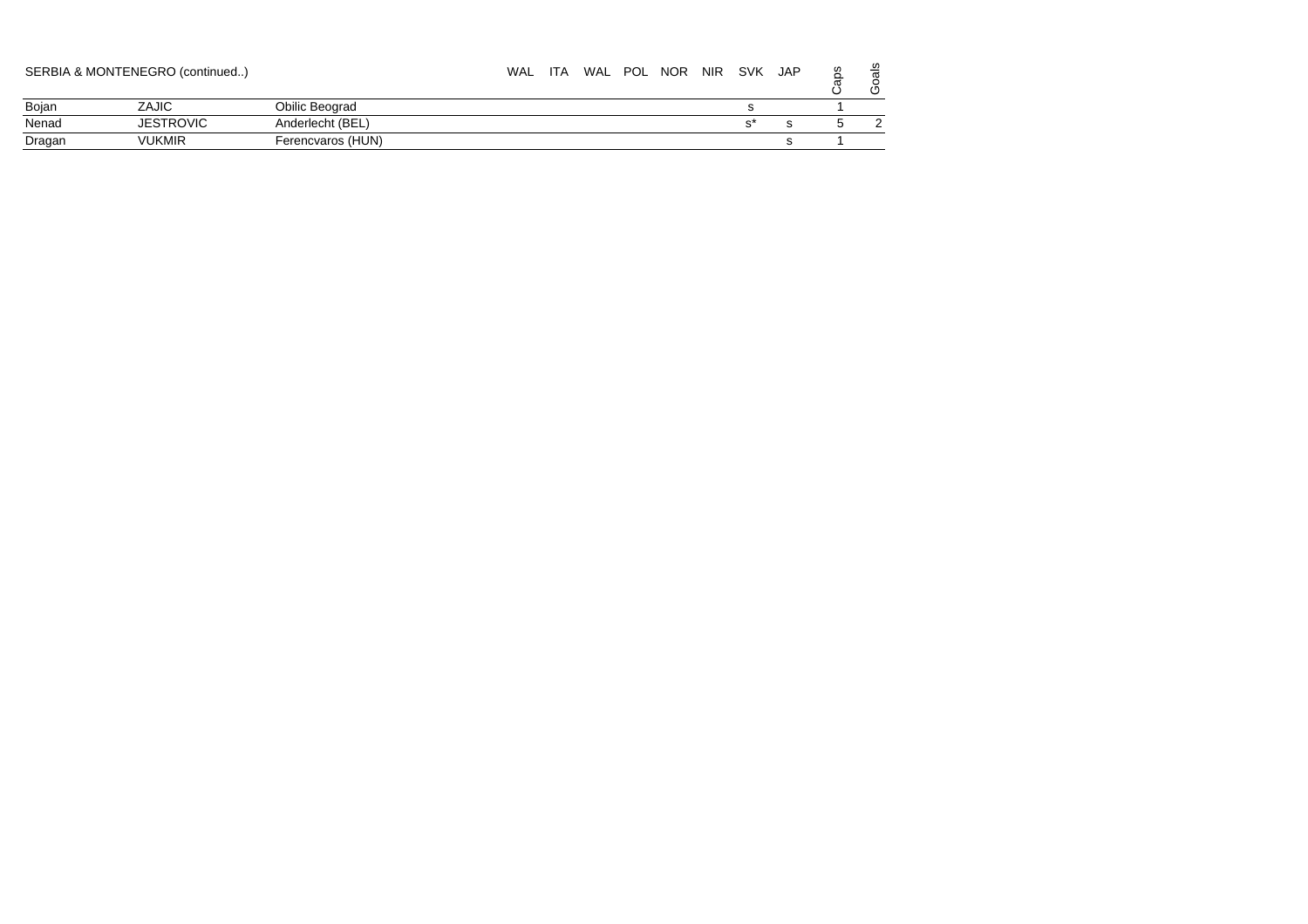| SERBIA & MONTENEGRO (continued..) | | | WAL | ITA | WAL | POL | NOR | NIR | SVK | JAP | Caps | Goals |
|---|---|---|---|---|---|---|---|---|---|---|---|---|
| Bojan | ZAJIC | Obilic Beograd | | | | | | | s | | 1 | |
| Nenad | JESTROVIC | Anderlecht (BEL) | | | | | | | s* | s | 5 | 2 |
| Dragan | VUKMIR | Ferencvaros (HUN) | | | | | | | | s | 1 | |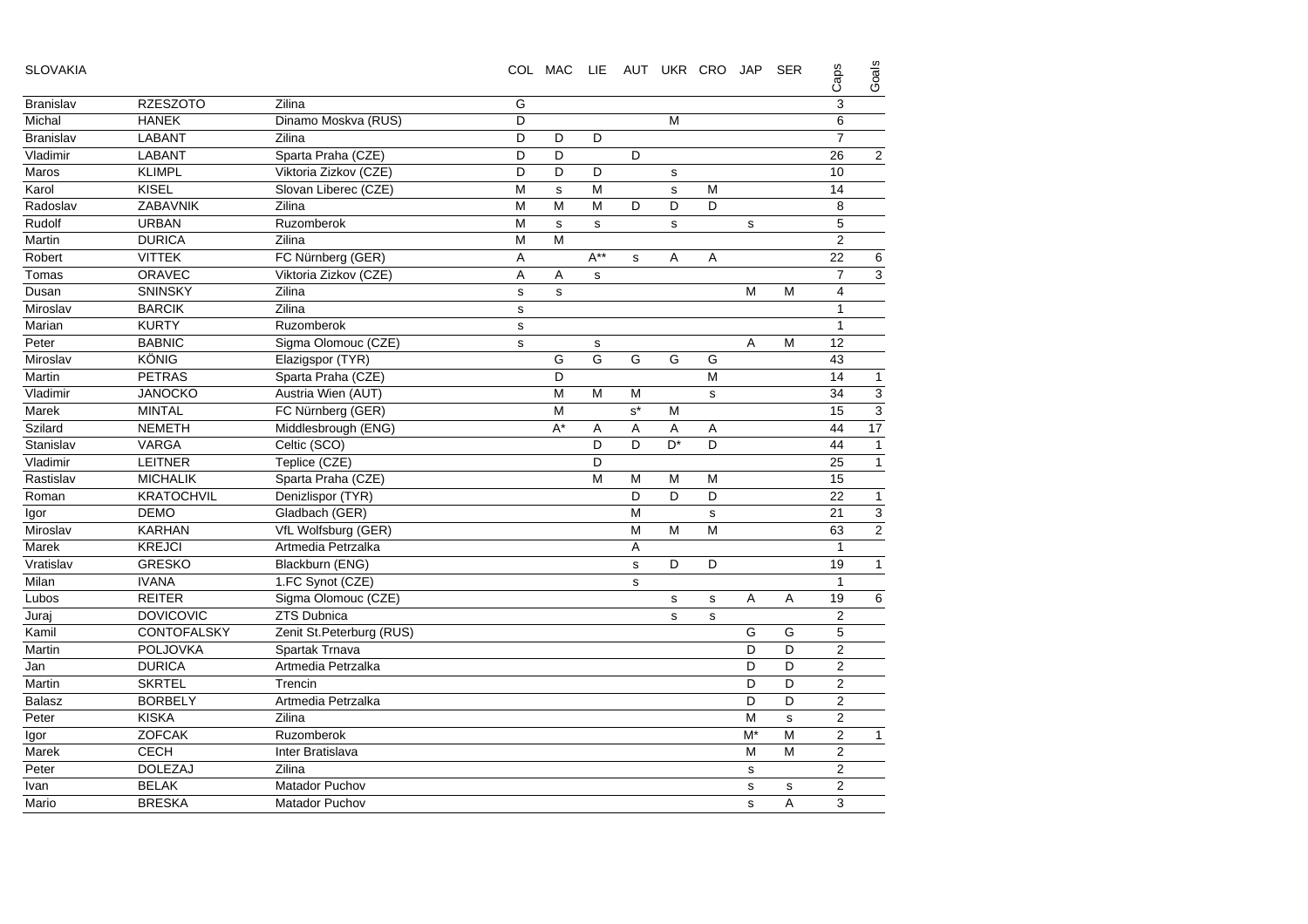| SLOVAKIA | | | COL | MAC | LIE | AUT | UKR | CRO | JAP | SER | Caps | Goals |
|---|---|---|---|---|---|---|---|---|---|---|---|---|
| Branislav | RZESZOTO | Zilina | G | | | | | | | | 3 | |
| Michal | HANEK | Dinamo Moskva (RUS) | D | | | | M | | | | 6 | |
| Branislav | LABANT | Zilina | D | D | D | | | | | | 7 | |
| Vladimir | LABANT | Sparta Praha (CZE) | D | D | | D | | | | | 26 | 2 |
| Maros | KLIMPL | Viktoria Zizkov (CZE) | D | D | D | | s | | | | 10 | |
| Karol | KISEL | Slovan Liberec (CZE) | M | s | M | | s | M | | | 14 | |
| Radoslav | ZABAVNIK | Zilina | M | M | M | D | D | D | | | 8 | |
| Rudolf | URBAN | Ruzomberok | M | s | s | | s | | s | | 5 | |
| Martin | DURICA | Zilina | M | M | | | | | | | 2 | |
| Robert | VITTEK | FC Nürnberg (GER) | A | | A** | s | A | A | | | 22 | 6 |
| Tomas | ORAVEC | Viktoria Zizkov (CZE) | A | A | s | | | | | | 7 | 3 |
| Dusan | SNINSKY | Zilina | s | s | | | | | M | M | 4 | |
| Miroslav | BARCIK | Zilina | s | | | | | | | | 1 | |
| Marian | KURTY | Ruzomberok | s | | | | | | | | 1 | |
| Peter | BABNIC | Sigma Olomouc (CZE) | s | | s | | | | A | M | 12 | |
| Miroslav | KÖNIG | Elazigspor (TYR) | | G | G | G | G | G | | | 43 | |
| Martin | PETRAS | Sparta Praha (CZE) | | D | | | | M | | | 14 | 1 |
| Vladimir | JANOCKO | Austria Wien (AUT) | | M | M | M | | s | | | 34 | 3 |
| Marek | MINTAL | FC Nürnberg (GER) | | M | | s* | M | | | | 15 | 3 |
| Szilard | NEMETH | Middlesbrough (ENG) | | A* | A | A | A | A | | | 44 | 17 |
| Stanislav | VARGA | Celtic (SCO) | | | D | D | D* | D | | | 44 | 1 |
| Vladimir | LEITNER | Teplice (CZE) | | | D | | | | | | 25 | 1 |
| Rastislav | MICHALIK | Sparta Praha (CZE) | | | M | M | M | M | | | 15 | |
| Roman | KRATOCHVIL | Denizlispor (TYR) | | | | D | D | D | | | 22 | 1 |
| Igor | DEMO | Gladbach (GER) | | | | M | | s | | | 21 | 3 |
| Miroslav | KARHAN | VfL Wolfsburg (GER) | | | | M | M | M | | | 63 | 2 |
| Marek | KREJCI | Artmedia Petrzalka | | | | A | | | | | 1 | |
| Vratislav | GRESKO | Blackburn (ENG) | | | | s | D | D | | | 19 | 1 |
| Milan | IVANA | 1.FC Synot (CZE) | | | | s | | | | | 1 | |
| Lubos | REITER | Sigma Olomouc (CZE) | | | | | s | s | A | A | 19 | 6 |
| Juraj | DOVICOVIC | ZTS Dubnica | | | | | s | s | | | 2 | |
| Kamil | CONTOFALSKY | Zenit St.Peterburg (RUS) | | | | | | | G | G | 5 | |
| Martin | POLJOVKA | Spartak Trnava | | | | | | | D | D | 2 | |
| Jan | DURICA | Artmedia Petrzalka | | | | | | | D | D | 2 | |
| Martin | SKRTEL | Trencin | | | | | | | D | D | 2 | |
| Balasz | BORBELY | Artmedia Petrzalka | | | | | | | D | D | 2 | |
| Peter | KISKA | Zilina | | | | | | | M | s | 2 | |
| Igor | ZOFCAK | Ruzomberok | | | | | | | M* | M | 2 | 1 |
| Marek | CECH | Inter Bratislava | | | | | | | M | M | 2 | |
| Peter | DOLEZAJ | Zilina | | | | | | | s | | 2 | |
| Ivan | BELAK | Matador Puchov | | | | | | | s | s | 2 | |
| Mario | BRESKA | Matador Puchov | | | | | | | s | A | 3 | |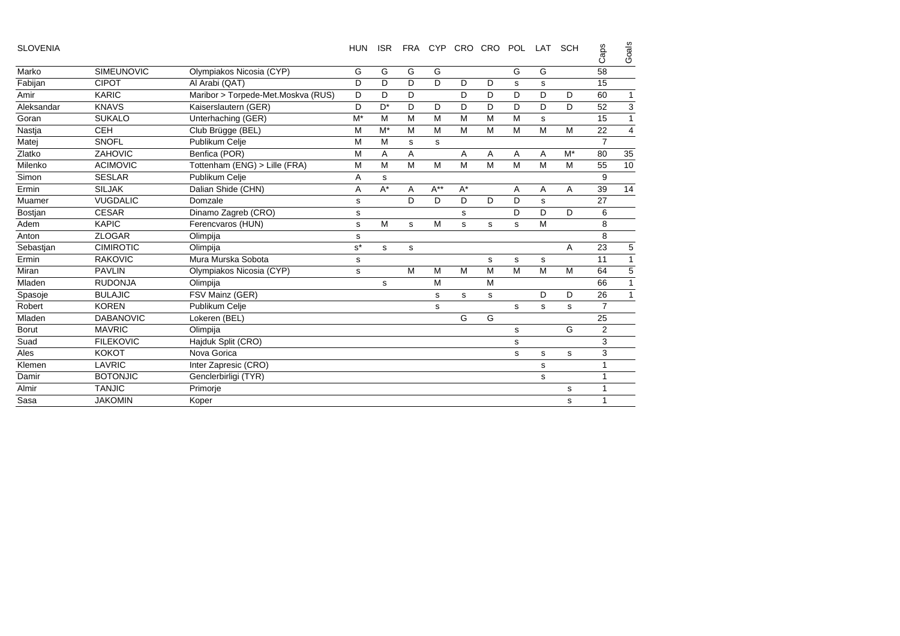SLOVENIA

| | | | HUN | ISR | FRA | CYP | CRO | CRO | POL | LAT | SCH | Caps | Goals |
|---|---|---|---|---|---|---|---|---|---|---|---|---|---|
| Marko | SIMEUNOVIC | Olympiakos Nicosia (CYP) | G | G | G | G | | | G | G | | 58 | |
| Fabijan | CIPOT | Al Arabi (QAT) | D | D | D | D | D | D | s | s | | 15 | |
| Amir | KARIC | Maribor > Torpede-Met.Moskva (RUS) | D | D | D | | D | D | D | D | D | 60 | 1 |
| Aleksandar | KNAVS | Kaiserslautern (GER) | D | D* | D | D | D | D | D | D | D | 52 | 3 |
| Goran | SUKALO | Unterhaching (GER) | M* | M | M | M | M | M | M | s | | 15 | 1 |
| Nastja | CEH | Club Brügge (BEL) | M | M* | M | M | M | M | M | M | M | 22 | 4 |
| Matej | SNOFL | Publikum Celje | M | M | s | s | | | | | | 7 | |
| Zlatko | ZAHOVIC | Benfica (POR) | M | A | A | | A | A | A | A | M* | 80 | 35 |
| Milenko | ACIMOVIC | Tottenham (ENG) > Lille (FRA) | M | M | M | M | M | M | M | M | M | 55 | 10 |
| Simon | SESLAR | Publikum Celje | A | s | | | | | | | | 9 | |
| Ermin | SILJAK | Dalian Shide (CHN) | A | A* | A | A** | A* | | A | A | A | 39 | 14 |
| Muamer | VUGDALIC | Domzale | s | | D | D | D | D | D | s | | 27 | |
| Bostjan | CESAR | Dinamo Zagreb (CRO) | s | | | | s | | D | D | D | 6 | |
| Adem | KAPIC | Ferencvaros (HUN) | s | M | s | M | s | s | s | M | | 8 | |
| Anton | ZLOGAR | Olimpija | s | | | | | | | | | 8 | |
| Sebastjan | CIMIROTIC | Olimpija | s* | s | s | | | | | | A | 23 | 5 |
| Ermin | RAKOVIC | Mura Murska Sobota | s | | | | | s | s | s | | 11 | 1 |
| Miran | PAVLIN | Olympiakos Nicosia (CYP) | s | | M | M | M | M | M | M | M | 64 | 5 |
| Mladen | RUDONJA | Olimpija | | s | | M | | M | | | | 66 | 1 |
| Spasoje | BULAJIC | FSV Mainz (GER) | | | | s | s | s | | D | D | 26 | 1 |
| Robert | KOREN | Publikum Celje | | | | s | | | s | s | s | 7 | |
| Mladen | DABANOVIC | Lokeren (BEL) | | | | | G | G | | | | 25 | |
| Borut | MAVRIC | Olimpija | | | | | | | s | | G | 2 | |
| Suad | FILEKOVIC | Hajduk Split (CRO) | | | | | | | s | | | 3 | |
| Ales | KOKOT | Nova Gorica | | | | | | | s | s | s | 3 | |
| Klemen | LAVRIC | Inter Zapresic (CRO) | | | | | | | | s | | 1 | |
| Damir | BOTONJIC | Genclerbirligi (TYR) | | | | | | | | s | | 1 | |
| Almir | TANJIC | Primorje | | | | | | | | | s | 1 | |
| Sasa | JAKOMIN | Koper | | | | | | | | | s | 1 | |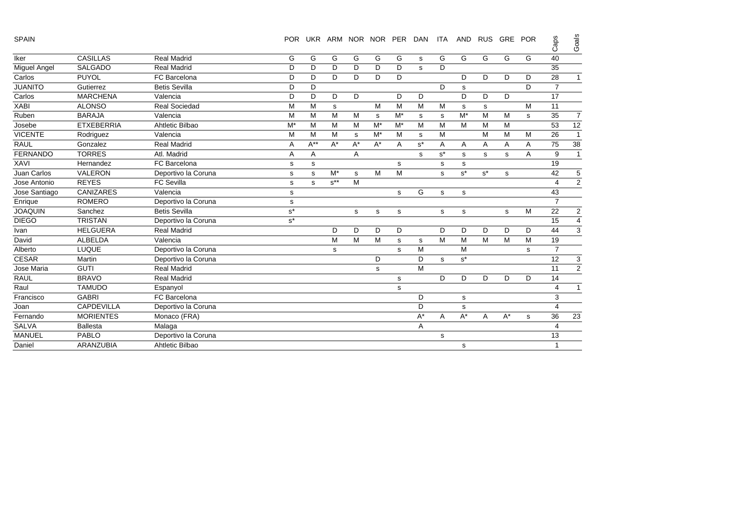| SPAIN | | | POR | UKR | ARM | NOR | NOR | PER | DAN | ITA | AND | RUS | GRE | POR | Caps | Goals |
|---|---|---|---|---|---|---|---|---|---|---|---|---|---|---|---|---|
| Iker | CASILLAS | Real Madrid | G | G | G | G | G | G | s | G | G | G | G | G | 40 | |
| Miguel Angel | SALGADO | Real Madrid | D | D | D | D | D | D | s | D | | | | | 35 | |
| Carlos | PUYOL | FC Barcelona | D | D | D | D | D | D | | | D | D | D | D | 28 | 1 |
| JUANITO | Gutierrez | Betis Sevilla | D | D | | | | | | D | s | | | D | 7 | |
| Carlos | MARCHENA | Valencia | D | D | D | D | | D | D | | D | D | D | | 17 | |
| XABI | ALONSO | Real Sociedad | M | M | s | | M | M | M | M | s | s | | M | 11 | |
| Ruben | BARAJA | Valencia | M | M | M | M | s | M* | s | s | M* | M | M | s | 35 | 7 |
| Josebe | ETXEBERRIA | Ahtletic Bilbao | M* | M | M | M | M* | M* | M | M | M | M | M | | 53 | 12 |
| VICENTE | Rodriguez | Valencia | M | M | M | s | M* | M | s | M | | M | M | M | 26 | 1 |
| RAUL | Gonzalez | Real Madrid | A | A** | A* | A* | A* | A | s* | A | A | A | A | A | 75 | 38 |
| FERNANDO | TORRES | Atl. Madrid | A | A | | A | | | s | s* | s | s | s | A | 9 | 1 |
| XAVI | Hernandez | FC Barcelona | s | s | | | | s | | s | s | | | | 19 | |
| Juan Carlos | VALERON | Deportivo la Coruna | s | s | M* | s | M | M | | s | s* | s* | s | | 42 | 5 |
| Jose Antonio | REYES | FC Sevilla | s | s | s** | M | | | | | | | | | 4 | 2 |
| Jose Santiago | CANIZARES | Valencia | s | | | | | s | G | s | s | | | | 43 | |
| Enrique | ROMERO | Deportivo la Coruna | s | | | | | | | | | | | | 7 | |
| JOAQUIN | Sanchez | Betis Sevilla | s* | | | s | s | s | | s | s | | s | M | 22 | 2 |
| DIEGO | TRISTAN | Deportivo la Coruna | s* | | | | | | | | | | | | 15 | 4 |
| Ivan | HELGUERA | Real Madrid | | | D | D | D | D | | D | D | D | D | D | 44 | 3 |
| David | ALBELDA | Valencia | | | M | M | M | s | s | M | M | M | M | M | 19 | |
| Alberto | LUQUE | Deportivo la Coruna | | | s | | | s | M | | M | | | s | 7 | |
| CESAR | Martin | Deportivo la Coruna | | | | | D | | D | s | s* | | | | 12 | 3 |
| Jose Maria | GUTI | Real Madrid | | | | | s | | M | | | | | | 11 | 2 |
| RAUL | BRAVO | Real Madrid | | | | | | s | | D | D | D | D | D | 14 | |
| Raul | TAMUDO | Espanyol | | | | | | s | | | | | | | 4 | 1 |
| Francisco | GABRI | FC Barcelona | | | | | | | D | | s | | | | 3 | |
| Joan | CAPDEVILLA | Deportivo la Coruna | | | | | | | D | | s | | | | 4 | |
| Fernando | MORIENTES | Monaco (FRA) | | | | | | | A* | A | A* | A | A* | s | 36 | 23 |
| SALVA | Ballesta | Malaga | | | | | | | A | | | | | | 4 | |
| MANUEL | PABLO | Deportivo la Coruna | | | | | | | | s | | | | | 13 | |
| Daniel | ARANZUBIA | Ahtletic Bilbao | | | | | | | | | s | | | | 1 | |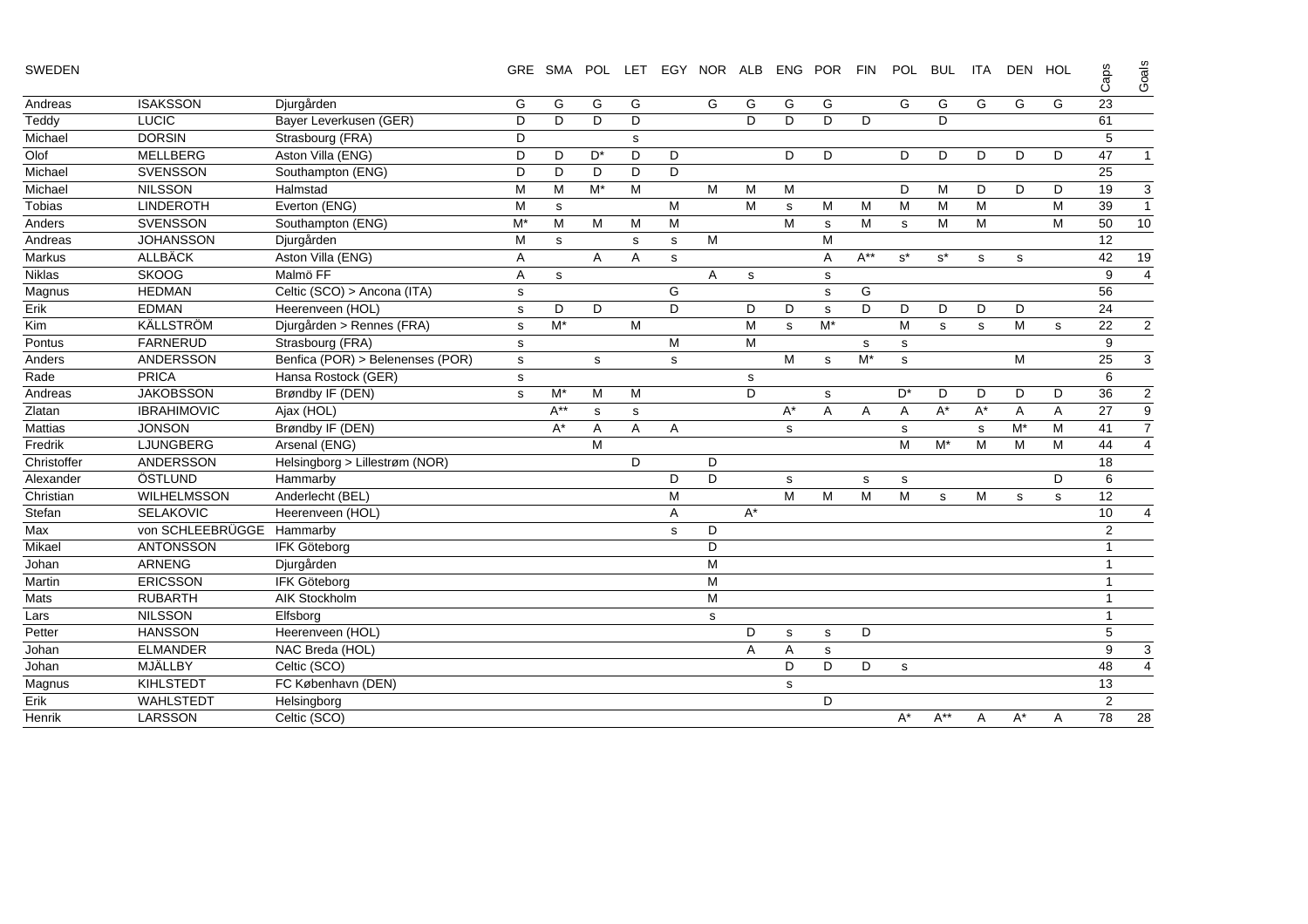| SWEDEN | | | GRE | SMA | POL | LET | EGY | NOR | ALB | ENG | POR | FIN | POL | BUL | ITA | DEN | HOL | Caps | Goals |
|---|---|---|---|---|---|---|---|---|---|---|---|---|---|---|---|---|---|---|---|
| Andreas | ISAKSSON | Djurgården | G | G | G | G | | G | G | G | G | | G | G | G | G | G | 23 | |
| Teddy | LUCIC | Bayer Leverkusen (GER) | D | D | D | D | | | D | D | D | D | | D | | | | 61 | |
| Michael | DORSIN | Strasbourg (FRA) | D | | | s | | | | | | | | | | | | 5 | |
| Olof | MELLBERG | Aston Villa (ENG) | D | D | D* | D | D | | | D | D | | D | D | D | D | D | 47 | 1 |
| Michael | SVENSSON | Southampton (ENG) | D | D | D | D | D | | | | | | | | | | | 25 | |
| Michael | NILSSON | Halmstad | M | M | M* | M | | M | M | M | | | D | M | D | D | D | 19 | 3 |
| Tobias | LINDEROTH | Everton (ENG) | M | s | | | M | | M | s | M | M | M | M | M | | M | 39 | 1 |
| Anders | SVENSSON | Southampton (ENG) | M* | M | M | M | M | | | M | s | M | s | M | M | | M | 50 | 10 |
| Andreas | JOHANSSON | Djurgården | M | s | | s | s | M | | | M | | | | | | | 12 | |
| Markus | ALLBÄCK | Aston Villa (ENG) | A | | A | A | s | | | | A | A** | s* | s* | s | s | | 42 | 19 |
| Niklas | SKOOG | Malmö FF | A | s | | | | A | s | | s | | | | | | | 9 | 4 |
| Magnus | HEDMAN | Celtic (SCO) > Ancona (ITA) | s | | | | G | | | | s | G | | | | | | 56 | |
| Erik | EDMAN | Heerenveen (HOL) | s | D | D | | D | | D | D | s | D | D | D | D | D | | 24 | |
| Kim | KÄLLSTRÖM | Djurgården > Rennes (FRA) | s | M* | | M | | | M | s | M* | | M | s | s | M | s | 22 | 2 |
| Pontus | FARNERUD | Strasbourg (FRA) | s | | | | M | | M | | | s | s | | | | | 9 | |
| Anders | ANDERSSON | Benfica (POR) > Belenenses (POR) | s | | s | | s | | | M | s | M* | s | | | M | | 25 | 3 |
| Rade | PRICA | Hansa Rostock (GER) | s | | | | | | s | | | | | | | | | 6 | |
| Andreas | JAKOBSSON | Brøndby IF (DEN) | s | M* | M | M | | | D | | s | | D* | D | D | D | D | 36 | 2 |
| Zlatan | IBRAHIMOVIC | Ajax (HOL) | | A** | s | s | | | | A* | A | A | A | A* | A* | A | A | 27 | 9 |
| Mattias | JONSON | Brøndby IF (DEN) | | A* | A | A | A | | | s | | | s | | s | M* | M | 41 | 7 |
| Fredrik | LJUNGBERG | Arsenal (ENG) | | | M | | | | | | | | M | M* | M | M | M | 44 | 4 |
| Christoffer | ANDERSSON | Helsingborg > Lillestrøm (NOR) | | | | D | | D | | | | | | | | | | 18 | |
| Alexander | ÖSTLUND | Hammarby | | | | | D | D | | s | | s | s | | | | D | 6 | |
| Christian | WILHELMSSON | Anderlecht (BEL) | | | | | M | | | M | M | M | M | s | M | s | s | 12 | |
| Stefan | SELAKOVIC | Heerenveen (HOL) | | | | | A | | A* | | | | | | | | | 10 | 4 |
| Max | von SCHLEEBRÜGGE | Hammarby | | | | | s | D | | | | | | | | | | 2 | |
| Mikael | ANTONSSON | IFK Göteborg | | | | | | D | | | | | | | | | | 1 | |
| Johan | ARNENG | Djurgården | | | | | | M | | | | | | | | | | 1 | |
| Martin | ERICSSON | IFK Göteborg | | | | | | M | | | | | | | | | | 1 | |
| Mats | RUBARTH | AIK Stockholm | | | | | | M | | | | | | | | | | 1 | |
| Lars | NILSSON | Elfsborg | | | | | | s | | | | | | | | | | 1 | |
| Petter | HANSSON | Heerenveen (HOL) | | | | | | | D | s | s | D | | | | | | 5 | |
| Johan | ELMANDER | NAC Breda (HOL) | | | | | | | A | A | s | | | | | | | 9 | 3 |
| Johan | MJÄLLBY | Celtic (SCO) | | | | | | | | D | D | D | s | | | | | 48 | 4 |
| Magnus | KIHLSTEDT | FC København (DEN) | | | | | | | | s | | | | | | | | 13 | |
| Erik | WAHLSTEDT | Helsingborg | | | | | | | | | D | | | | | | | 2 | |
| Henrik | LARSSON | Celtic (SCO) | | | | | | | | | | | A* | A** | A | A* | A | 78 | 28 |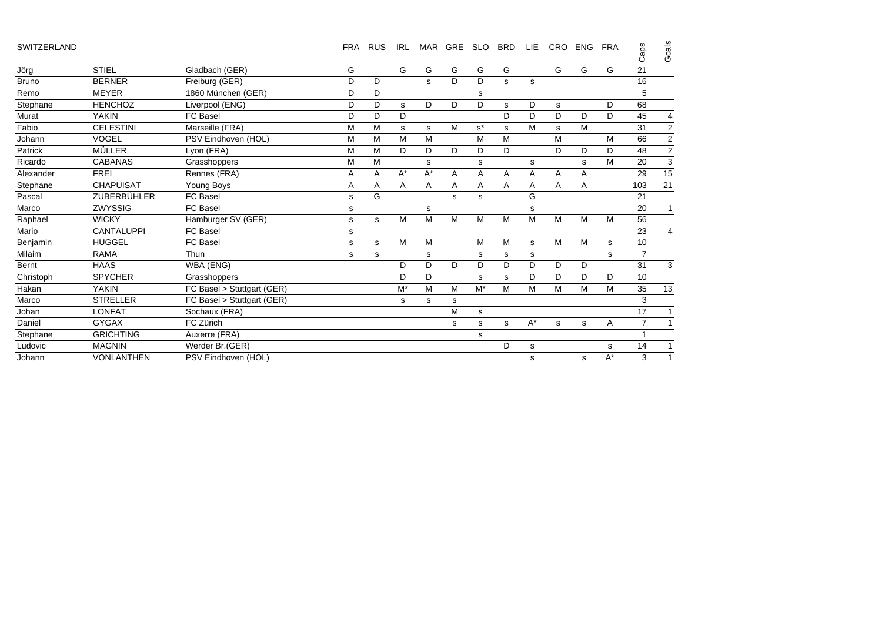| SWITZERLAND | | | FRA | RUS | IRL | MAR | GRE | SLO | BRD | LIE | CRO | ENG | FRA | Caps | Goals |
|---|---|---|---|---|---|---|---|---|---|---|---|---|---|---|---|
| Jörg | STIEL | Gladbach (GER) | G | | G | G | G | G | G | | G | G | G | 21 | |
| Bruno | BERNER | Freiburg (GER) | D | D | | s | D | D | s | s | | | | 16 | |
| Remo | MEYER | 1860 München (GER) | D | D | | | | s | | | | | | 5 | |
| Stephane | HENCHOZ | Liverpool (ENG) | D | D | s | D | D | D | s | D | s | | D | 68 | |
| Murat | YAKIN | FC Basel | D | D | D | | | | D | D | D | D | D | 45 | 4 |
| Fabio | CELESTINI | Marseille (FRA) | M | M | s | s | M | s* | s | M | s | M | | 31 | 2 |
| Johann | VOGEL | PSV Eindhoven (HOL) | M | M | M | M | | M | M | | M | | M | 66 | 2 |
| Patrick | MÜLLER | Lyon (FRA) | M | M | D | D | D | D | D | | D | D | D | 48 | 2 |
| Ricardo | CABANAS | Grasshoppers | M | M | | s | | s | | s | | s | M | 20 | 3 |
| Alexander | FREI | Rennes (FRA) | A | A | A* | A* | A | A | A | A | A | A | | 29 | 15 |
| Stephane | CHAPUISAT | Young Boys | A | A | A | A | A | A | A | A | A | A | | 103 | 21 |
| Pascal | ZUBERBÜHLER | FC Basel | s | G | | | s | s | | G | | | | 21 | |
| Marco | ZWYSSIG | FC Basel | s | | | s | | | | s | | | | 20 | 1 |
| Raphael | WICKY | Hamburger SV (GER) | s | s | M | M | M | M | M | M | M | M | M | 56 | |
| Mario | CANTALUPPI | FC Basel | s | | | | | | | | | | | 23 | 4 |
| Benjamin | HUGGEL | FC Basel | s | s | M | M | | M | M | s | M | M | s | 10 | |
| Milaim | RAMA | Thun | s | s | | s | | s | s | s | | | s | 7 | |
| Bernt | HAAS | WBA (ENG) | | | D | D | D | D | D | D | D | D | | 31 | 3 |
| Christoph | SPYCHER | Grasshoppers | | | D | D | | s | s | D | D | D | D | 10 | |
| Hakan | YAKIN | FC Basel > Stuttgart (GER) | | | M* | M | M | M* | M | M | M | M | M | 35 | 13 |
| Marco | STRELLER | FC Basel > Stuttgart (GER) | | | s | s | s | | | | | | | 3 | |
| Johan | LONFAT | Sochaux (FRA) | | | | | M | s | | | | | | 17 | 1 |
| Daniel | GYGAX | FC Zürich | | | | | s | s | s | A* | s | s | A | 7 | 1 |
| Stephane | GRICHTING | Auxerre (FRA) | | | | | | s | | | | | | 1 | |
| Ludovic | MAGNIN | Werder Br.(GER) | | | | | | | D | s | | | s | 14 | 1 |
| Johann | VONLANTHEN | PSV Eindhoven (HOL) | | | | | | | | s | | s | A* | 3 | 1 |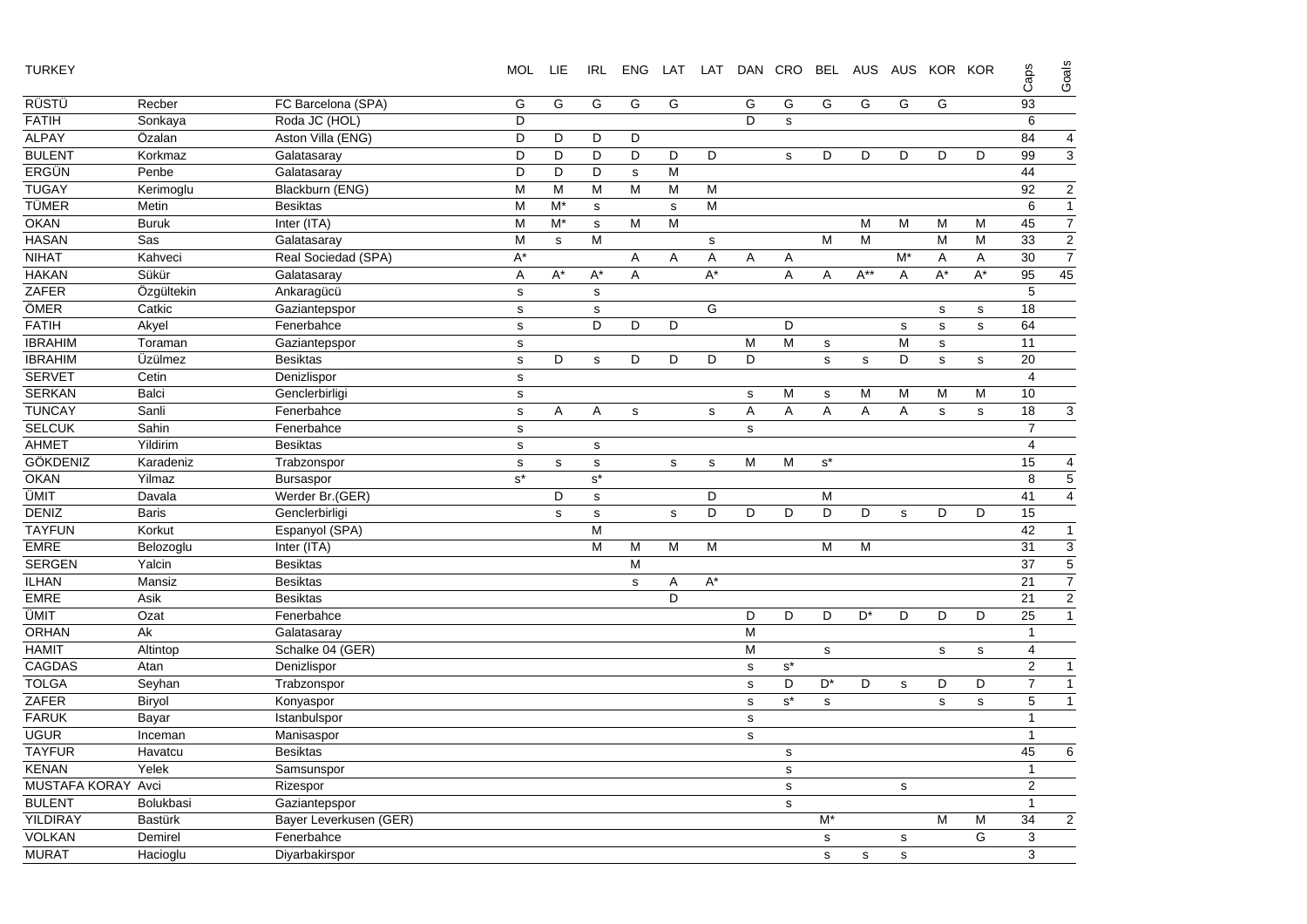| TURKEY | | | MOL | LIE | IRL | ENG | LAT | LAT | DAN | CRO | BEL | AUS | AUS | KOR | KOR | Caps | Goals |
|---|---|---|---|---|---|---|---|---|---|---|---|---|---|---|---|---|---|
| RÜSTÜ | Recber | FC Barcelona (SPA) | G | G | G | G | G | | G | G | G | G | G | G | | 93 | |
| FATIH | Sonkaya | Roda JC (HOL) | D | | | | | | D | s | | | | | | 6 | |
| ALPAY | Özalan | Aston Villa (ENG) | D | D | D | D | | | | | | | | | | 84 | 4 |
| BULENT | Korkmaz | Galatasaray | D | D | D | D | D | D | | s | D | D | D | D | D | 99 | 3 |
| ERGÜN | Penbe | Galatasaray | D | D | D | s | M | | | | | | | | | 44 | |
| TUGAY | Kerimoglu | Blackburn (ENG) | M | M | M | M | M | M | | | | | | | | 92 | 2 |
| TÜMER | Metin | Besiktas | M | M* | s | | s | M | | | | | | | | 6 | 1 |
| OKAN | Buruk | Inter (ITA) | M | M* | s | M | M | | | | | M | M | M | M | 45 | 7 |
| HASAN | Sas | Galatasaray | M | s | M | | | s | | | M | M | | M | M | 33 | 2 |
| NIHAT | Kahveci | Real Sociedad (SPA) | A* | | | A | A | A | A | A | | | M* | A | A | 30 | 7 |
| HAKAN | Sükür | Galatasaray | A | A* | A* | A | | A* | | A | A | A** | A | A* | A* | 95 | 45 |
| ZAFER | Özgültekin | Ankaragücü | s | | s | | | | | | | | | | | 5 | |
| ÖMER | Catkic | Gaziantepspor | s | | s | | | G | | | | | | s | s | 18 | |
| FATIH | Akyel | Fenerbahce | s | | D | D | D | | | D | | | s | s | s | 64 | |
| IBRAHIM | Toraman | Gaziantepspor | s | | | | | | M | M | s | | M | s | | 11 | |
| IBRAHIM | Üzülmez | Besiktas | s | D | s | D | D | D | D | | s | s | D | s | s | 20 | |
| SERVET | Cetin | Denizlispor | s | | | | | | | | | | | | | 4 | |
| SERKAN | Balci | Genclerbirligi | s | | | | | | s | M | s | M | M | M | M | 10 | |
| TUNCAY | Sanli | Fenerbahce | s | A | A | s | | s | A | A | A | A | A | s | s | 18 | 3 |
| SELCUK | Sahin | Fenerbahce | s | | | | | | s | | | | | | | 7 | |
| AHMET | Yildirim | Besiktas | s | | s | | | | | | | | | | | 4 | |
| GÖKDENIZ | Karadeniz | Trabzonspor | s | s | s | | s | s | M | M | s* | | | | | 15 | 4 |
| OKAN | Yilmaz | Bursaspor | s* | | s* | | | | | | | | | | | 8 | 5 |
| ÜMIT | Davala | Werder Br.(GER) | | D | s | | | D | | | M | | | | | 41 | 4 |
| DENIZ | Baris | Genclerbirligi | | s | s | | s | D | D | D | D | D | s | D | D | 15 | |
| TAYFUN | Korkut | Espanyol (SPA) | | | M | | | | | | | | | | | 42 | 1 |
| EMRE | Belozoglu | Inter (ITA) | | | M | M | M | M | | | M | M | | | | 31 | 3 |
| SERGEN | Yalcin | Besiktas | | | | M | | | | | | | | | | 37 | 5 |
| ILHAN | Mansiz | Besiktas | | | | s | A | A* | | | | | | | | 21 | 7 |
| EMRE | Asik | Besiktas | | | | | D | | | | | | | | | 21 | 2 |
| ÜMIT | Ozat | Fenerbahce | | | | | | | D | D | D | D* | D | D | D | 25 | 1 |
| ORHAN | Ak | Galatasaray | | | | | | | M | | | | | | | 1 | |
| HAMIT | Altintop | Schalke 04 (GER) | | | | | | | M | | s | | | s | s | 4 | |
| CAGDAS | Atan | Denizlispor | | | | | | | s | s* | | | | | | 2 | 1 |
| TOLGA | Seyhan | Trabzonspor | | | | | | | s | D | D* | D | s | D | D | 7 | 1 |
| ZAFER | Biryol | Konyaspor | | | | | | | s | s* | s | | | s | s | 5 | 1 |
| FARUK | Bayar | Istanbulspor | | | | | | | s | | | | | | | 1 | |
| UGUR | Inceman | Manisaspor | | | | | | | s | | | | | | | 1 | |
| TAYFUR | Havatcu | Besiktas | | | | | | | | s | | | | | | 45 | 6 |
| KENAN | Yelek | Samsunspor | | | | | | | | s | | | | | | 1 | |
| MUSTAFA KORAY | Avci | Rizespor | | | | | | | | s | | | s | | | 2 | |
| BULENT | Bolukbasi | Gaziantepspor | | | | | | | | s | | | | | | 1 | |
| YILDIRAY | Bastürk | Bayer Leverkusen (GER) | | | | | | | | | M* | | | M | M | 34 | 2 |
| VOLKAN | Demirel | Fenerbahce | | | | | | | | | s | | s | | G | 3 | |
| MURAT | Hacioglu | Diyarbakirspor | | | | | | | | | s | s | s | | | 3 | |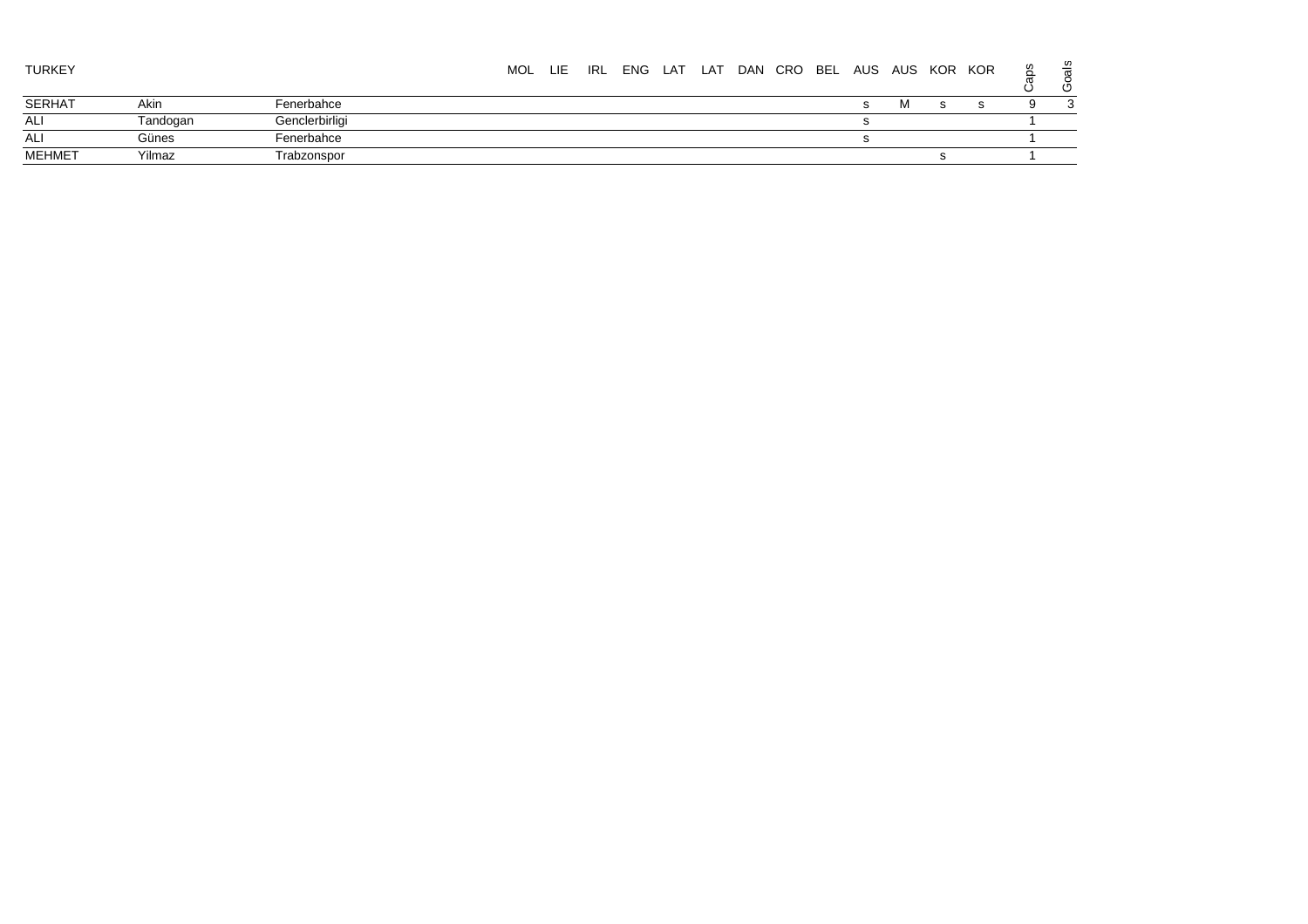| TURKEY | | | MOL | LIE | IRL | ENG | LAT | LAT | DAN | CRO | BEL | AUS | AUS | KOR | KOR | Caps | Goals |
|---|---|---|---|---|---|---|---|---|---|---|---|---|---|---|---|---|---|
| SERHAT | Akin | Fenerbahce | | | | | | | | | | s | M | s | s | 9 | 3 |
| ALI | Tandogan | Genclerbirligi | | | | | | | | | | s | | | | 1 | |
| ALI | Günes | Fenerbahce | | | | | | | | | | s | | | | 1 | |
| MEHMET | Yilmaz | Trabzonspor | | | | | | | | | | | | s | | 1 | |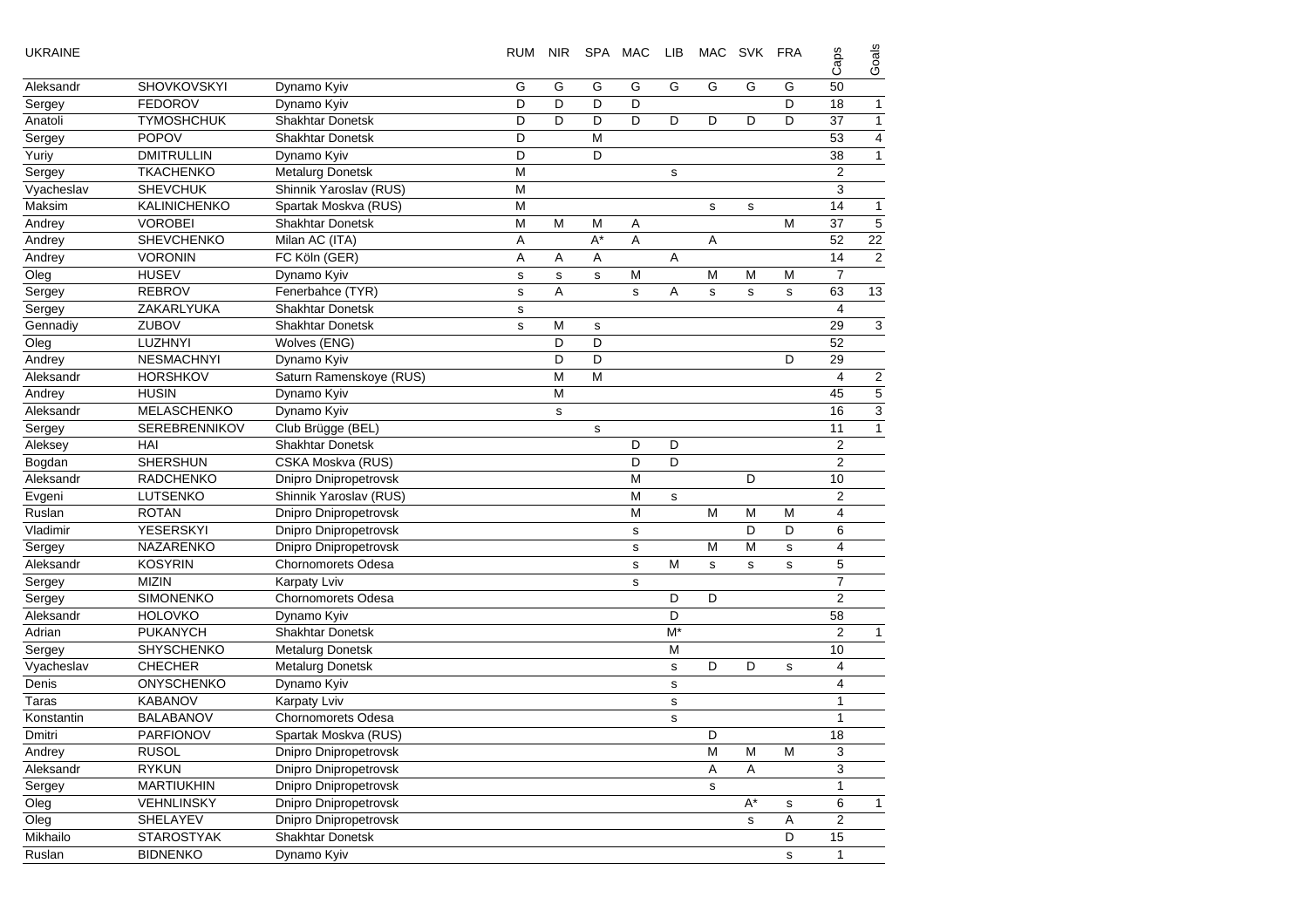UKRAINE

| | | | RUM | NIR | SPA | MAC | LIB | MAC | SVK | FRA | Caps | Goals |
|---|---|---|---|---|---|---|---|---|---|---|---|---|
| Aleksandr | SHOVKOVSKYI | Dynamo Kyiv | G | G | G | G | G | G | G | G | 50 | |
| Sergey | FEDOROV | Dynamo Kyiv | D | D | D | D | | | | D | 18 | 1 |
| Anatoli | TYMOSHCHUK | Shakhtar Donetsk | D | D | D | D | D | D | D | D | 37 | 1 |
| Sergey | POPOV | Shakhtar Donetsk | D | | M | | | | | | 53 | 4 |
| Yuriy | DMITRULLIN | Dynamo Kyiv | D | | D | | | | | | 38 | 1 |
| Sergey | TKACHENKO | Metalurg Donetsk | M | | | | s | | | | 2 | |
| Vyacheslav | SHEVCHUK | Shinnik Yaroslav (RUS) | M | | | | | | | | 3 | |
| Maksim | KALINICHENKO | Spartak Moskva (RUS) | M | | | | | s | s | | 14 | 1 |
| Andrey | VOROBEI | Shakhtar Donetsk | M | M | M | A | | | | M | 37 | 5 |
| Andrey | SHEVCHENKO | Milan AC (ITA) | A | | A* | A | | A | | | 52 | 22 |
| Andrey | VORONIN | FC Köln (GER) | A | A | A | | A | | | | 14 | 2 |
| Oleg | HUSEV | Dynamo Kyiv | s | s | s | M | | M | M | M | 7 | |
| Sergey | REBROV | Fenerbahce (TYR) | s | A | | s | A | s | s | s | 63 | 13 |
| Sergey | ZAKARLYUKA | Shakhtar Donetsk | s | | | | | | | | 4 | |
| Gennadiy | ZUBOV | Shakhtar Donetsk | s | M | s | | | | | | 29 | 3 |
| Oleg | LUZHNYI | Wolves (ENG) | | D | D | | | | | | 52 | |
| Andrey | NESMACHNYI | Dynamo Kyiv | | D | D | | | | | D | 29 | |
| Aleksandr | HORSHKOV | Saturn Ramenskoye (RUS) | | M | M | | | | | | 4 | 2 |
| Andrey | HUSIN | Dynamo Kyiv | | M | | | | | | | 45 | 5 |
| Aleksandr | MELASCHENKO | Dynamo Kyiv | | s | | | | | | | 16 | 3 |
| Sergey | SEREBRENNIKOV | Club Brügge (BEL) | | | s | | | | | | 11 | 1 |
| Aleksey | HAI | Shakhtar Donetsk | | | | D | D | | | | 2 | |
| Bogdan | SHERSHUN | CSKA Moskva (RUS) | | | | D | D | | | | 2 | |
| Aleksandr | RADCHENKO | Dnipro Dnipropetrovsk | | | | M | | | D | | 10 | |
| Evgeni | LUTSENKO | Shinnik Yaroslav (RUS) | | | | M | s | | | | 2 | |
| Ruslan | ROTAN | Dnipro Dnipropetrovsk | | | | M | | M | M | M | 4 | |
| Vladimir | YESERSKYI | Dnipro Dnipropetrovsk | | | | s | | | D | D | 6 | |
| Sergey | NAZARENKO | Dnipro Dnipropetrovsk | | | | s | | M | M | s | 4 | |
| Aleksandr | KOSYRIN | Chornomorets Odesa | | | | s | M | s | s | s | 5 | |
| Sergey | MIZIN | Karpaty Lviv | | | | s | | | | | 7 | |
| Sergey | SIMONENKO | Chornomorets Odesa | | | | | D | D | | | 2 | |
| Aleksandr | HOLOVKO | Dynamo Kyiv | | | | | D | | | | 58 | |
| Adrian | PUKANYCH | Shakhtar Donetsk | | | | | M* | | | | 2 | 1 |
| Sergey | SHYSCHENKO | Metalurg Donetsk | | | | | M | | | | 10 | |
| Vyacheslav | CHECHER | Metalurg Donetsk | | | | | s | D | D | s | 4 | |
| Denis | ONYSCHENKO | Dynamo Kyiv | | | | | s | | | | 4 | |
| Taras | KABANOV | Karpaty Lviv | | | | | s | | | | 1 | |
| Konstantin | BALABANOV | Chornomorets Odesa | | | | | s | | | | 1 | |
| Dmitri | PARFIONOV | Spartak Moskva (RUS) | | | | | | D | | | 18 | |
| Andrey | RUSOL | Dnipro Dnipropetrovsk | | | | | | M | M | M | 3 | |
| Aleksandr | RYKUN | Dnipro Dnipropetrovsk | | | | | | A | A | | 3 | |
| Sergey | MARTIUKHIN | Dnipro Dnipropetrovsk | | | | | | s | | | 1 | |
| Oleg | VEHNLINSKY | Dnipro Dnipropetrovsk | | | | | | | A* | s | 6 | 1 |
| Oleg | SHELAYEV | Dnipro Dnipropetrovsk | | | | | | | s | A | 2 | |
| Mikhailo | STAROSTYAK | Shakhtar Donetsk | | | | | | | | D | 15 | |
| Ruslan | BIDNENKO | Dynamo Kyiv | | | | | | | | s | 1 | |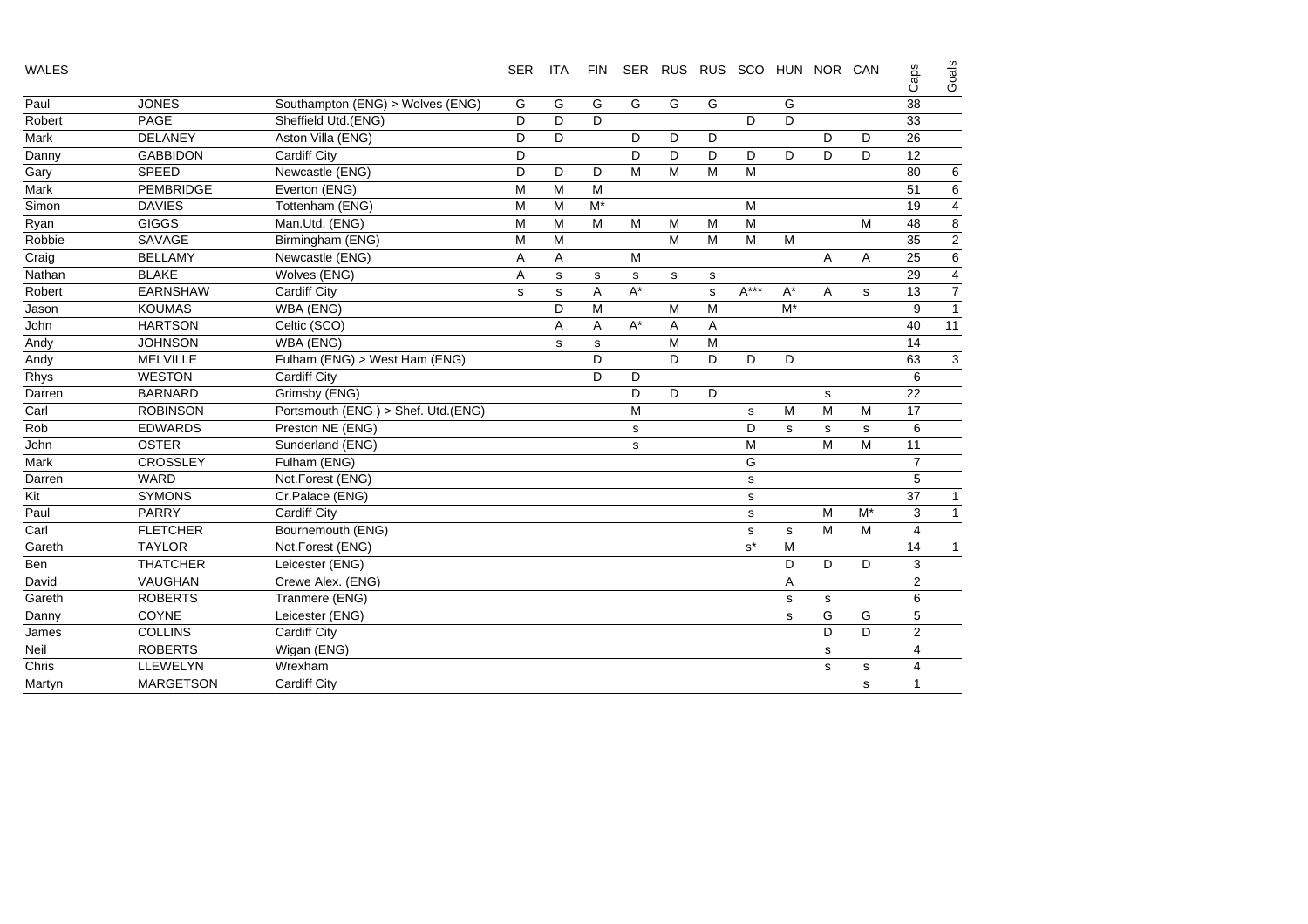| WALES | | | SER | ITA | FIN | SER | RUS | RUS | SCO | HUN | NOR | CAN | Caps | Goals |
|---|---|---|---|---|---|---|---|---|---|---|---|---|---|---|
| Paul | JONES | Southampton (ENG) > Wolves (ENG) | G | G | G | G | G | G | | G | | | 38 | |
| Robert | PAGE | Sheffield Utd.(ENG) | D | D | D | | | | D | D | | | 33 | |
| Mark | DELANEY | Aston Villa (ENG) | D | D | | D | D | D | | | D | D | 26 | |
| Danny | GABBIDON | Cardiff City | D | | | D | D | D | D | D | D | D | 12 | |
| Gary | SPEED | Newcastle (ENG) | D | D | D | M | M | M | M | | | | 80 | 6 |
| Mark | PEMBRIDGE | Everton (ENG) | M | M | M | | | | | | | | 51 | 6 |
| Simon | DAVIES | Tottenham (ENG) | M | M | M* | | | | M | | | | 19 | 4 |
| Ryan | GIGGS | Man.Utd. (ENG) | M | M | M | M | M | M | M | | | M | 48 | 8 |
| Robbie | SAVAGE | Birmingham (ENG) | M | M | | | M | M | M | M | | | 35 | 2 |
| Craig | BELLAMY | Newcastle (ENG) | A | A | | M | | | | | A | A | 25 | 6 |
| Nathan | BLAKE | Wolves (ENG) | A | s | s | s | s | s | | | | | 29 | 4 |
| Robert | EARNSHAW | Cardiff City | s | s | A | A* | | s | A*** | A* | A | s | 13 | 7 |
| Jason | KOUMAS | WBA (ENG) | | D | M | | M | M | | M* | | | 9 | 1 |
| John | HARTSON | Celtic (SCO) | | A | A | A* | A | A | | | | | 40 | 11 |
| Andy | JOHNSON | WBA (ENG) | | s | s | | M | M | | | | | 14 | |
| Andy | MELVILLE | Fulham (ENG) > West Ham (ENG) | | | D | | D | D | D | D | | | 63 | 3 |
| Rhys | WESTON | Cardiff City | | | D | D | | | | | | | 6 | |
| Darren | BARNARD | Grimsby (ENG) | | | | D | D | D | | | s | | 22 | |
| Carl | ROBINSON | Portsmouth (ENG ) > Shef. Utd.(ENG) | | | | M | | | s | M | M | M | 17 | |
| Rob | EDWARDS | Preston NE (ENG) | | | | s | | | D | s | s | s | 6 | |
| John | OSTER | Sunderland (ENG) | | | | s | | | M | | M | M | 11 | |
| Mark | CROSSLEY | Fulham (ENG) | | | | | | | G | | | | 7 | |
| Darren | WARD | Not.Forest (ENG) | | | | | | | s | | | | 5 | |
| Kit | SYMONS | Cr.Palace (ENG) | | | | | | | s | | | | 37 | 1 |
| Paul | PARRY | Cardiff City | | | | | | | s | | M | M* | 3 | 1 |
| Carl | FLETCHER | Bournemouth (ENG) | | | | | | | s | s | M | M | 4 | |
| Gareth | TAYLOR | Not.Forest (ENG) | | | | | | | s* | M | | | 14 | 1 |
| Ben | THATCHER | Leicester (ENG) | | | | | | | | D | D | D | 3 | |
| David | VAUGHAN | Crewe Alex. (ENG) | | | | | | | | A | | | 2 | |
| Gareth | ROBERTS | Tranmere (ENG) | | | | | | | | s | s | | 6 | |
| Danny | COYNE | Leicester (ENG) | | | | | | | | s | G | G | 5 | |
| James | COLLINS | Cardiff City | | | | | | | | | D | D | 2 | |
| Neil | ROBERTS | Wigan (ENG) | | | | | | | | | s | | 4 | |
| Chris | LLEWELYN | Wrexham | | | | | | | | | s | s | 4 | |
| Martyn | MARGETSON | Cardiff City | | | | | | | | | | s | 1 | |